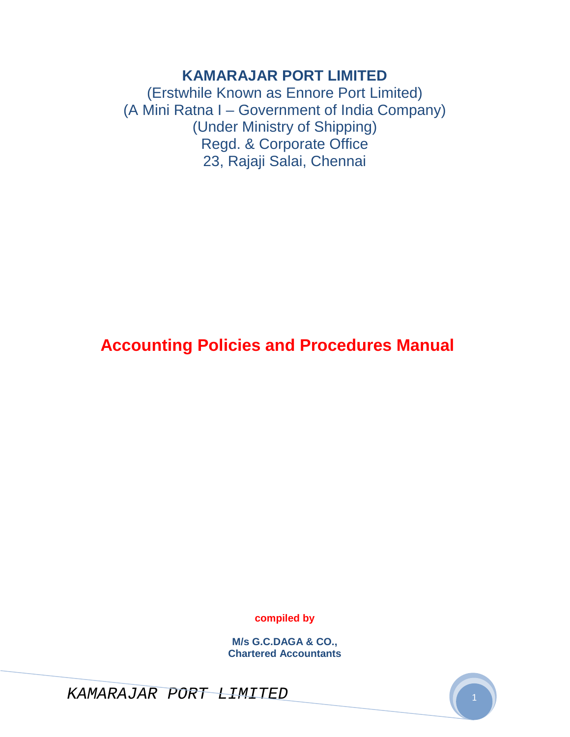# KAMARAJAR PORT LIMITED

(Erstwhile Known as Ennore Port Limited)
(A Mini Ratna I – Government of India Company)
(Under Ministry of Shipping)
Regd. & Corporate Office
23, Rajaji Salai, Chennai

# Accounting Policies and Procedures Manual

**compiled by**

**M/s G.C.DAGA & CO.,**
**Chartered Accountants**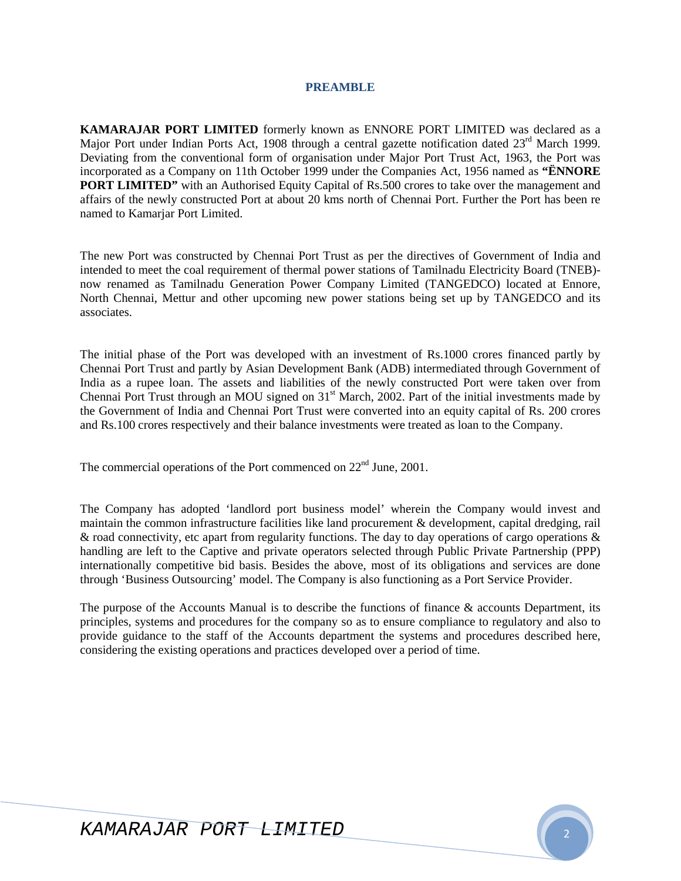## PREAMBLE

**KAMARAJAR PORT LIMITED** formerly known as ENNORE PORT LIMITED was declared as a Major Port under Indian Ports Act, 1908 through a central gazette notification dated 23rd March 1999. Deviating from the conventional form of organisation under Major Port Trust Act, 1963, the Port was incorporated as a Company on 11th October 1999 under the Companies Act, 1956 named as **"ËNNORE PORT LIMITED"** with an Authorised Equity Capital of Rs.500 crores to take over the management and affairs of the newly constructed Port at about 20 kms north of Chennai Port. Further the Port has been re named to Kamarjar Port Limited.

The new Port was constructed by Chennai Port Trust as per the directives of Government of India and intended to meet the coal requirement of thermal power stations of Tamilnadu Electricity Board (TNEB)-now renamed as Tamilnadu Generation Power Company Limited (TANGEDCO) located at Ennore, North Chennai, Mettur and other upcoming new power stations being set up by TANGEDCO and its associates.

The initial phase of the Port was developed with an investment of Rs.1000 crores financed partly by Chennai Port Trust and partly by Asian Development Bank (ADB) intermediated through Government of India as a rupee loan. The assets and liabilities of the newly constructed Port were taken over from Chennai Port Trust through an MOU signed on 31st March, 2002. Part of the initial investments made by the Government of India and Chennai Port Trust were converted into an equity capital of Rs. 200 crores and Rs.100 crores respectively and their balance investments were treated as loan to the Company.

The commercial operations of the Port commenced on 22nd June, 2001.

The Company has adopted 'landlord port business model' wherein the Company would invest and maintain the common infrastructure facilities like land procurement & development, capital dredging, rail & road connectivity, etc apart from regularity functions. The day to day operations of cargo operations & handling are left to the Captive and private operators selected through Public Private Partnership (PPP) internationally competitive bid basis. Besides the above, most of its obligations and services are done through 'Business Outsourcing' model. The Company is also functioning as a Port Service Provider.

The purpose of the Accounts Manual is to describe the functions of finance & accounts Department, its principles, systems and procedures for the company so as to ensure compliance to regulatory and also to provide guidance to the staff of the Accounts department the systems and procedures described here, considering the existing operations and practices developed over a period of time.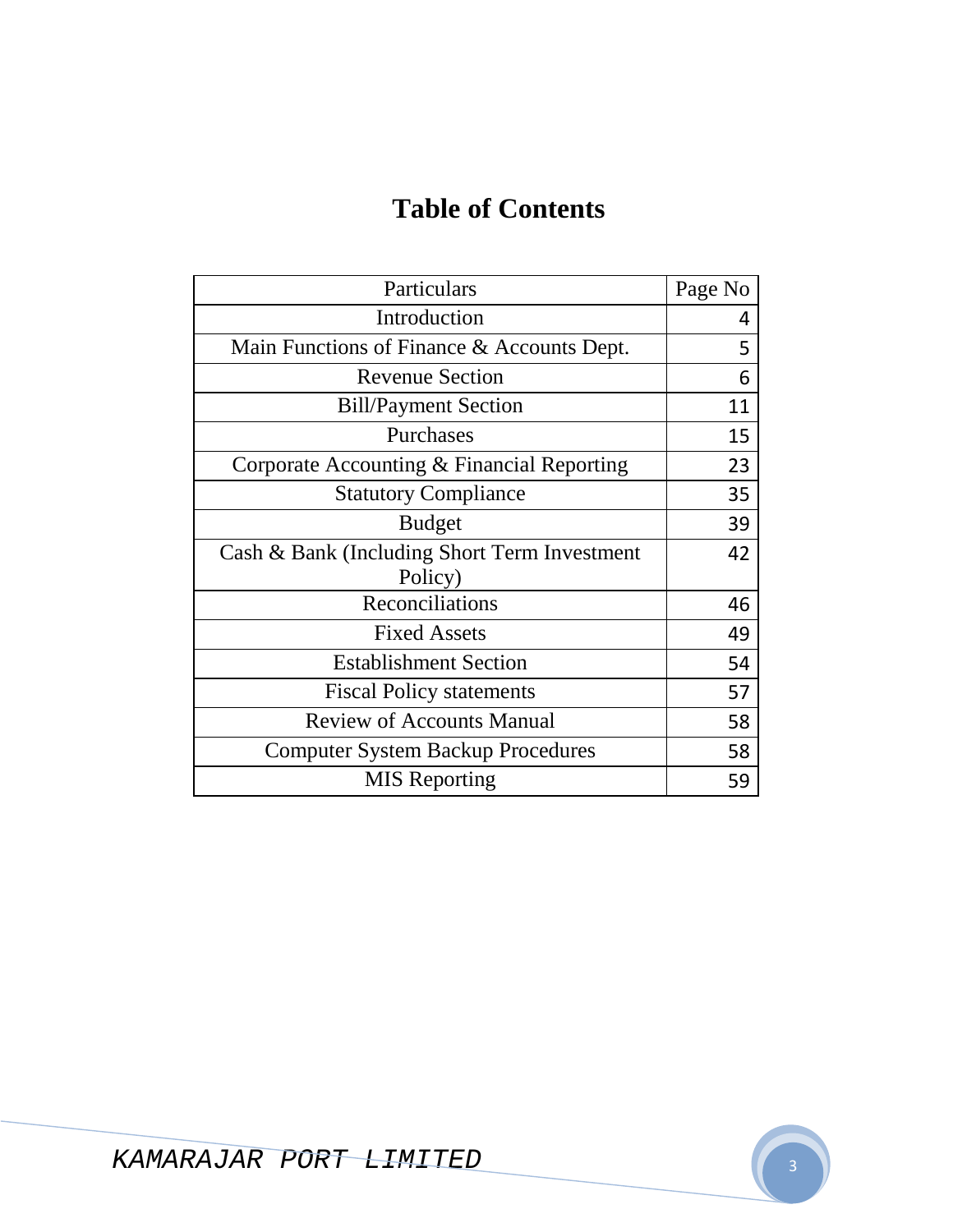# Table of Contents

| Particulars | Page No |
|---|---|
| Introduction | 4 |
| Main Functions of Finance & Accounts Dept. | 5 |
| Revenue Section | 6 |
| Bill/Payment Section | 11 |
| Purchases | 15 |
| Corporate Accounting & Financial Reporting | 23 |
| Statutory Compliance | 35 |
| Budget | 39 |
| Cash & Bank (Including Short Term Investment Policy) | 42 |
| Reconciliations | 46 |
| Fixed Assets | 49 |
| Establishment Section | 54 |
| Fiscal Policy statements | 57 |
| Review of Accounts Manual | 58 |
| Computer System Backup Procedures | 58 |
| MIS Reporting | 59 |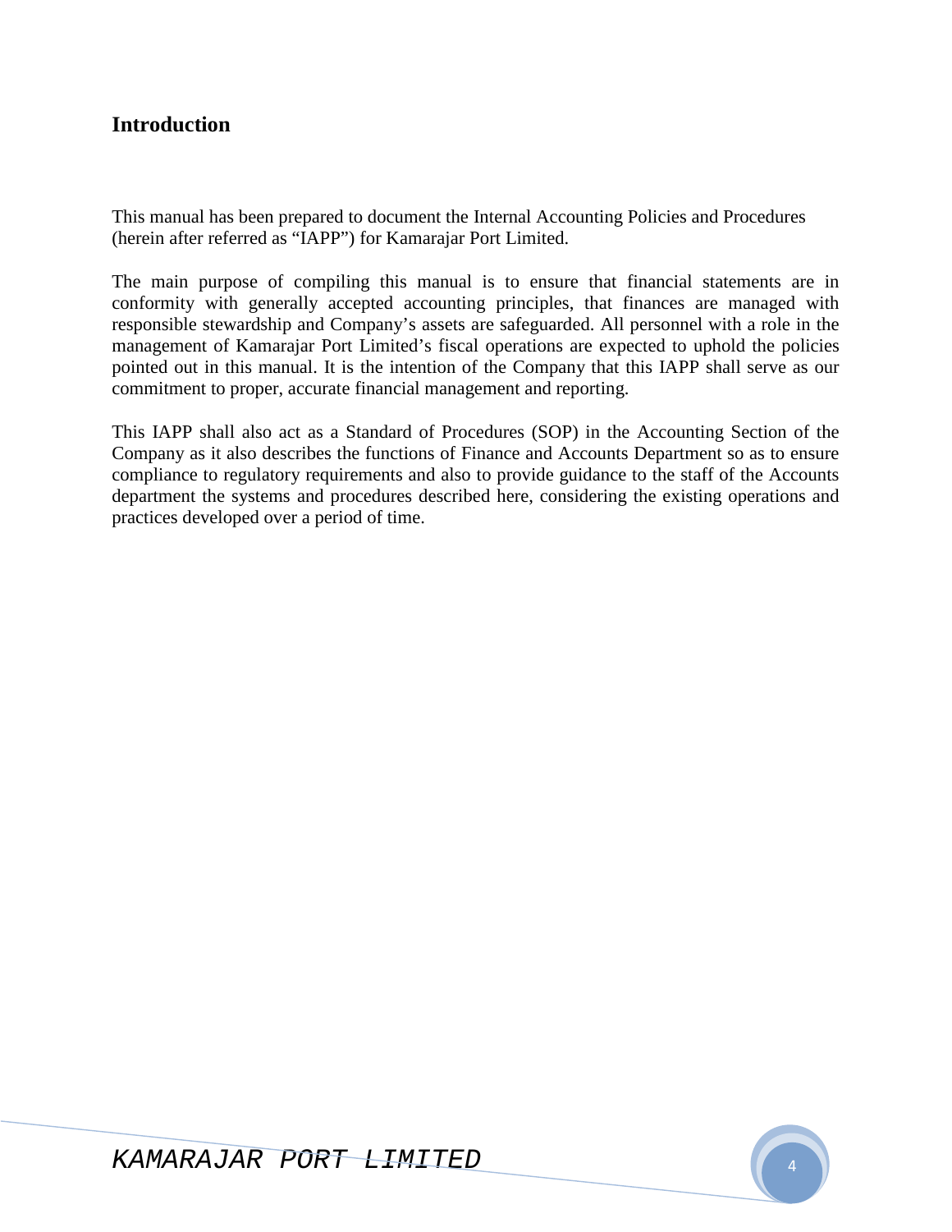## Introduction

This manual has been prepared to document the Internal Accounting Policies and Procedures (herein after referred as "IAPP") for Kamarajar Port Limited.

The main purpose of compiling this manual is to ensure that financial statements are in conformity with generally accepted accounting principles, that finances are managed with responsible stewardship and Company's assets are safeguarded. All personnel with a role in the management of Kamarajar Port Limited's fiscal operations are expected to uphold the policies pointed out in this manual. It is the intention of the Company that this IAPP shall serve as our commitment to proper, accurate financial management and reporting.

This IAPP shall also act as a Standard of Procedures (SOP) in the Accounting Section of the Company as it also describes the functions of Finance and Accounts Department so as to ensure compliance to regulatory requirements and also to provide guidance to the staff of the Accounts department the systems and procedures described here, considering the existing operations and practices developed over a period of time.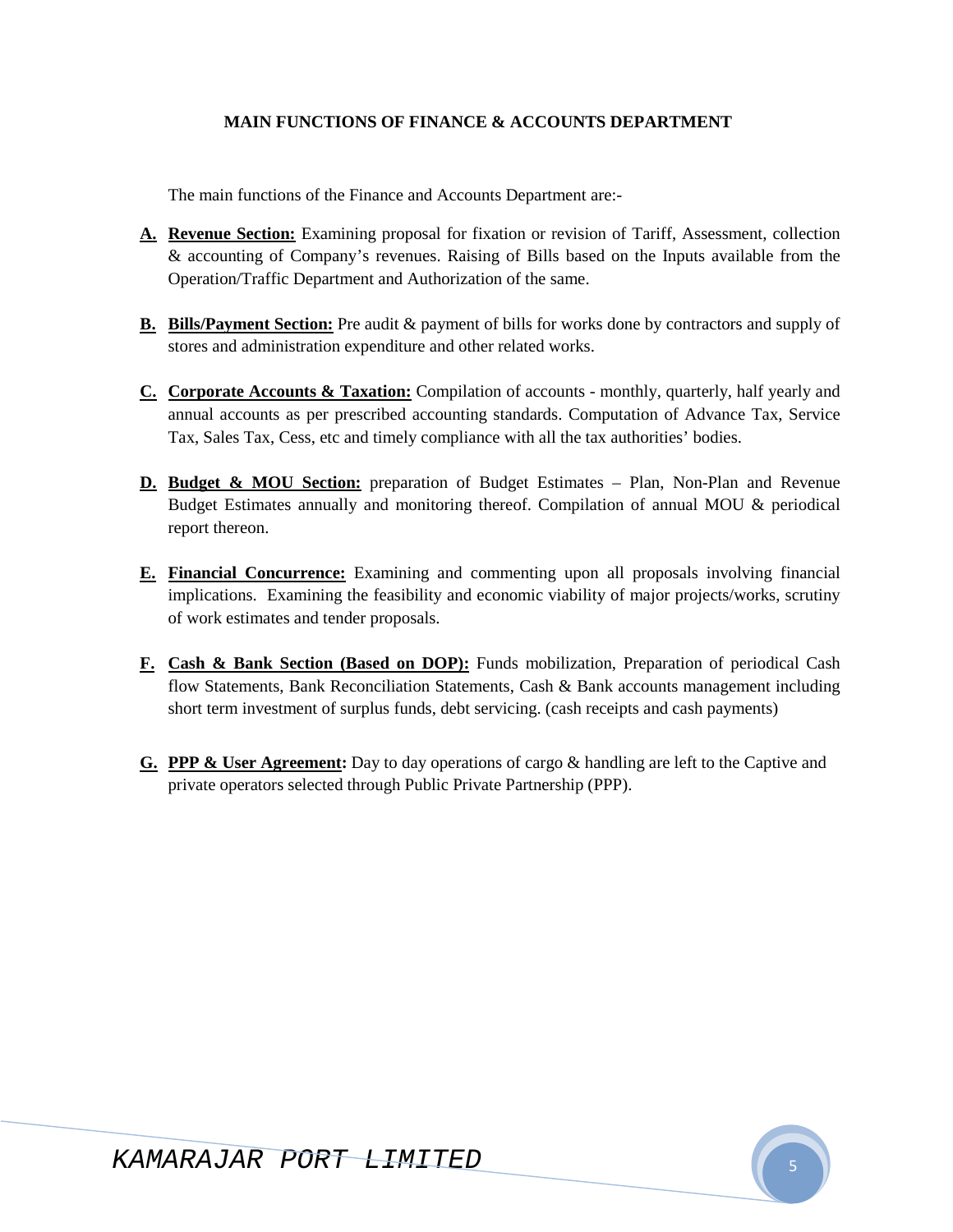## MAIN FUNCTIONS OF FINANCE & ACCOUNTS DEPARTMENT

The main functions of the Finance and Accounts Department are:-

A. **Revenue Section:** Examining proposal for fixation or revision of Tariff, Assessment, collection & accounting of Company's revenues. Raising of Bills based on the Inputs available from the Operation/Traffic Department and Authorization of the same.

B. **Bills/Payment Section:** Pre audit & payment of bills for works done by contractors and supply of stores and administration expenditure and other related works.

C. **Corporate Accounts & Taxation:** Compilation of accounts - monthly, quarterly, half yearly and annual accounts as per prescribed accounting standards. Computation of Advance Tax, Service Tax, Sales Tax, Cess, etc and timely compliance with all the tax authorities' bodies.

D. **Budget & MOU Section:** preparation of Budget Estimates – Plan, Non-Plan and Revenue Budget Estimates annually and monitoring thereof. Compilation of annual MOU & periodical report thereon.

E. **Financial Concurrence:** Examining and commenting upon all proposals involving financial implications. Examining the feasibility and economic viability of major projects/works, scrutiny of work estimates and tender proposals.

F. **Cash & Bank Section (Based on DOP):** Funds mobilization, Preparation of periodical Cash flow Statements, Bank Reconciliation Statements, Cash & Bank accounts management including short term investment of surplus funds, debt servicing. (cash receipts and cash payments)

G. **PPP & User Agreement:** Day to day operations of cargo & handling are left to the Captive and private operators selected through Public Private Partnership (PPP).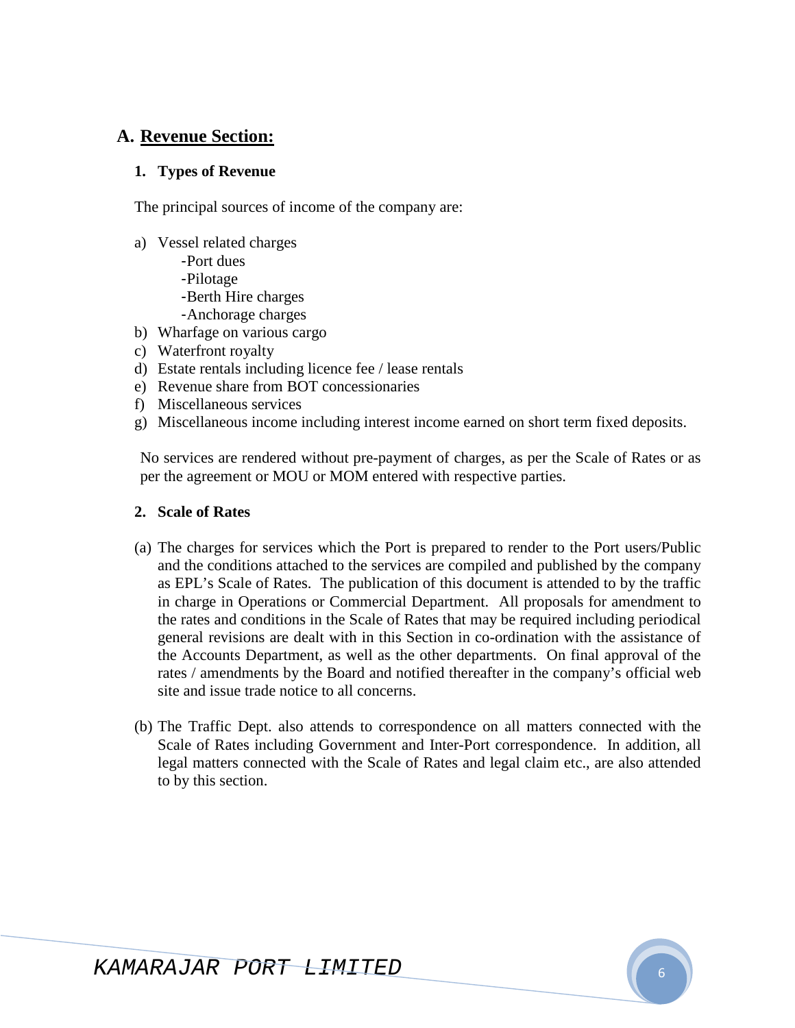## A. Revenue Section:

### 1. Types of Revenue

The principal sources of income of the company are:

a) Vessel related charges
 - -Port dues
 - -Pilotage
 - -Berth Hire charges
 - -Anchorage charges

b) Wharfage on various cargo

c) Waterfront royalty

d) Estate rentals including licence fee / lease rentals

e) Revenue share from BOT concessionaries

f) Miscellaneous services

g) Miscellaneous income including interest income earned on short term fixed deposits.

No services are rendered without pre-payment of charges, as per the Scale of Rates or as per the agreement or MOU or MOM entered with respective parties.

### 2. Scale of Rates

(a) The charges for services which the Port is prepared to render to the Port users/Public and the conditions attached to the services are compiled and published by the company as EPL's Scale of Rates. The publication of this document is attended to by the traffic in charge in Operations or Commercial Department. All proposals for amendment to the rates and conditions in the Scale of Rates that may be required including periodical general revisions are dealt with in this Section in co-ordination with the assistance of the Accounts Department, as well as the other departments. On final approval of the rates / amendments by the Board and notified thereafter in the company's official web site and issue trade notice to all concerns.

(b) The Traffic Dept. also attends to correspondence on all matters connected with the Scale of Rates including Government and Inter-Port correspondence. In addition, all legal matters connected with the Scale of Rates and legal claim etc., are also attended to by this section.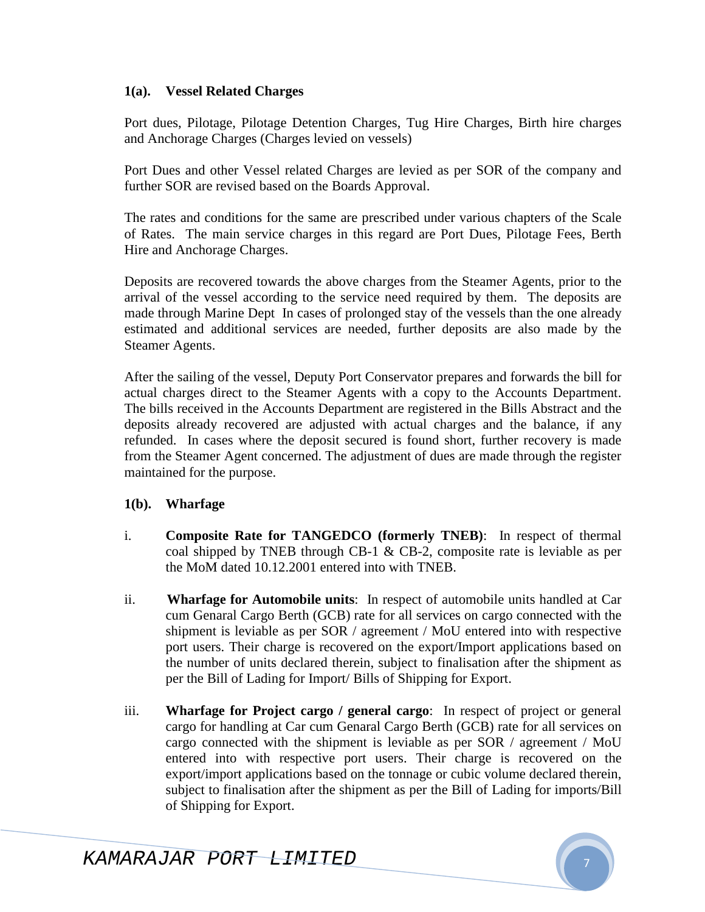### 1(a). Vessel Related Charges

Port dues, Pilotage, Pilotage Detention Charges, Tug Hire Charges, Birth hire charges and Anchorage Charges (Charges levied on vessels)

Port Dues and other Vessel related Charges are levied as per SOR of the company and further SOR are revised based on the Boards Approval.

The rates and conditions for the same are prescribed under various chapters of the Scale of Rates. The main service charges in this regard are Port Dues, Pilotage Fees, Berth Hire and Anchorage Charges.

Deposits are recovered towards the above charges from the Steamer Agents, prior to the arrival of the vessel according to the service need required by them. The deposits are made through Marine Dept In cases of prolonged stay of the vessels than the one already estimated and additional services are needed, further deposits are also made by the Steamer Agents.

After the sailing of the vessel, Deputy Port Conservator prepares and forwards the bill for actual charges direct to the Steamer Agents with a copy to the Accounts Department. The bills received in the Accounts Department are registered in the Bills Abstract and the deposits already recovered are adjusted with actual charges and the balance, if any refunded. In cases where the deposit secured is found short, further recovery is made from the Steamer Agent concerned. The adjustment of dues are made through the register maintained for the purpose.

### 1(b). Wharfage

i. **Composite Rate for TANGEDCO (formerly TNEB)**: In respect of thermal coal shipped by TNEB through CB-1 & CB-2, composite rate is leviable as per the MoM dated 10.12.2001 entered into with TNEB.

ii. **Wharfage for Automobile units**: In respect of automobile units handled at Car cum Genaral Cargo Berth (GCB) rate for all services on cargo connected with the shipment is leviable as per SOR / agreement / MoU entered into with respective port users. Their charge is recovered on the export/Import applications based on the number of units declared therein, subject to finalisation after the shipment as per the Bill of Lading for Import/ Bills of Shipping for Export.

iii. **Wharfage for Project cargo / general cargo**: In respect of project or general cargo for handling at Car cum Genaral Cargo Berth (GCB) rate for all services on cargo connected with the shipment is leviable as per SOR / agreement / MoU entered into with respective port users. Their charge is recovered on the export/import applications based on the tonnage or cubic volume declared therein, subject to finalisation after the shipment as per the Bill of Lading for imports/Bill of Shipping for Export.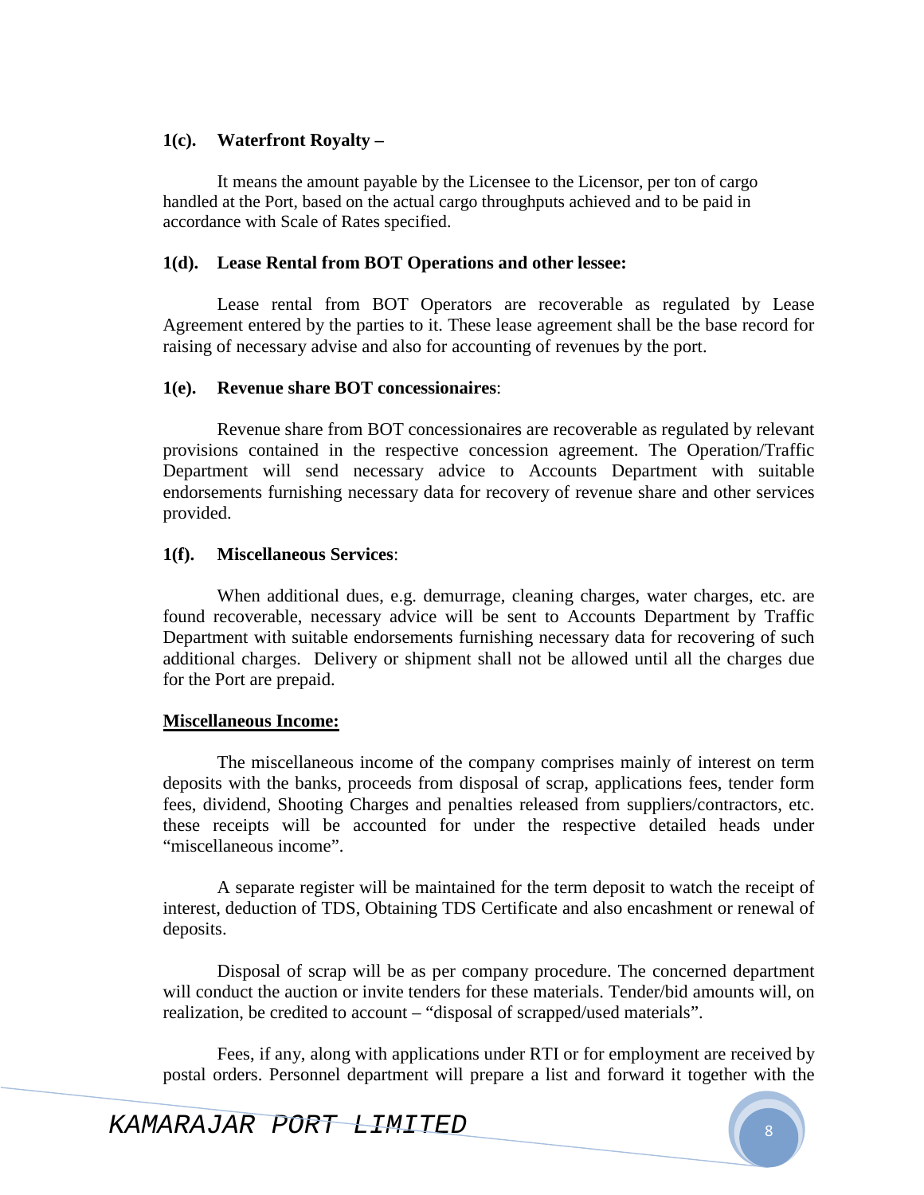**1(c). Waterfront Royalty –**

It means the amount payable by the Licensee to the Licensor, per ton of cargo handled at the Port, based on the actual cargo throughputs achieved and to be paid in accordance with Scale of Rates specified.

**1(d). Lease Rental from BOT Operations and other lessee:**

Lease rental from BOT Operators are recoverable as regulated by Lease Agreement entered by the parties to it. These lease agreement shall be the base record for raising of necessary advise and also for accounting of revenues by the port.

**1(e). Revenue share BOT concessionaires**:

Revenue share from BOT concessionaires are recoverable as regulated by relevant provisions contained in the respective concession agreement. The Operation/Traffic Department will send necessary advice to Accounts Department with suitable endorsements furnishing necessary data for recovery of revenue share and other services provided.

**1(f). Miscellaneous Services**:

When additional dues, e.g. demurrage, cleaning charges, water charges, etc. are found recoverable, necessary advice will be sent to Accounts Department by Traffic Department with suitable endorsements furnishing necessary data for recovering of such additional charges. Delivery or shipment shall not be allowed until all the charges due for the Port are prepaid.

**Miscellaneous Income:**

The miscellaneous income of the company comprises mainly of interest on term deposits with the banks, proceeds from disposal of scrap, applications fees, tender form fees, dividend, Shooting Charges and penalties released from suppliers/contractors, etc. these receipts will be accounted for under the respective detailed heads under "miscellaneous income".

A separate register will be maintained for the term deposit to watch the receipt of interest, deduction of TDS, Obtaining TDS Certificate and also encashment or renewal of deposits.

Disposal of scrap will be as per company procedure. The concerned department will conduct the auction or invite tenders for these materials. Tender/bid amounts will, on realization, be credited to account – "disposal of scrapped/used materials".

Fees, if any, along with applications under RTI or for employment are received by postal orders. Personnel department will prepare a list and forward it together with the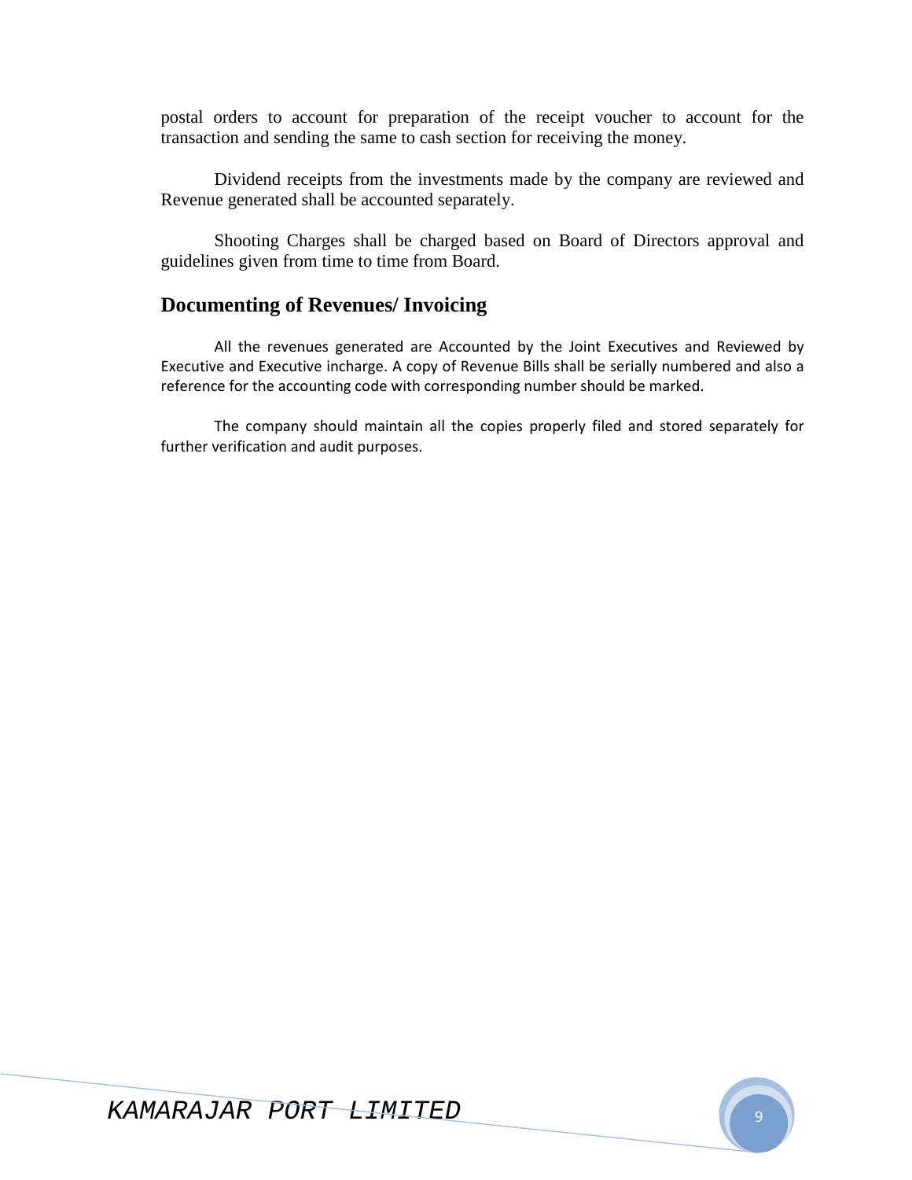postal orders to account for preparation of the receipt voucher to account for the transaction and sending the same to cash section for receiving the money.

Dividend receipts from the investments made by the company are reviewed and Revenue generated shall be accounted separately.

Shooting Charges shall be charged based on Board of Directors approval and guidelines given from time to time from Board.

## Documenting of Revenues/ Invoicing

All the revenues generated are Accounted by the Joint Executives and Reviewed by Executive and Executive incharge. A copy of Revenue Bills shall be serially numbered and also a reference for the accounting code with corresponding number should be marked.

The company should maintain all the copies properly filed and stored separately for further verification and audit purposes.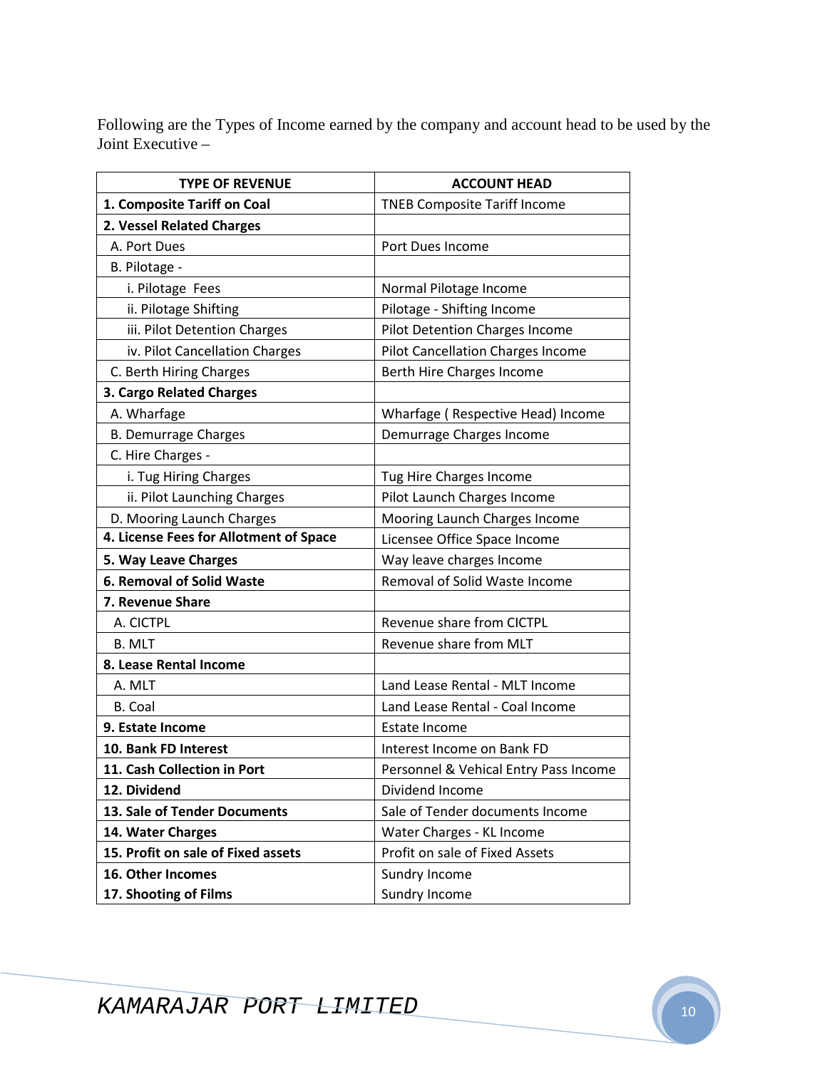Following are the Types of Income earned by the company and account head to be used by the Joint Executive –

| TYPE OF REVENUE | ACCOUNT HEAD |
|---|---|
| **1. Composite Tariff on Coal** | TNEB Composite Tariff Income |
| **2. Vessel Related Charges** | |
| A. Port Dues | Port Dues Income |
| B. Pilotage - | |
| i. Pilotage Fees | Normal Pilotage Income |
| ii. Pilotage Shifting | Pilotage - Shifting Income |
| iii. Pilot Detention Charges | Pilot Detention Charges Income |
| iv. Pilot Cancellation Charges | Pilot Cancellation Charges Income |
| C. Berth Hiring Charges | Berth Hire Charges Income |
| **3. Cargo Related Charges** | |
| A. Wharfage | Wharfage ( Respective Head) Income |
| B. Demurrage Charges | Demurrage Charges Income |
| C. Hire Charges - | |
| i. Tug Hiring Charges | Tug Hire Charges Income |
| ii. Pilot Launching Charges | Pilot Launch Charges Income |
| D. Mooring Launch Charges | Mooring Launch Charges Income |
| **4. License Fees for Allotment of Space** | Licensee Office Space Income |
| **5. Way Leave Charges** | Way leave charges Income |
| **6. Removal of Solid Waste** | Removal of Solid Waste Income |
| **7. Revenue Share** | |
| A. CICTPL | Revenue share from CICTPL |
| B. MLT | Revenue share from MLT |
| **8. Lease Rental Income** | |
| A. MLT | Land Lease Rental - MLT Income |
| B. Coal | Land Lease Rental - Coal Income |
| **9. Estate Income** | Estate Income |
| **10. Bank FD Interest** | Interest Income on Bank FD |
| **11. Cash Collection in Port** | Personnel & Vehical Entry Pass Income |
| **12. Dividend** | Dividend Income |
| **13. Sale of Tender Documents** | Sale of Tender documents Income |
| **14. Water Charges** | Water Charges - KL Income |
| **15. Profit on sale of Fixed assets** | Profit on sale of Fixed Assets |
| **16. Other Incomes** | Sundry Income |
| **17. Shooting of Films** | Sundry Income |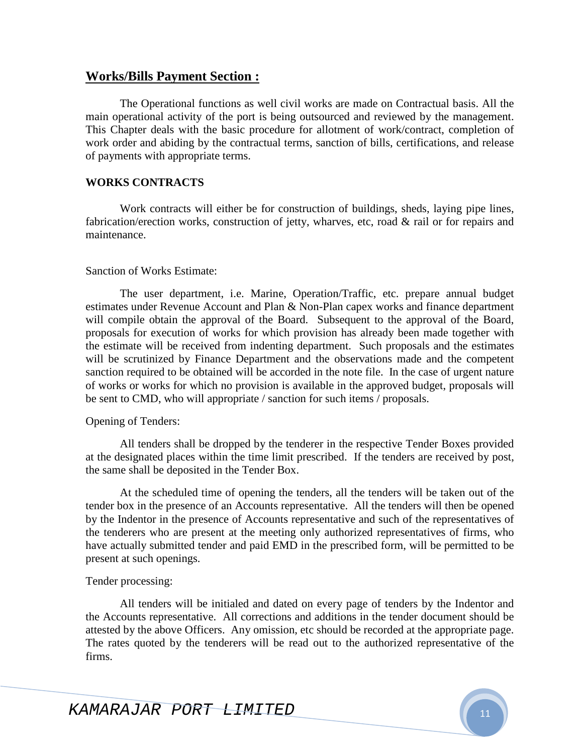## <u>Works/Bills Payment Section :</u>

The Operational functions as well civil works are made on Contractual basis. All the main operational activity of the port is being outsourced and reviewed by the management. This Chapter deals with the basic procedure for allotment of work/contract, completion of work order and abiding by the contractual terms, sanction of bills, certifications, and release of payments with appropriate terms.

### WORKS CONTRACTS

Work contracts will either be for construction of buildings, sheds, laying pipe lines, fabrication/erection works, construction of jetty, wharves, etc, road & rail or for repairs and maintenance.

Sanction of Works Estimate:

The user department, i.e. Marine, Operation/Traffic, etc. prepare annual budget estimates under Revenue Account and Plan & Non-Plan capex works and finance department will compile obtain the approval of the Board. Subsequent to the approval of the Board, proposals for execution of works for which provision has already been made together with the estimate will be received from indenting department. Such proposals and the estimates will be scrutinized by Finance Department and the observations made and the competent sanction required to be obtained will be accorded in the note file. In the case of urgent nature of works or works for which no provision is available in the approved budget, proposals will be sent to CMD, who will appropriate / sanction for such items / proposals.

Opening of Tenders:

All tenders shall be dropped by the tenderer in the respective Tender Boxes provided at the designated places within the time limit prescribed. If the tenders are received by post, the same shall be deposited in the Tender Box.

At the scheduled time of opening the tenders, all the tenders will be taken out of the tender box in the presence of an Accounts representative. All the tenders will then be opened by the Indentor in the presence of Accounts representative and such of the representatives of the tenderers who are present at the meeting only authorized representatives of firms, who have actually submitted tender and paid EMD in the prescribed form, will be permitted to be present at such openings.

Tender processing:

All tenders will be initialed and dated on every page of tenders by the Indentor and the Accounts representative. All corrections and additions in the tender document should be attested by the above Officers. Any omission, etc should be recorded at the appropriate page. The rates quoted by the tenderers will be read out to the authorized representative of the firms.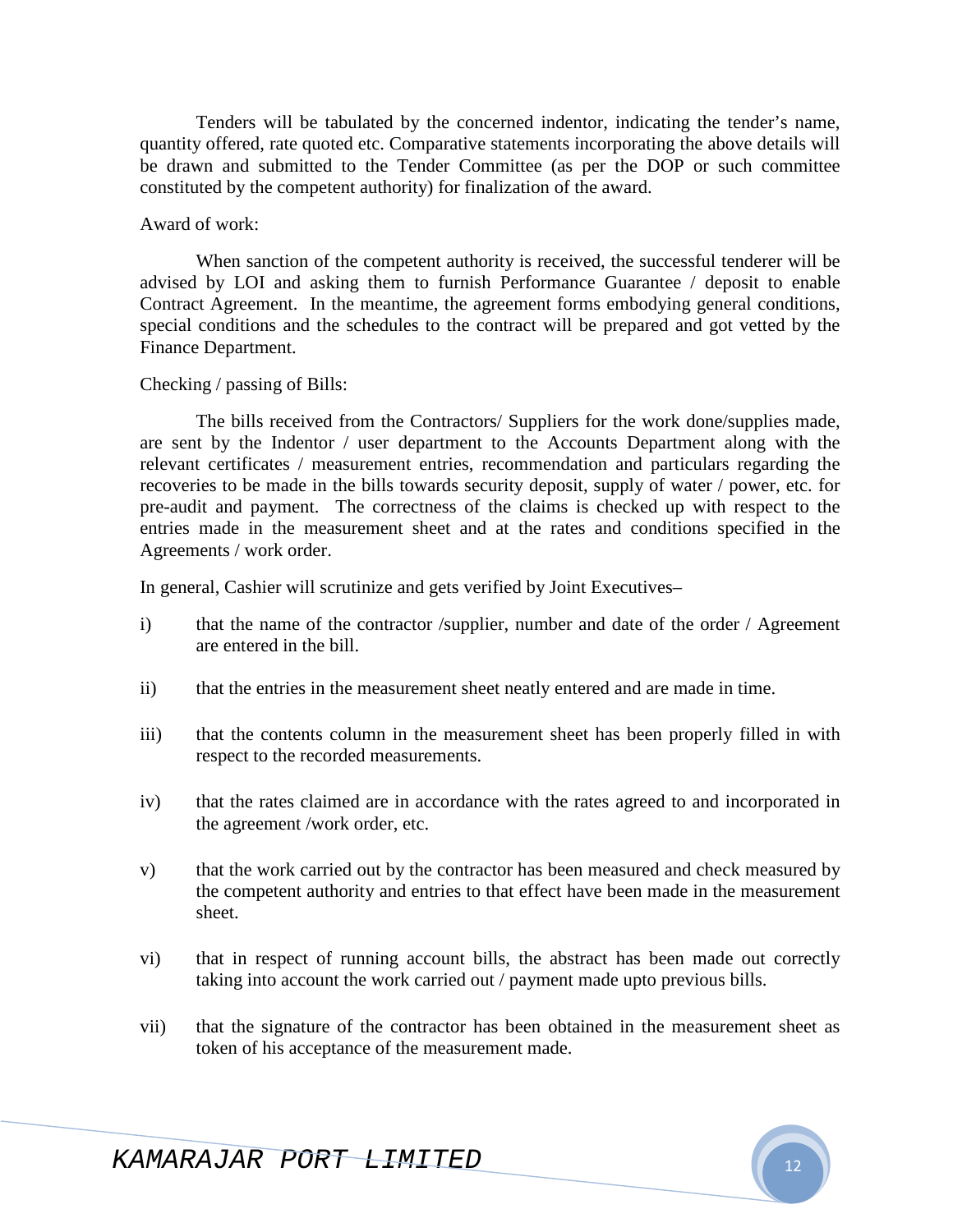Tenders will be tabulated by the concerned indentor, indicating the tender's name, quantity offered, rate quoted etc. Comparative statements incorporating the above details will be drawn and submitted to the Tender Committee (as per the DOP or such committee constituted by the competent authority) for finalization of the award.

Award of work:

When sanction of the competent authority is received, the successful tenderer will be advised by LOI and asking them to furnish Performance Guarantee / deposit to enable Contract Agreement. In the meantime, the agreement forms embodying general conditions, special conditions and the schedules to the contract will be prepared and got vetted by the Finance Department.

Checking / passing of Bills:

The bills received from the Contractors/ Suppliers for the work done/supplies made, are sent by the Indentor / user department to the Accounts Department along with the relevant certificates / measurement entries, recommendation and particulars regarding the recoveries to be made in the bills towards security deposit, supply of water / power, etc. for pre-audit and payment. The correctness of the claims is checked up with respect to the entries made in the measurement sheet and at the rates and conditions specified in the Agreements / work order.

In general, Cashier will scrutinize and gets verified by Joint Executives–

i) that the name of the contractor /supplier, number and date of the order / Agreement are entered in the bill.

ii) that the entries in the measurement sheet neatly entered and are made in time.

iii) that the contents column in the measurement sheet has been properly filled in with respect to the recorded measurements.

iv) that the rates claimed are in accordance with the rates agreed to and incorporated in the agreement /work order, etc.

v) that the work carried out by the contractor has been measured and check measured by the competent authority and entries to that effect have been made in the measurement sheet.

vi) that in respect of running account bills, the abstract has been made out correctly taking into account the work carried out / payment made upto previous bills.

vii) that the signature of the contractor has been obtained in the measurement sheet as token of his acceptance of the measurement made.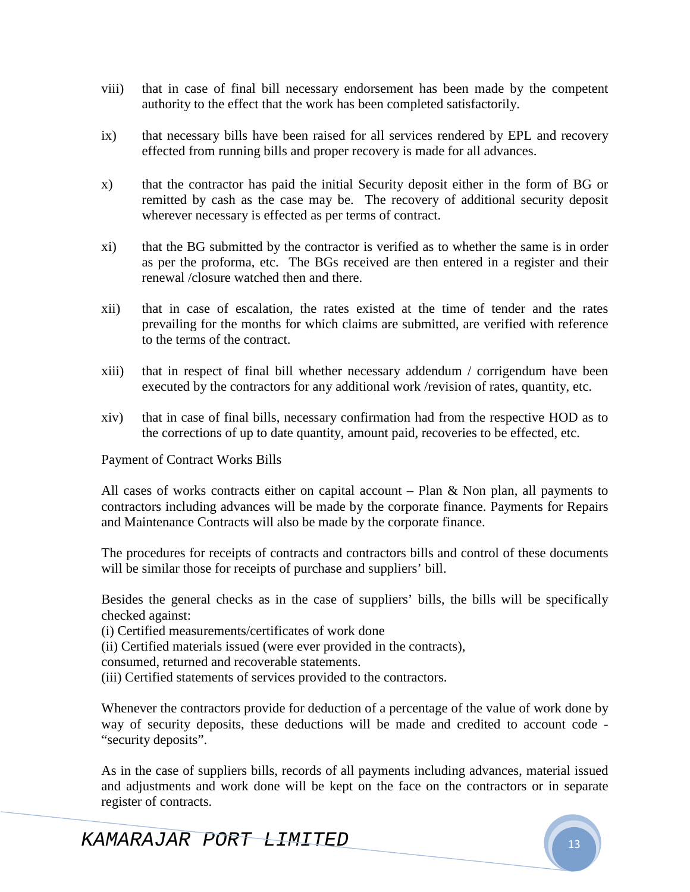viii) that in case of final bill necessary endorsement has been made by the competent authority to the effect that the work has been completed satisfactorily.

ix) that necessary bills have been raised for all services rendered by EPL and recovery effected from running bills and proper recovery is made for all advances.

x) that the contractor has paid the initial Security deposit either in the form of BG or remitted by cash as the case may be. The recovery of additional security deposit wherever necessary is effected as per terms of contract.

xi) that the BG submitted by the contractor is verified as to whether the same is in order as per the proforma, etc. The BGs received are then entered in a register and their renewal /closure watched then and there.

xii) that in case of escalation, the rates existed at the time of tender and the rates prevailing for the months for which claims are submitted, are verified with reference to the terms of the contract.

xiii) that in respect of final bill whether necessary addendum / corrigendum have been executed by the contractors for any additional work /revision of rates, quantity, etc.

xiv) that in case of final bills, necessary confirmation had from the respective HOD as to the corrections of up to date quantity, amount paid, recoveries to be effected, etc.

Payment of Contract Works Bills

All cases of works contracts either on capital account – Plan & Non plan, all payments to contractors including advances will be made by the corporate finance. Payments for Repairs and Maintenance Contracts will also be made by the corporate finance.

The procedures for receipts of contracts and contractors bills and control of these documents will be similar those for receipts of purchase and suppliers' bill.

Besides the general checks as in the case of suppliers' bills, the bills will be specifically checked against:
(i) Certified measurements/certificates of work done
(ii) Certified materials issued (were ever provided in the contracts),
consumed, returned and recoverable statements.
(iii) Certified statements of services provided to the contractors.

Whenever the contractors provide for deduction of a percentage of the value of work done by way of security deposits, these deductions will be made and credited to account code - "security deposits".

As in the case of suppliers bills, records of all payments including advances, material issued and adjustments and work done will be kept on the face on the contractors or in separate register of contracts.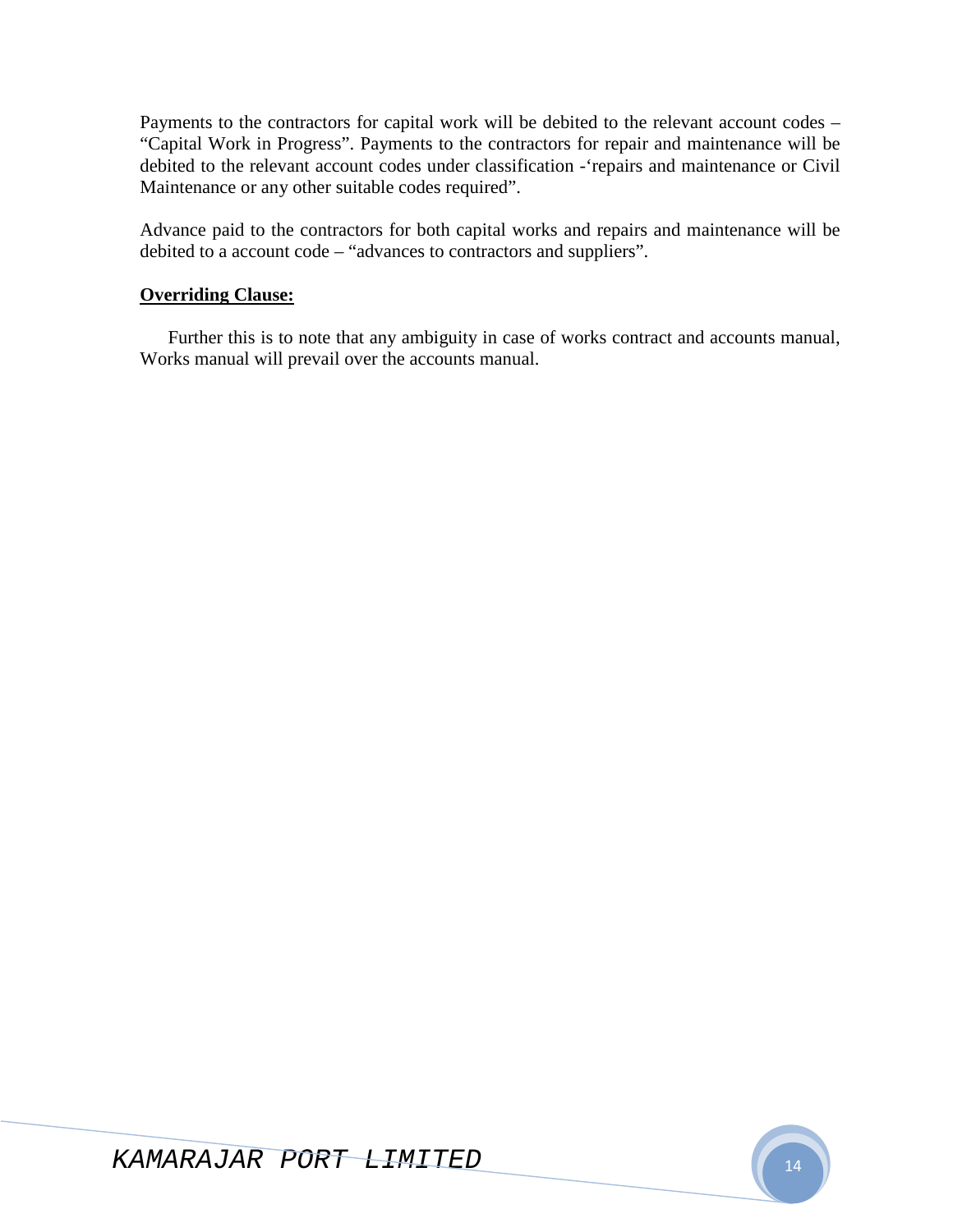Payments to the contractors for capital work will be debited to the relevant account codes – "Capital Work in Progress". Payments to the contractors for repair and maintenance will be debited to the relevant account codes under classification -'repairs and maintenance or Civil Maintenance or any other suitable codes required".

Advance paid to the contractors for both capital works and repairs and maintenance will be debited to a account code – "advances to contractors and suppliers".

**Overriding Clause:**

Further this is to note that any ambiguity in case of works contract and accounts manual, Works manual will prevail over the accounts manual.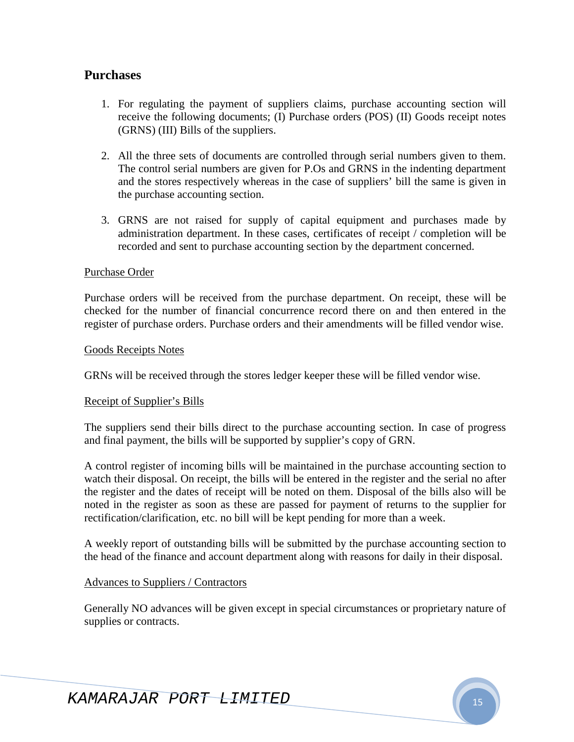## Purchases

1. For regulating the payment of suppliers claims, purchase accounting section will receive the following documents; (I) Purchase orders (POS) (II) Goods receipt notes (GRNS) (III) Bills of the suppliers.

2. All the three sets of documents are controlled through serial numbers given to them. The control serial numbers are given for P.Os and GRNS in the indenting department and the stores respectively whereas in the case of suppliers' bill the same is given in the purchase accounting section.

3. GRNS are not raised for supply of capital equipment and purchases made by administration department. In these cases, certificates of receipt / completion will be recorded and sent to purchase accounting section by the department concerned.

### Purchase Order

Purchase orders will be received from the purchase department. On receipt, these will be checked for the number of financial concurrence record there on and then entered in the register of purchase orders. Purchase orders and their amendments will be filled vendor wise.

### Goods Receipts Notes

GRNs will be received through the stores ledger keeper these will be filled vendor wise.

### Receipt of Supplier's Bills

The suppliers send their bills direct to the purchase accounting section. In case of progress and final payment, the bills will be supported by supplier's copy of GRN.

A control register of incoming bills will be maintained in the purchase accounting section to watch their disposal. On receipt, the bills will be entered in the register and the serial no after the register and the dates of receipt will be noted on them. Disposal of the bills also will be noted in the register as soon as these are passed for payment of returns to the supplier for rectification/clarification, etc. no bill will be kept pending for more than a week.

A weekly report of outstanding bills will be submitted by the purchase accounting section to the head of the finance and account department along with reasons for daily in their disposal.

### Advances to Suppliers / Contractors

Generally NO advances will be given except in special circumstances or proprietary nature of supplies or contracts.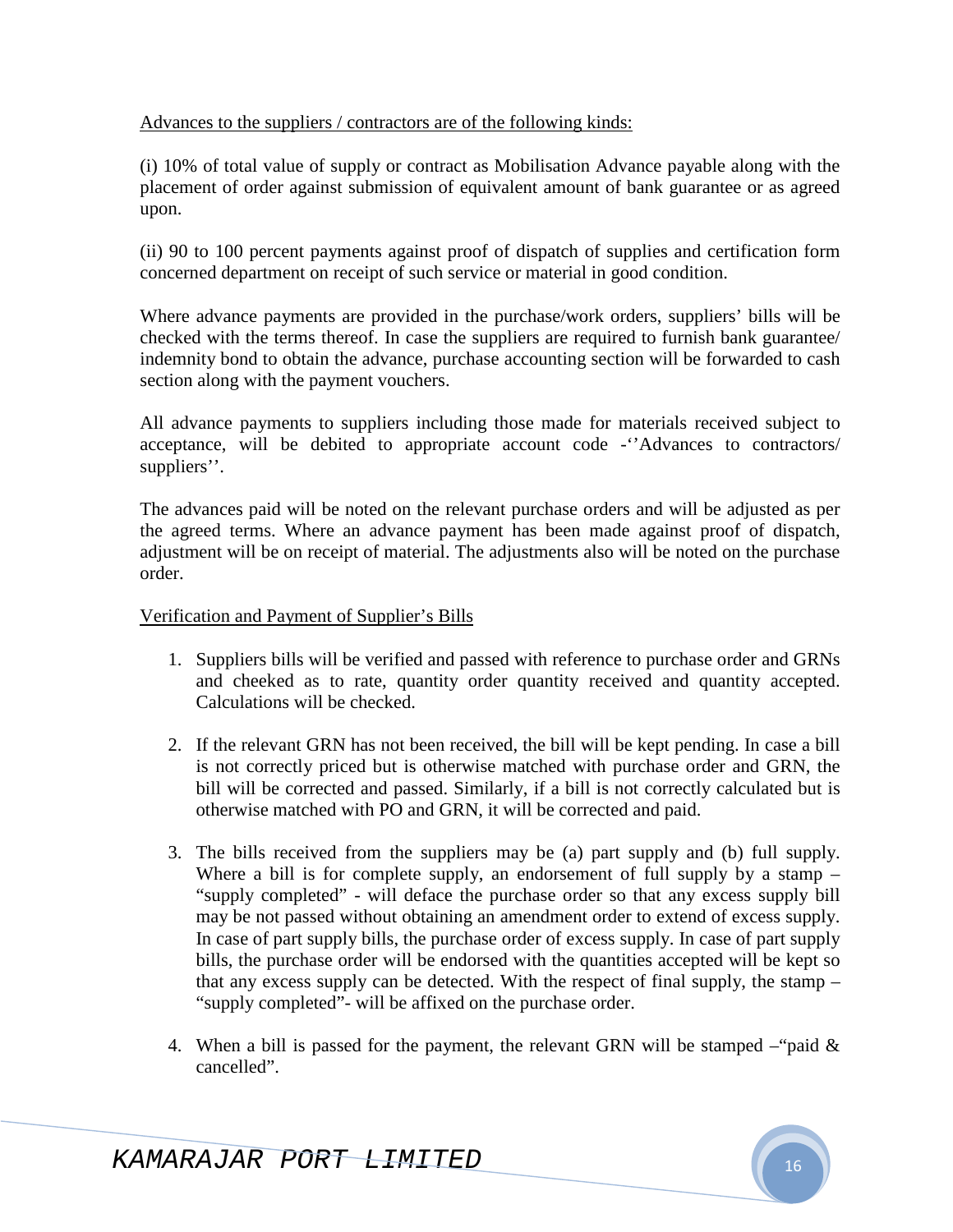<u>Advances to the suppliers / contractors are of the following kinds:</u>

(i) 10% of total value of supply or contract as Mobilisation Advance payable along with the placement of order against submission of equivalent amount of bank guarantee or as agreed upon.

(ii) 90 to 100 percent payments against proof of dispatch of supplies and certification form concerned department on receipt of such service or material in good condition.

Where advance payments are provided in the purchase/work orders, suppliers' bills will be checked with the terms thereof. In case the suppliers are required to furnish bank guarantee/ indemnity bond to obtain the advance, purchase accounting section will be forwarded to cash section along with the payment vouchers.

All advance payments to suppliers including those made for materials received subject to acceptance, will be debited to appropriate account code -''Advances to contractors/ suppliers''.

The advances paid will be noted on the relevant purchase orders and will be adjusted as per the agreed terms. Where an advance payment has been made against proof of dispatch, adjustment will be on receipt of material. The adjustments also will be noted on the purchase order.

<u>Verification and Payment of Supplier's Bills</u>

1. Suppliers bills will be verified and passed with reference to purchase order and GRNs and cheeked as to rate, quantity order quantity received and quantity accepted. Calculations will be checked.

2. If the relevant GRN has not been received, the bill will be kept pending. In case a bill is not correctly priced but is otherwise matched with purchase order and GRN, the bill will be corrected and passed. Similarly, if a bill is not correctly calculated but is otherwise matched with PO and GRN, it will be corrected and paid.

3. The bills received from the suppliers may be (a) part supply and (b) full supply. Where a bill is for complete supply, an endorsement of full supply by a stamp – "supply completed" - will deface the purchase order so that any excess supply bill may be not passed without obtaining an amendment order to extend of excess supply. In case of part supply bills, the purchase order of excess supply. In case of part supply bills, the purchase order will be endorsed with the quantities accepted will be kept so that any excess supply can be detected. With the respect of final supply, the stamp – "supply completed"- will be affixed on the purchase order.

4. When a bill is passed for the payment, the relevant GRN will be stamped –"paid & cancelled".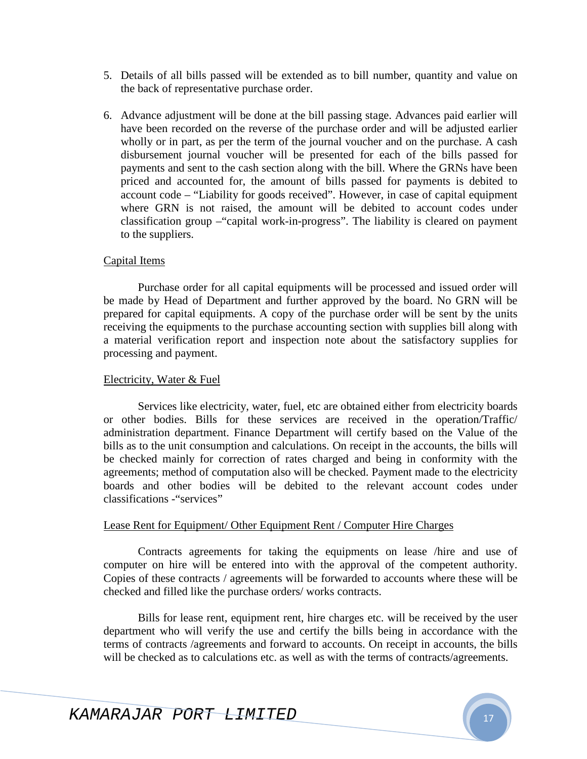5. Details of all bills passed will be extended as to bill number, quantity and value on the back of representative purchase order.

6. Advance adjustment will be done at the bill passing stage. Advances paid earlier will have been recorded on the reverse of the purchase order and will be adjusted earlier wholly or in part, as per the term of the journal voucher and on the purchase. A cash disbursement journal voucher will be presented for each of the bills passed for payments and sent to the cash section along with the bill. Where the GRNs have been priced and accounted for, the amount of bills passed for payments is debited to account code – "Liability for goods received". However, in case of capital equipment where GRN is not raised, the amount will be debited to account codes under classification group –"capital work-in-progress". The liability is cleared on payment to the suppliers.

Capital Items

Purchase order for all capital equipments will be processed and issued order will be made by Head of Department and further approved by the board. No GRN will be prepared for capital equipments. A copy of the purchase order will be sent by the units receiving the equipments to the purchase accounting section with supplies bill along with a material verification report and inspection note about the satisfactory supplies for processing and payment.

Electricity, Water & Fuel

Services like electricity, water, fuel, etc are obtained either from electricity boards or other bodies. Bills for these services are received in the operation/Traffic/ administration department. Finance Department will certify based on the Value of the bills as to the unit consumption and calculations. On receipt in the accounts, the bills will be checked mainly for correction of rates charged and being in conformity with the agreements; method of computation also will be checked. Payment made to the electricity boards and other bodies will be debited to the relevant account codes under classifications -"services"

Lease Rent for Equipment/ Other Equipment Rent / Computer Hire Charges

Contracts agreements for taking the equipments on lease /hire and use of computer on hire will be entered into with the approval of the competent authority. Copies of these contracts / agreements will be forwarded to accounts where these will be checked and filled like the purchase orders/ works contracts.

Bills for lease rent, equipment rent, hire charges etc. will be received by the user department who will verify the use and certify the bills being in accordance with the terms of contracts /agreements and forward to accounts. On receipt in accounts, the bills will be checked as to calculations etc. as well as with the terms of contracts/agreements.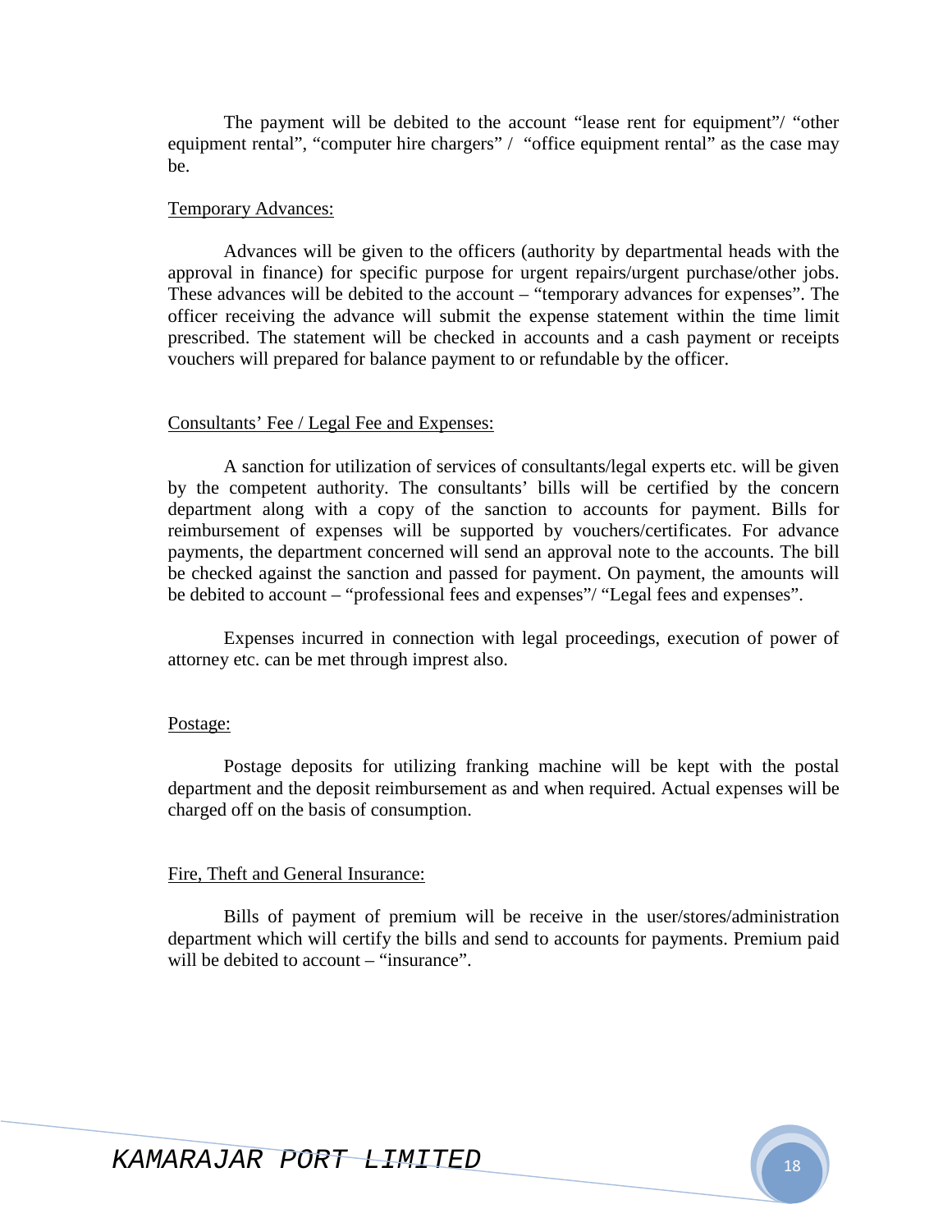The payment will be debited to the account "lease rent for equipment"/ "other equipment rental", "computer hire chargers" / "office equipment rental" as the case may be.

Temporary Advances:

Advances will be given to the officers (authority by departmental heads with the approval in finance) for specific purpose for urgent repairs/urgent purchase/other jobs. These advances will be debited to the account – "temporary advances for expenses". The officer receiving the advance will submit the expense statement within the time limit prescribed. The statement will be checked in accounts and a cash payment or receipts vouchers will prepared for balance payment to or refundable by the officer.

Consultants' Fee / Legal Fee and Expenses:

A sanction for utilization of services of consultants/legal experts etc. will be given by the competent authority. The consultants' bills will be certified by the concern department along with a copy of the sanction to accounts for payment. Bills for reimbursement of expenses will be supported by vouchers/certificates. For advance payments, the department concerned will send an approval note to the accounts. The bill be checked against the sanction and passed for payment. On payment, the amounts will be debited to account – "professional fees and expenses"/ "Legal fees and expenses".

Expenses incurred in connection with legal proceedings, execution of power of attorney etc. can be met through imprest also.

Postage:

Postage deposits for utilizing franking machine will be kept with the postal department and the deposit reimbursement as and when required. Actual expenses will be charged off on the basis of consumption.

Fire, Theft and General Insurance:

Bills of payment of premium will be receive in the user/stores/administration department which will certify the bills and send to accounts for payments. Premium paid will be debited to account – "insurance".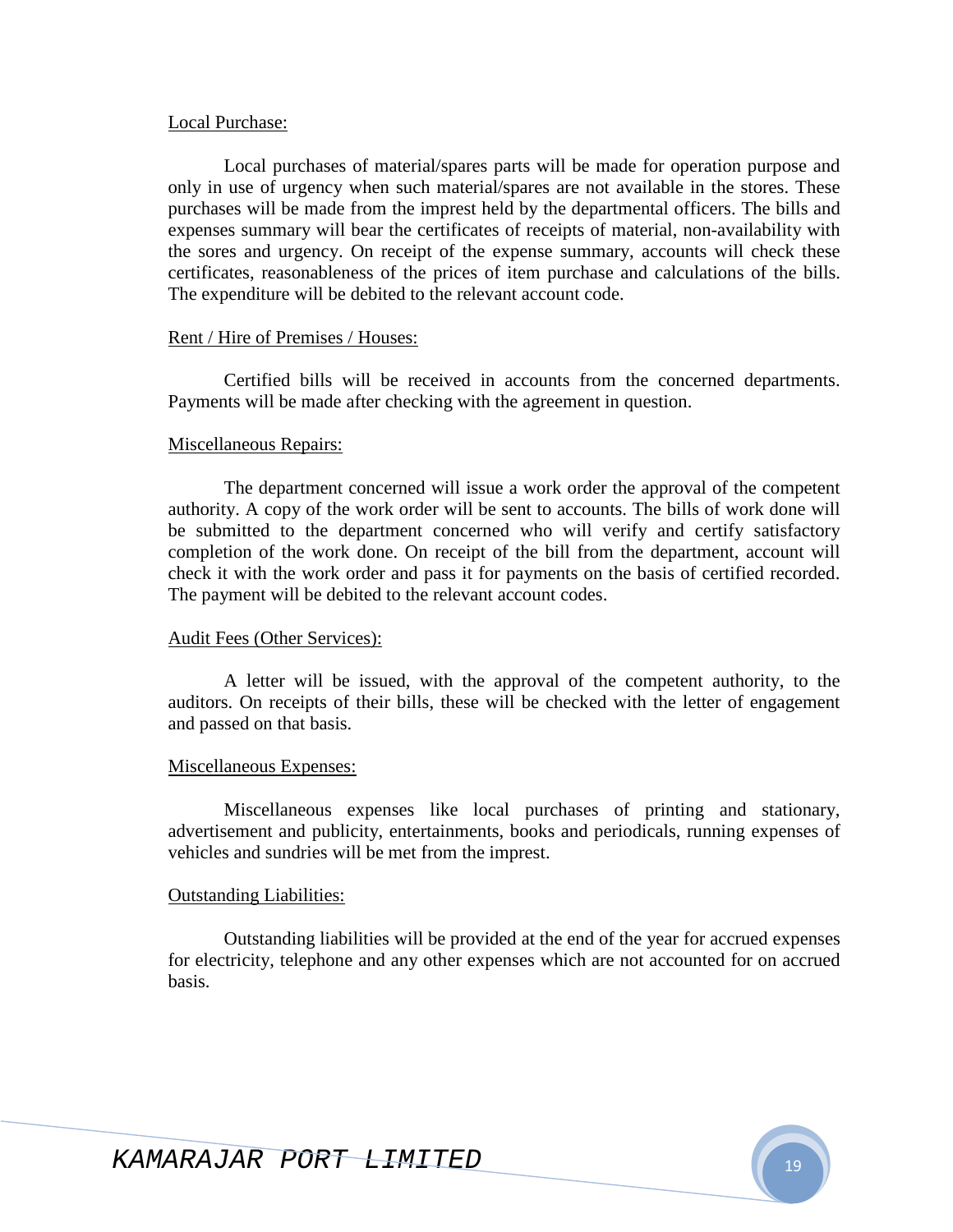Local Purchase:

Local purchases of material/spares parts will be made for operation purpose and only in use of urgency when such material/spares are not available in the stores. These purchases will be made from the imprest held by the departmental officers. The bills and expenses summary will bear the certificates of receipts of material, non-availability with the sores and urgency. On receipt of the expense summary, accounts will check these certificates, reasonableness of the prices of item purchase and calculations of the bills. The expenditure will be debited to the relevant account code.

Rent / Hire of Premises / Houses:

Certified bills will be received in accounts from the concerned departments. Payments will be made after checking with the agreement in question.

Miscellaneous Repairs:

The department concerned will issue a work order the approval of the competent authority. A copy of the work order will be sent to accounts. The bills of work done will be submitted to the department concerned who will verify and certify satisfactory completion of the work done. On receipt of the bill from the department, account will check it with the work order and pass it for payments on the basis of certified recorded. The payment will be debited to the relevant account codes.

Audit Fees (Other Services):

A letter will be issued, with the approval of the competent authority, to the auditors. On receipts of their bills, these will be checked with the letter of engagement and passed on that basis.

Miscellaneous Expenses:

Miscellaneous expenses like local purchases of printing and stationary, advertisement and publicity, entertainments, books and periodicals, running expenses of vehicles and sundries will be met from the imprest.

Outstanding Liabilities:

Outstanding liabilities will be provided at the end of the year for accrued expenses for electricity, telephone and any other expenses which are not accounted for on accrued basis.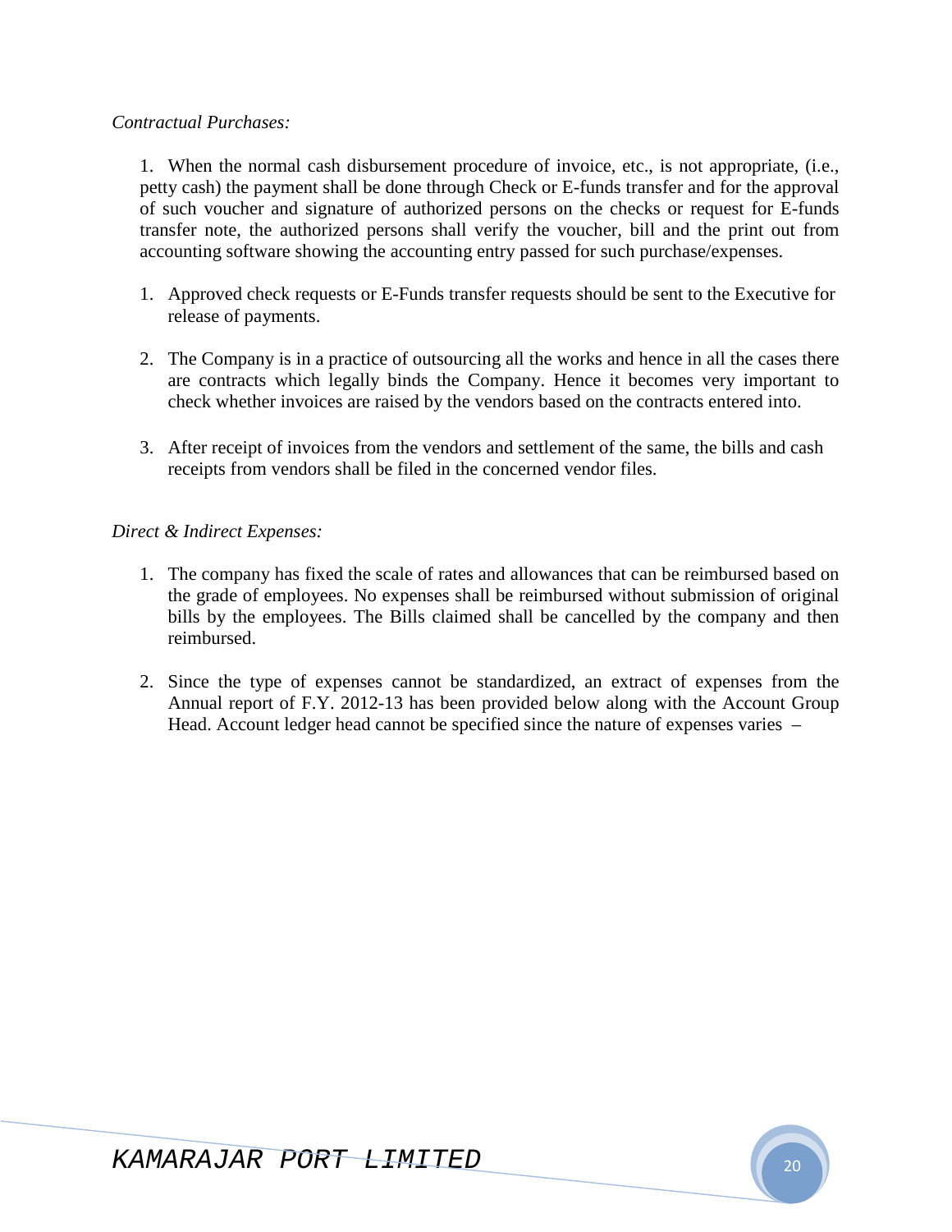*Contractual Purchases:*

1. When the normal cash disbursement procedure of invoice, etc., is not appropriate, (i.e., petty cash) the payment shall be done through Check or E-funds transfer and for the approval of such voucher and signature of authorized persons on the checks or request for E-funds transfer note, the authorized persons shall verify the voucher, bill and the print out from accounting software showing the accounting entry passed for such purchase/expenses.

1. Approved check requests or E-Funds transfer requests should be sent to the Executive for release of payments.

2. The Company is in a practice of outsourcing all the works and hence in all the cases there are contracts which legally binds the Company. Hence it becomes very important to check whether invoices are raised by the vendors based on the contracts entered into.

3. After receipt of invoices from the vendors and settlement of the same, the bills and cash receipts from vendors shall be filed in the concerned vendor files.

*Direct & Indirect Expenses:*

1. The company has fixed the scale of rates and allowances that can be reimbursed based on the grade of employees. No expenses shall be reimbursed without submission of original bills by the employees. The Bills claimed shall be cancelled by the company and then reimbursed.

2. Since the type of expenses cannot be standardized, an extract of expenses from the Annual report of F.Y. 2012-13 has been provided below along with the Account Group Head. Account ledger head cannot be specified since the nature of expenses varies –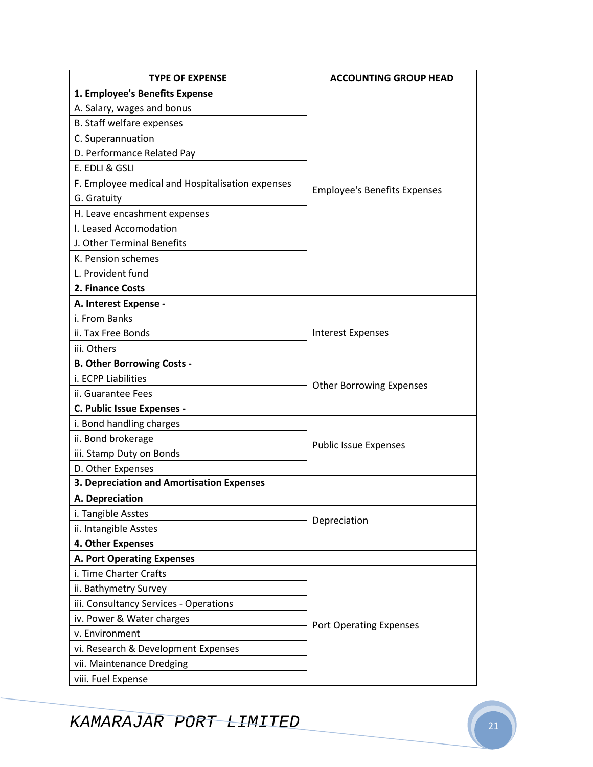| TYPE OF EXPENSE | ACCOUNTING GROUP HEAD |
|---|---|
| **1. Employee's Benefits Expense** | |
| A. Salary, wages and bonus | Employee's Benefits Expenses |
| B. Staff welfare expenses | |
| C. Superannuation | |
| D. Performance Related Pay | |
| E. EDLI & GSLI | |
| F. Employee medical and Hospitalisation expenses | |
| G. Gratuity | |
| H. Leave encashment expenses | |
| I. Leased Accomodation | |
| J. Other Terminal Benefits | |
| K. Pension schemes | |
| L. Provident fund | |
| **2. Finance Costs** | |
| **A. Interest Expense -** | |
| i. From Banks | Interest Expenses |
| ii. Tax Free Bonds | |
| iii. Others | |
| **B. Other Borrowing Costs -** | |
| i. ECPP Liabilities | Other Borrowing Expenses |
| ii. Guarantee Fees | |
| **C. Public Issue Expenses -** | |
| i. Bond handling charges | Public Issue Expenses |
| ii. Bond brokerage | |
| iii. Stamp Duty on Bonds | |
| D. Other Expenses | |
| **3. Depreciation and Amortisation Expenses** | |
| **A. Depreciation** | |
| i. Tangible Asstes | Depreciation |
| ii. Intangible Asstes | |
| **4. Other Expenses** | |
| **A. Port Operating Expenses** | |
| i. Time Charter Crafts | Port Operating Expenses |
| ii. Bathymetry Survey | |
| iii. Consultancy Services - Operations | |
| iv. Power & Water charges | |
| v. Environment | |
| vi. Research & Development Expenses | |
| vii. Maintenance Dredging | |
| viii. Fuel Expense | |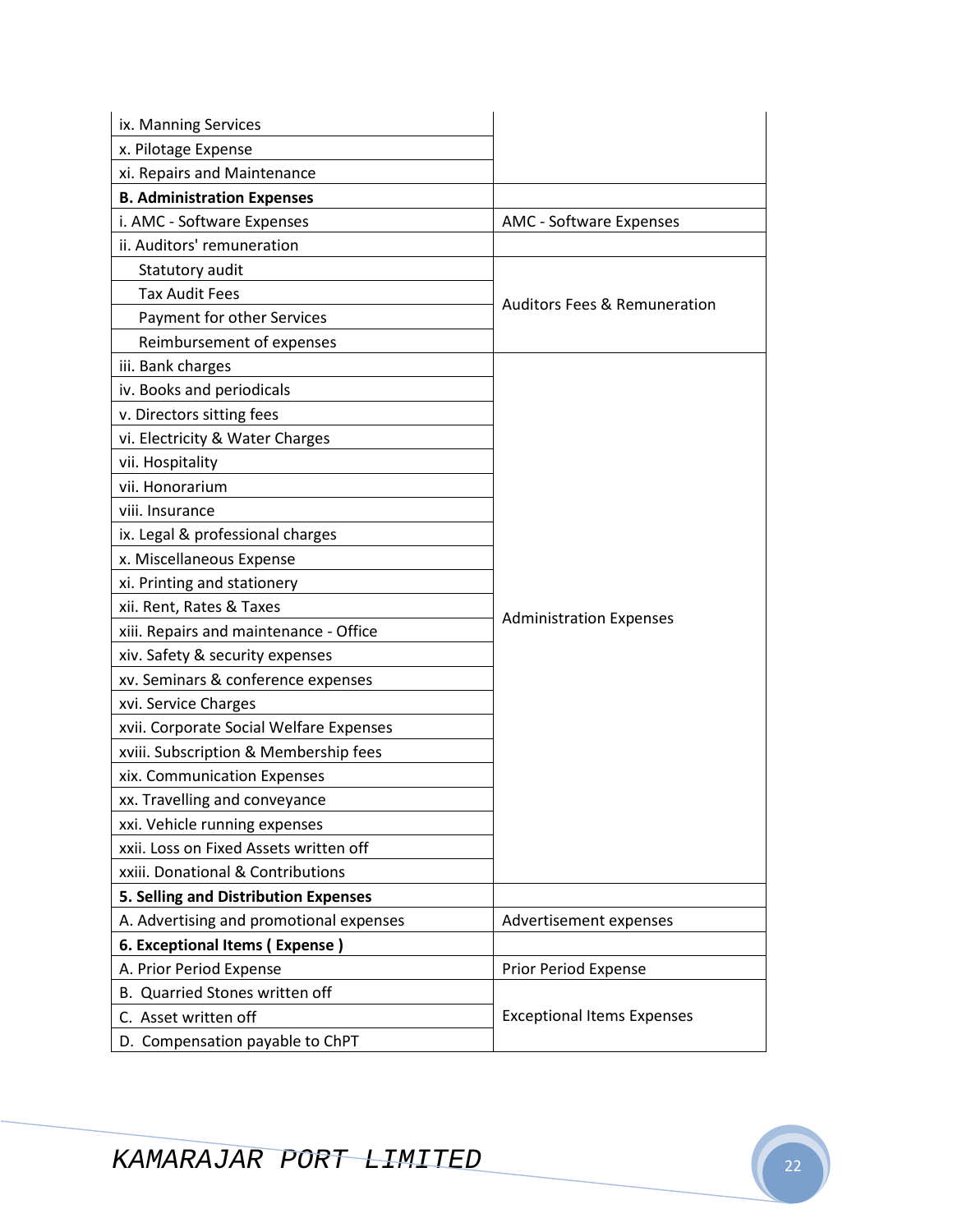| | |
|---|---|
| ix. Manning Services | |
| x. Pilotage Expense | |
| xi. Repairs and Maintenance | |
| **B. Administration Expenses** | |
| i. AMC - Software Expenses | AMC - Software Expenses |
| ii. Auditors' remuneration | |
| Statutory audit | Auditors Fees & Remuneration |
| Tax Audit Fees | |
| Payment for other Services | |
| Reimbursement of expenses | |
| iii. Bank charges | Administration Expenses |
| iv. Books and periodicals | |
| v. Directors sitting fees | |
| vi. Electricity & Water Charges | |
| vii. Hospitality | |
| vii. Honorarium | |
| viii. Insurance | |
| ix. Legal & professional charges | |
| x. Miscellaneous Expense | |
| xi. Printing and stationery | |
| xii. Rent, Rates & Taxes | |
| xiii. Repairs and maintenance - Office | |
| xiv. Safety & security expenses | |
| xv. Seminars & conference expenses | |
| xvi. Service Charges | |
| xvii. Corporate Social Welfare Expenses | |
| xviii. Subscription & Membership fees | |
| xix. Communication Expenses | |
| xx. Travelling and conveyance | |
| xxi. Vehicle running expenses | |
| xxii. Loss on Fixed Assets written off | |
| xxiii. Donational & Contributions | |
| **5. Selling and Distribution Expenses** | |
| A. Advertising and promotional expenses | Advertisement expenses |
| **6. Exceptional Items ( Expense )** | |
| A. Prior Period Expense | Prior Period Expense |
| B. Quarried Stones written off | Exceptional Items Expenses |
| C. Asset written off | |
| D. Compensation payable to ChPT | |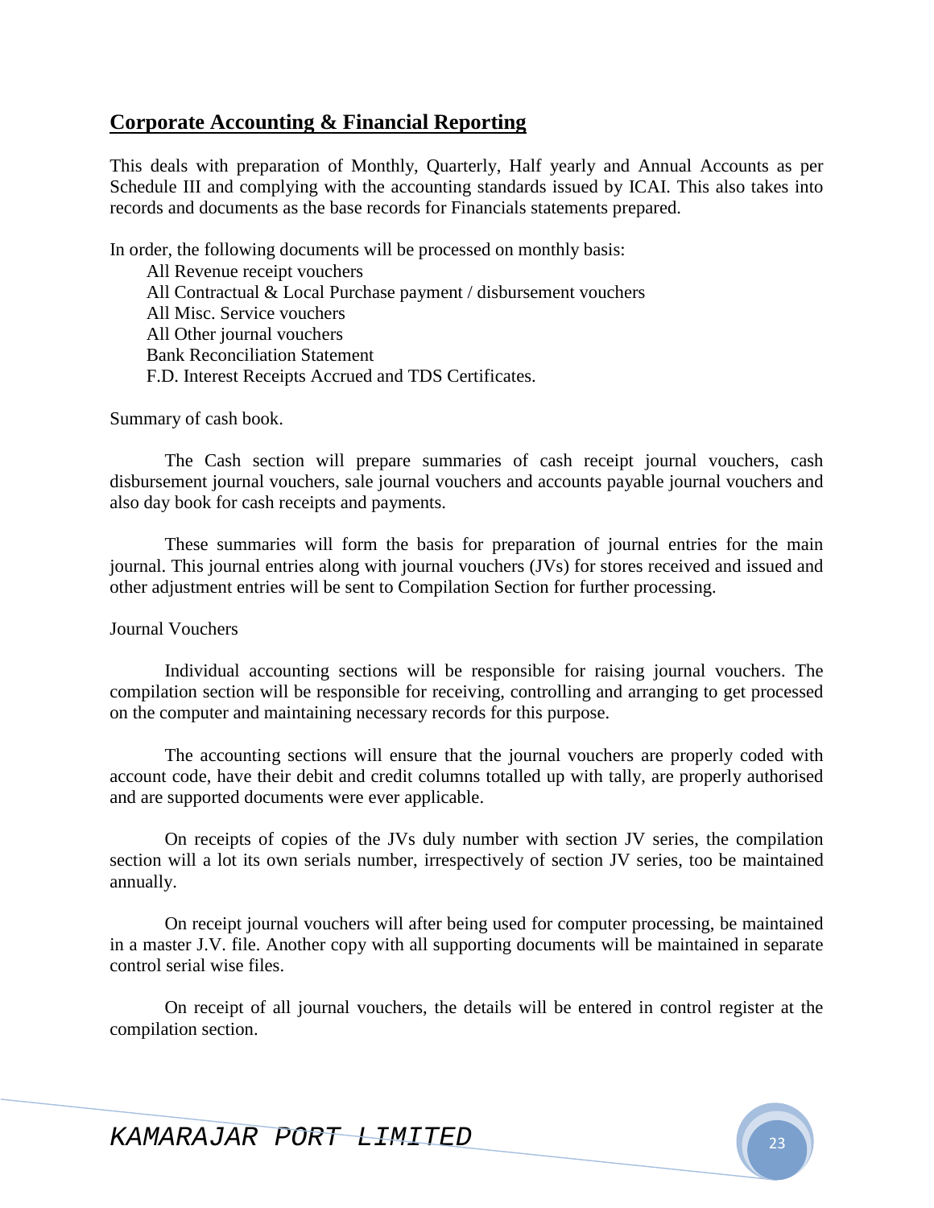## Corporate Accounting & Financial Reporting

This deals with preparation of Monthly, Quarterly, Half yearly and Annual Accounts as per Schedule III and complying with the accounting standards issued by ICAI. This also takes into records and documents as the base records for Financials statements prepared.

In order, the following documents will be processed on monthly basis:

- All Revenue receipt vouchers
- All Contractual & Local Purchase payment / disbursement vouchers
- All Misc. Service vouchers
- All Other journal vouchers
- Bank Reconciliation Statement
- F.D. Interest Receipts Accrued and TDS Certificates.

Summary of cash book.

The Cash section will prepare summaries of cash receipt journal vouchers, cash disbursement journal vouchers, sale journal vouchers and accounts payable journal vouchers and also day book for cash receipts and payments.

These summaries will form the basis for preparation of journal entries for the main journal. This journal entries along with journal vouchers (JVs) for stores received and issued and other adjustment entries will be sent to Compilation Section for further processing.

Journal Vouchers

Individual accounting sections will be responsible for raising journal vouchers. The compilation section will be responsible for receiving, controlling and arranging to get processed on the computer and maintaining necessary records for this purpose.

The accounting sections will ensure that the journal vouchers are properly coded with account code, have their debit and credit columns totalled up with tally, are properly authorised and are supported documents were ever applicable.

On receipts of copies of the JVs duly number with section JV series, the compilation section will a lot its own serials number, irrespectively of section JV series, too be maintained annually.

On receipt journal vouchers will after being used for computer processing, be maintained in a master J.V. file. Another copy with all supporting documents will be maintained in separate control serial wise files.

On receipt of all journal vouchers, the details will be entered in control register at the compilation section.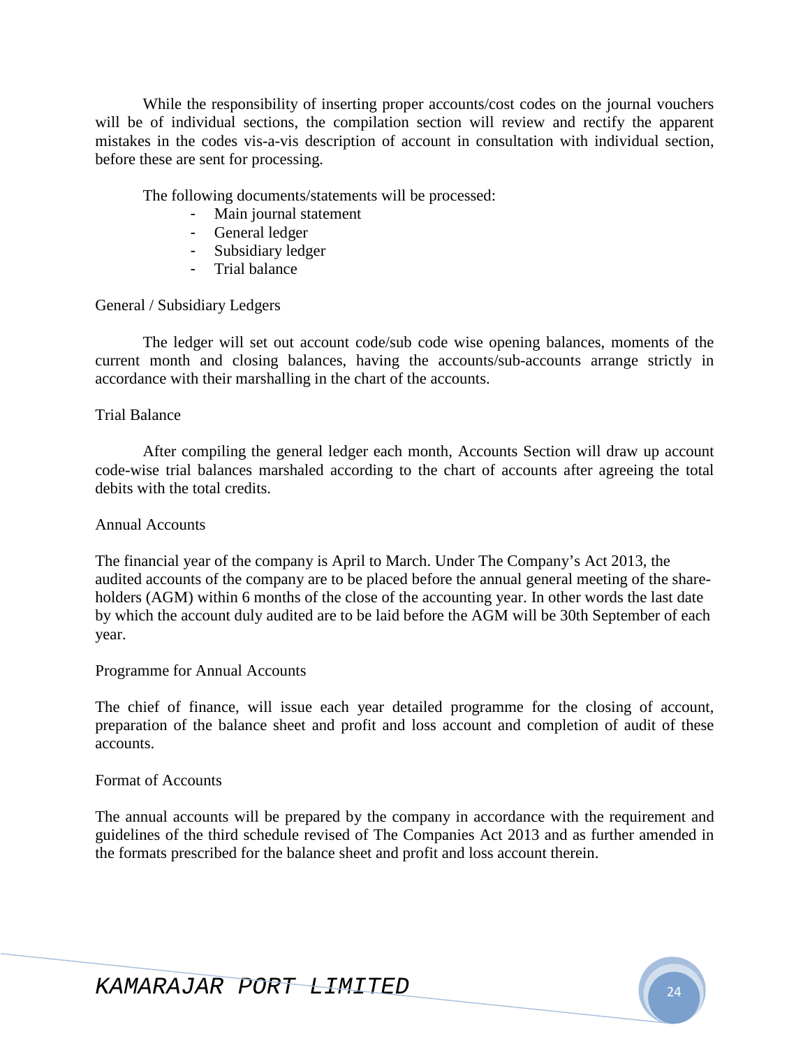While the responsibility of inserting proper accounts/cost codes on the journal vouchers will be of individual sections, the compilation section will review and rectify the apparent mistakes in the codes vis-a-vis description of account in consultation with individual section, before these are sent for processing.

The following documents/statements will be processed:

- Main journal statement
- General ledger
- Subsidiary ledger
- Trial balance

General / Subsidiary Ledgers

The ledger will set out account code/sub code wise opening balances, moments of the current month and closing balances, having the accounts/sub-accounts arrange strictly in accordance with their marshalling in the chart of the accounts.

Trial Balance

After compiling the general ledger each month, Accounts Section will draw up account code-wise trial balances marshaled according to the chart of accounts after agreeing the total debits with the total credits.

Annual Accounts

The financial year of the company is April to March. Under The Company's Act 2013, the audited accounts of the company are to be placed before the annual general meeting of the share-holders (AGM) within 6 months of the close of the accounting year. In other words the last date by which the account duly audited are to be laid before the AGM will be 30th September of each year.

Programme for Annual Accounts

The chief of finance, will issue each year detailed programme for the closing of account, preparation of the balance sheet and profit and loss account and completion of audit of these accounts.

Format of Accounts

The annual accounts will be prepared by the company in accordance with the requirement and guidelines of the third schedule revised of The Companies Act 2013 and as further amended in the formats prescribed for the balance sheet and profit and loss account therein.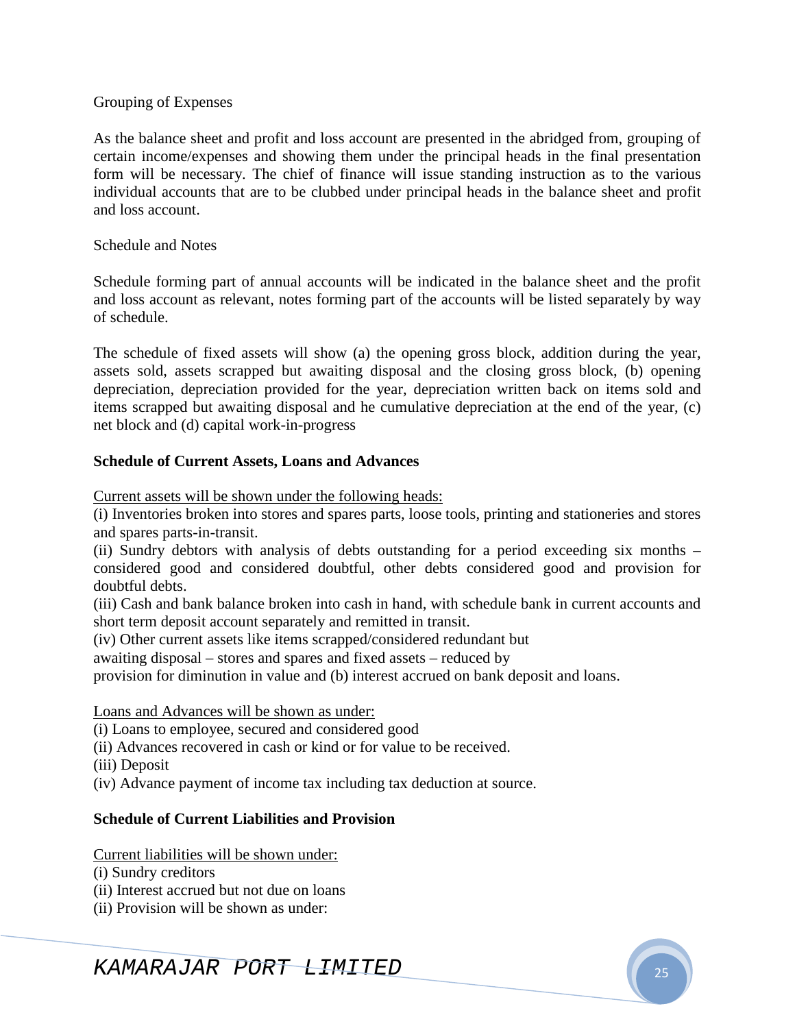Grouping of Expenses

As the balance sheet and profit and loss account are presented in the abridged from, grouping of certain income/expenses and showing them under the principal heads in the final presentation form will be necessary. The chief of finance will issue standing instruction as to the various individual accounts that are to be clubbed under principal heads in the balance sheet and profit and loss account.

Schedule and Notes

Schedule forming part of annual accounts will be indicated in the balance sheet and the profit and loss account as relevant, notes forming part of the accounts will be listed separately by way of schedule.

The schedule of fixed assets will show (a) the opening gross block, addition during the year, assets sold, assets scrapped but awaiting disposal and the closing gross block, (b) opening depreciation, depreciation provided for the year, depreciation written back on items sold and items scrapped but awaiting disposal and he cumulative depreciation at the end of the year, (c) net block and (d) capital work-in-progress

**Schedule of Current Assets, Loans and Advances**

<u>Current assets will be shown under the following heads:</u>

(i) Inventories broken into stores and spares parts, loose tools, printing and stationeries and stores and spares parts-in-transit.

(ii) Sundry debtors with analysis of debts outstanding for a period exceeding six months – considered good and considered doubtful, other debts considered good and provision for doubtful debts.

(iii) Cash and bank balance broken into cash in hand, with schedule bank in current accounts and short term deposit account separately and remitted in transit.

(iv) Other current assets like items scrapped/considered redundant but awaiting disposal – stores and spares and fixed assets – reduced by provision for diminution in value and (b) interest accrued on bank deposit and loans.

<u>Loans and Advances will be shown as under:</u>

(i) Loans to employee, secured and considered good

(ii) Advances recovered in cash or kind or for value to be received.

(iii) Deposit

(iv) Advance payment of income tax including tax deduction at source.

**Schedule of Current Liabilities and Provision**

<u>Current liabilities will be shown under:</u>

(i) Sundry creditors

(ii) Interest accrued but not due on loans

(ii) Provision will be shown as under: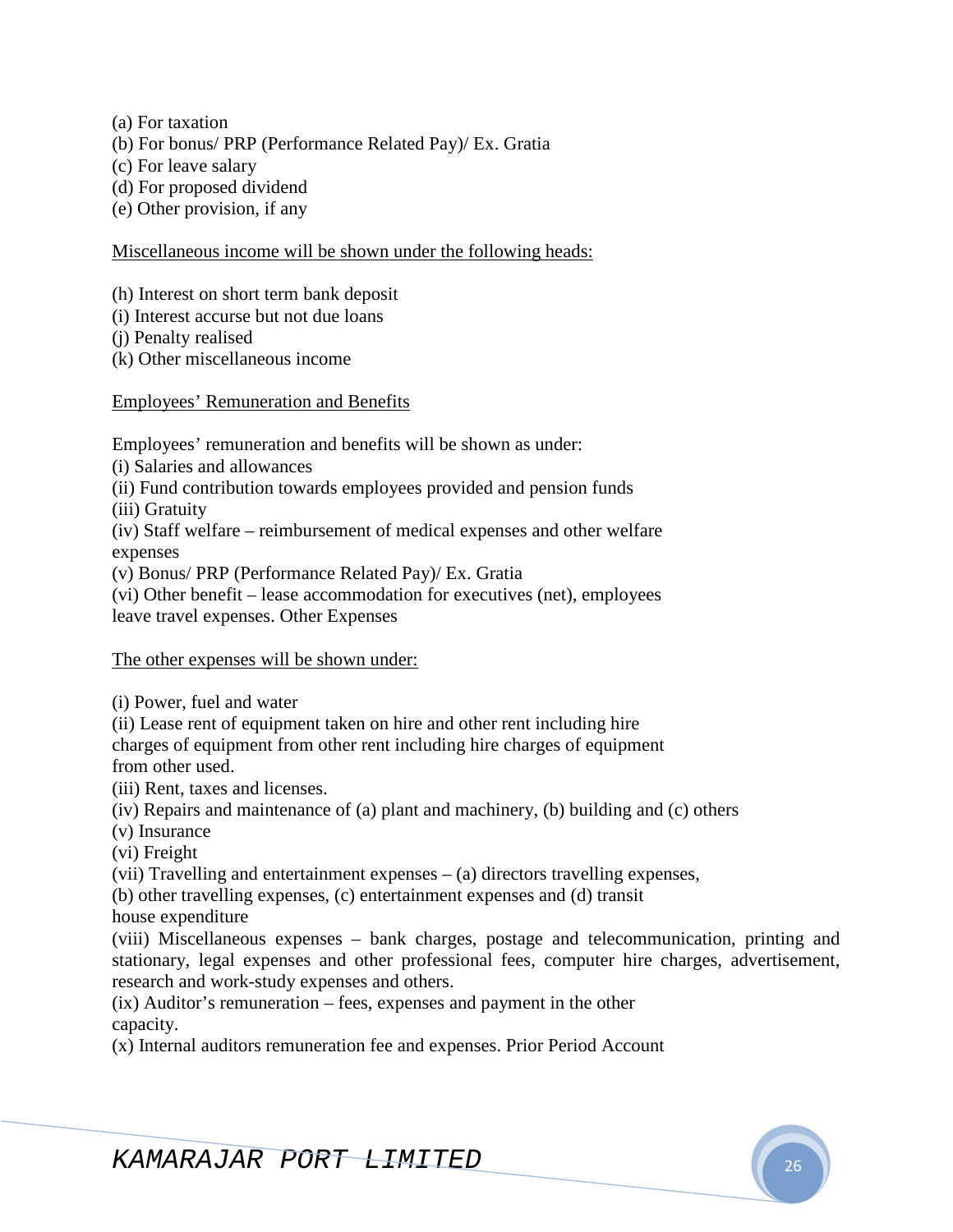(a) For taxation
(b) For bonus/ PRP (Performance Related Pay)/ Ex. Gratia
(c) For leave salary
(d) For proposed dividend
(e) Other provision, if any

<u>Miscellaneous income will be shown under the following heads:</u>

(h) Interest on short term bank deposit
(i) Interest accurse but not due loans
(j) Penalty realised
(k) Other miscellaneous income

<u>Employees' Remuneration and Benefits</u>

Employees' remuneration and benefits will be shown as under:
(i) Salaries and allowances
(ii) Fund contribution towards employees provided and pension funds
(iii) Gratuity
(iv) Staff welfare – reimbursement of medical expenses and other welfare expenses
(v) Bonus/ PRP (Performance Related Pay)/ Ex. Gratia
(vi) Other benefit – lease accommodation for executives (net), employees leave travel expenses. Other Expenses

<u>The other expenses will be shown under:</u>

(i) Power, fuel and water
(ii) Lease rent of equipment taken on hire and other rent including hire charges of equipment from other rent including hire charges of equipment from other used.
(iii) Rent, taxes and licenses.
(iv) Repairs and maintenance of (a) plant and machinery, (b) building and (c) others
(v) Insurance
(vi) Freight
(vii) Travelling and entertainment expenses – (a) directors travelling expenses, (b) other travelling expenses, (c) entertainment expenses and (d) transit house expenditure
(viii) Miscellaneous expenses – bank charges, postage and telecommunication, printing and stationary, legal expenses and other professional fees, computer hire charges, advertisement, research and work-study expenses and others.
(ix) Auditor's remuneration – fees, expenses and payment in the other capacity.
(x) Internal auditors remuneration fee and expenses. Prior Period Account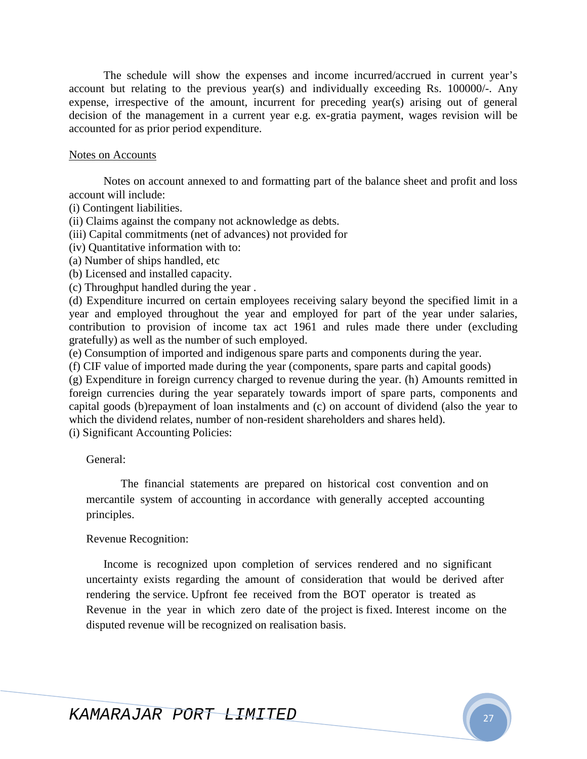The schedule will show the expenses and income incurred/accrued in current year's account but relating to the previous year(s) and individually exceeding Rs. 100000/-. Any expense, irrespective of the amount, incurrent for preceding year(s) arising out of general decision of the management in a current year e.g. ex-gratia payment, wages revision will be accounted for as prior period expenditure.

<u>Notes on Accounts</u>

Notes on account annexed to and formatting part of the balance sheet and profit and loss account will include:

(i) Contingent liabilities.

(ii) Claims against the company not acknowledge as debts.

(iii) Capital commitments (net of advances) not provided for

(iv) Quantitative information with to:

(a) Number of ships handled, etc

(b) Licensed and installed capacity.

(c) Throughput handled during the year .

(d) Expenditure incurred on certain employees receiving salary beyond the specified limit in a year and employed throughout the year and employed for part of the year under salaries, contribution to provision of income tax act 1961 and rules made there under (excluding gratefully) as well as the number of such employed.

(e) Consumption of imported and indigenous spare parts and components during the year.

(f) CIF value of imported made during the year (components, spare parts and capital goods)

(g) Expenditure in foreign currency charged to revenue during the year. (h) Amounts remitted in foreign currencies during the year separately towards import of spare parts, components and capital goods (b)repayment of loan instalments and (c) on account of dividend (also the year to which the dividend relates, number of non-resident shareholders and shares held).

(i) Significant Accounting Policies:

General:

The financial statements are prepared on historical cost convention and on mercantile system of accounting in accordance with generally accepted accounting principles.

Revenue Recognition:

Income is recognized upon completion of services rendered and no significant uncertainty exists regarding the amount of consideration that would be derived after rendering the service. Upfront fee received from the BOT operator is treated as Revenue in the year in which zero date of the project is fixed. Interest income on the disputed revenue will be recognized on realisation basis.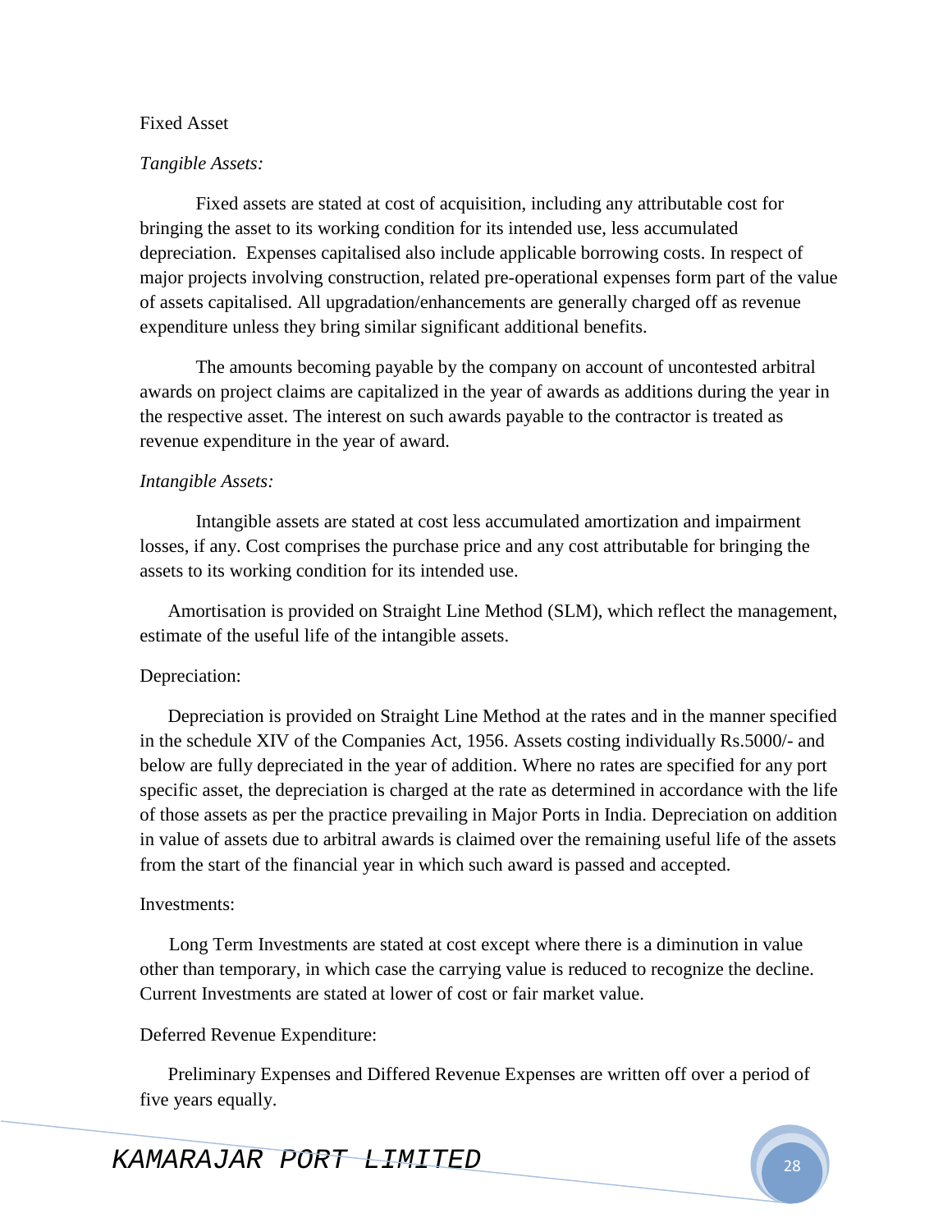Fixed Asset

*Tangible Assets:*

Fixed assets are stated at cost of acquisition, including any attributable cost for bringing the asset to its working condition for its intended use, less accumulated depreciation. Expenses capitalised also include applicable borrowing costs. In respect of major projects involving construction, related pre-operational expenses form part of the value of assets capitalised. All upgradation/enhancements are generally charged off as revenue expenditure unless they bring similar significant additional benefits.

The amounts becoming payable by the company on account of uncontested arbitral awards on project claims are capitalized in the year of awards as additions during the year in the respective asset. The interest on such awards payable to the contractor is treated as revenue expenditure in the year of award.

*Intangible Assets:*

Intangible assets are stated at cost less accumulated amortization and impairment losses, if any. Cost comprises the purchase price and any cost attributable for bringing the assets to its working condition for its intended use.

Amortisation is provided on Straight Line Method (SLM), which reflect the management, estimate of the useful life of the intangible assets.

Depreciation:

Depreciation is provided on Straight Line Method at the rates and in the manner specified in the schedule XIV of the Companies Act, 1956. Assets costing individually Rs.5000/- and below are fully depreciated in the year of addition. Where no rates are specified for any port specific asset, the depreciation is charged at the rate as determined in accordance with the life of those assets as per the practice prevailing in Major Ports in India. Depreciation on addition in value of assets due to arbitral awards is claimed over the remaining useful life of the assets from the start of the financial year in which such award is passed and accepted.

Investments:

Long Term Investments are stated at cost except where there is a diminution in value other than temporary, in which case the carrying value is reduced to recognize the decline. Current Investments are stated at lower of cost or fair market value.

Deferred Revenue Expenditure:

Preliminary Expenses and Differed Revenue Expenses are written off over a period of five years equally.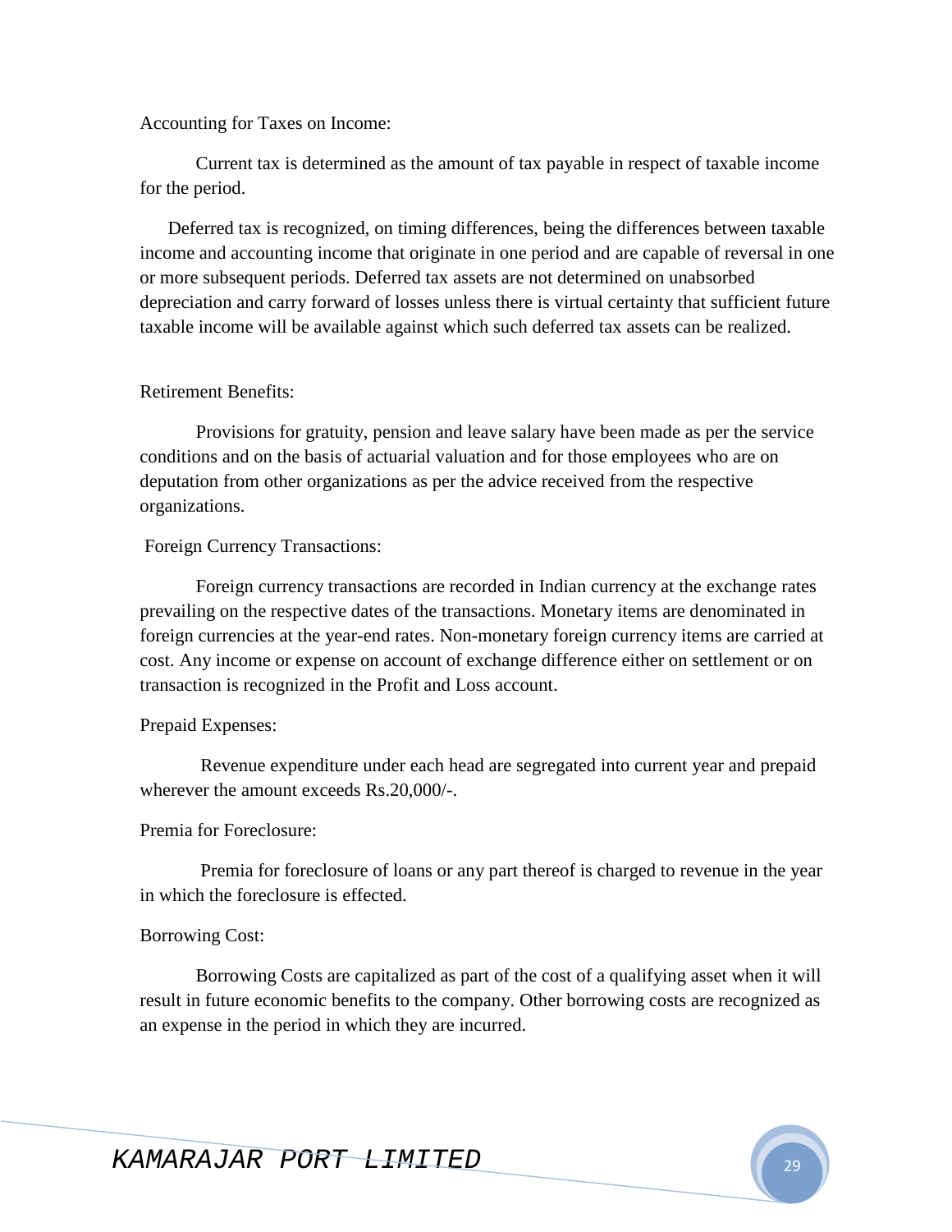Accounting for Taxes on Income:

Current tax is determined as the amount of tax payable in respect of taxable income for the period.

Deferred tax is recognized, on timing differences, being the differences between taxable income and accounting income that originate in one period and are capable of reversal in one or more subsequent periods. Deferred tax assets are not determined on unabsorbed depreciation and carry forward of losses unless there is virtual certainty that sufficient future taxable income will be available against which such deferred tax assets can be realized.

Retirement Benefits:

Provisions for gratuity, pension and leave salary have been made as per the service conditions and on the basis of actuarial valuation and for those employees who are on deputation from other organizations as per the advice received from the respective organizations.

Foreign Currency Transactions:

Foreign currency transactions are recorded in Indian currency at the exchange rates prevailing on the respective dates of the transactions. Monetary items are denominated in foreign currencies at the year-end rates. Non-monetary foreign currency items are carried at cost. Any income or expense on account of exchange difference either on settlement or on transaction is recognized in the Profit and Loss account.

Prepaid Expenses:

Revenue expenditure under each head are segregated into current year and prepaid wherever the amount exceeds Rs.20,000/-.

Premia for Foreclosure:

Premia for foreclosure of loans or any part thereof is charged to revenue in the year in which the foreclosure is effected.

Borrowing Cost:

Borrowing Costs are capitalized as part of the cost of a qualifying asset when it will result in future economic benefits to the company. Other borrowing costs are recognized as an expense in the period in which they are incurred.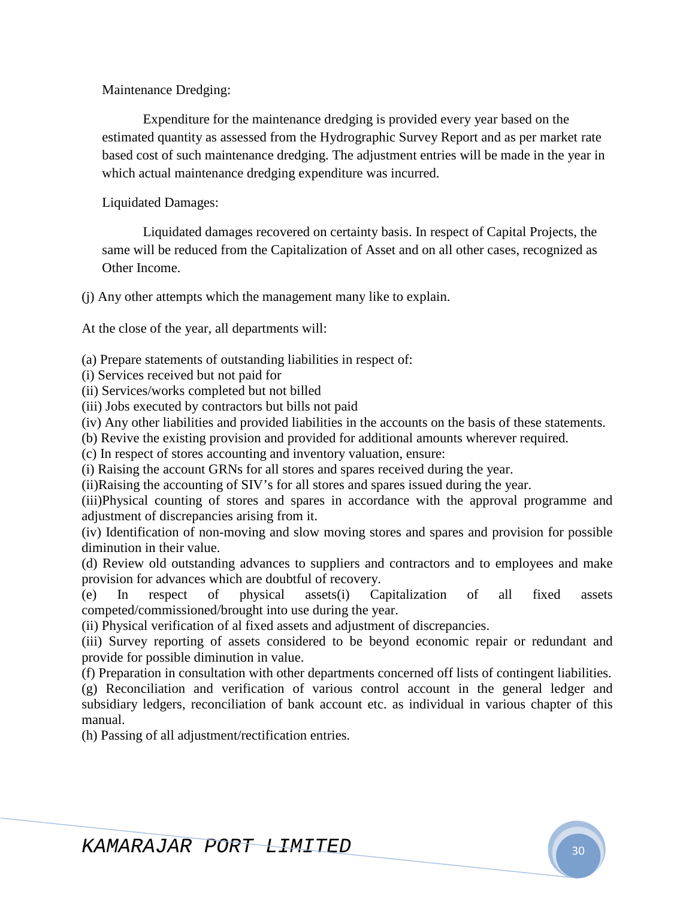Maintenance Dredging:

Expenditure for the maintenance dredging is provided every year based on the estimated quantity as assessed from the Hydrographic Survey Report and as per market rate based cost of such maintenance dredging. The adjustment entries will be made in the year in which actual maintenance dredging expenditure was incurred.

Liquidated Damages:

Liquidated damages recovered on certainty basis. In respect of Capital Projects, the same will be reduced from the Capitalization of Asset and on all other cases, recognized as Other Income.

(j) Any other attempts which the management many like to explain.

At the close of the year, all departments will:

(a) Prepare statements of outstanding liabilities in respect of:
(i) Services received but not paid for
(ii) Services/works completed but not billed
(iii) Jobs executed by contractors but bills not paid
(iv) Any other liabilities and provided liabilities in the accounts on the basis of these statements.
(b) Revive the existing provision and provided for additional amounts wherever required.
(c) In respect of stores accounting and inventory valuation, ensure:
(i) Raising the account GRNs for all stores and spares received during the year.
(ii)Raising the accounting of SIV's for all stores and spares issued during the year.
(iii)Physical counting of stores and spares in accordance with the approval programme and adjustment of discrepancies arising from it.
(iv) Identification of non-moving and slow moving stores and spares and provision for possible diminution in their value.
(d) Review old outstanding advances to suppliers and contractors and to employees and make provision for advances which are doubtful of recovery.
(e) In respect of physical assets(i) Capitalization of all fixed assets competed/commissioned/brought into use during the year.
(ii) Physical verification of al fixed assets and adjustment of discrepancies.
(iii) Survey reporting of assets considered to be beyond economic repair or redundant and provide for possible diminution in value.
(f) Preparation in consultation with other departments concerned off lists of contingent liabilities.
(g) Reconciliation and verification of various control account in the general ledger and subsidiary ledgers, reconciliation of bank account etc. as individual in various chapter of this manual.
(h) Passing of all adjustment/rectification entries.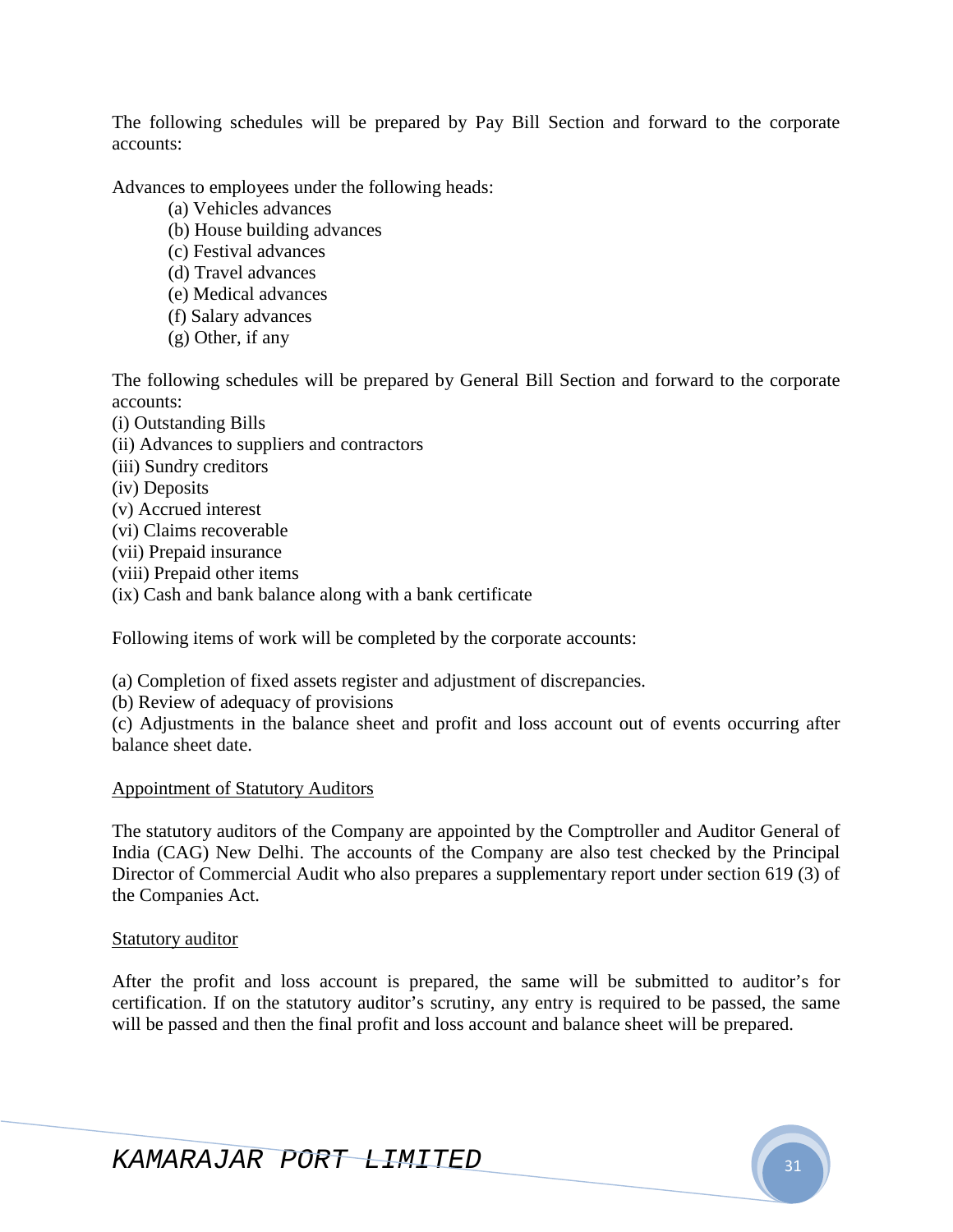The following schedules will be prepared by Pay Bill Section and forward to the corporate accounts:

Advances to employees under the following heads:

(a) Vehicles advances
(b) House building advances
(c) Festival advances
(d) Travel advances
(e) Medical advances
(f) Salary advances
(g) Other, if any

The following schedules will be prepared by General Bill Section and forward to the corporate accounts:

(i) Outstanding Bills
(ii) Advances to suppliers and contractors
(iii) Sundry creditors
(iv) Deposits
(v) Accrued interest
(vi) Claims recoverable
(vii) Prepaid insurance
(viii) Prepaid other items
(ix) Cash and bank balance along with a bank certificate

Following items of work will be completed by the corporate accounts:

(a) Completion of fixed assets register and adjustment of discrepancies.
(b) Review of adequacy of provisions
(c) Adjustments in the balance sheet and profit and loss account out of events occurring after balance sheet date.

<u>Appointment of Statutory Auditors</u>

The statutory auditors of the Company are appointed by the Comptroller and Auditor General of India (CAG) New Delhi. The accounts of the Company are also test checked by the Principal Director of Commercial Audit who also prepares a supplementary report under section 619 (3) of the Companies Act.

<u>Statutory auditor</u>

After the profit and loss account is prepared, the same will be submitted to auditor's for certification. If on the statutory auditor's scrutiny, any entry is required to be passed, the same will be passed and then the final profit and loss account and balance sheet will be prepared.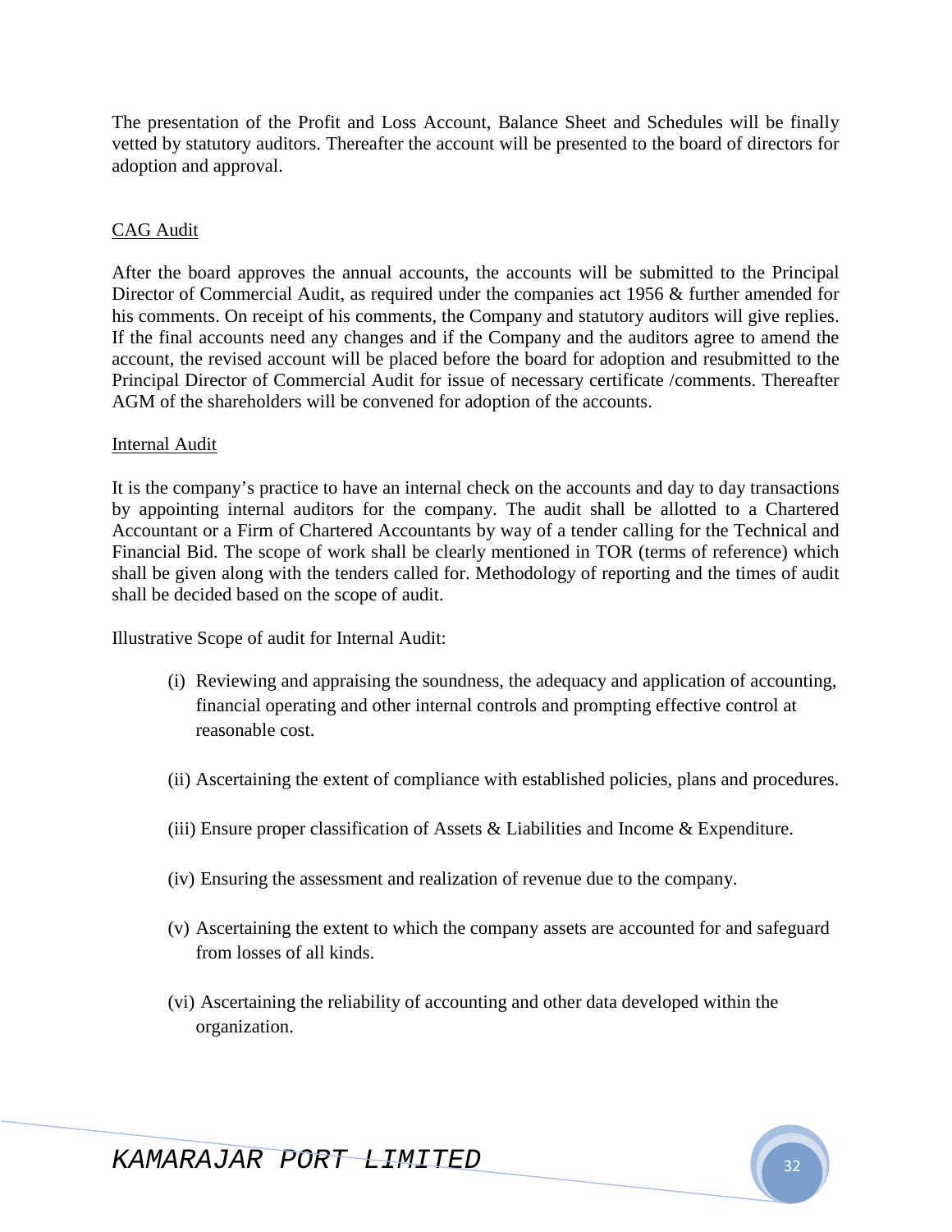The presentation of the Profit and Loss Account, Balance Sheet and Schedules will be finally vetted by statutory auditors. Thereafter the account will be presented to the board of directors for adoption and approval.

CAG Audit

After the board approves the annual accounts, the accounts will be submitted to the Principal Director of Commercial Audit, as required under the companies act 1956 & further amended for his comments. On receipt of his comments, the Company and statutory auditors will give replies. If the final accounts need any changes and if the Company and the auditors agree to amend the account, the revised account will be placed before the board for adoption and resubmitted to the Principal Director of Commercial Audit for issue of necessary certificate /comments. Thereafter AGM of the shareholders will be convened for adoption of the accounts.

Internal Audit

It is the company's practice to have an internal check on the accounts and day to day transactions by appointing internal auditors for the company. The audit shall be allotted to a Chartered Accountant or a Firm of Chartered Accountants by way of a tender calling for the Technical and Financial Bid. The scope of work shall be clearly mentioned in TOR (terms of reference) which shall be given along with the tenders called for. Methodology of reporting and the times of audit shall be decided based on the scope of audit.

Illustrative Scope of audit for Internal Audit:

(i) Reviewing and appraising the soundness, the adequacy and application of accounting, financial operating and other internal controls and prompting effective control at reasonable cost.

(ii) Ascertaining the extent of compliance with established policies, plans and procedures.

(iii) Ensure proper classification of Assets & Liabilities and Income & Expenditure.

(iv) Ensuring the assessment and realization of revenue due to the company.

(v) Ascertaining the extent to which the company assets are accounted for and safeguard from losses of all kinds.

(vi) Ascertaining the reliability of accounting and other data developed within the organization.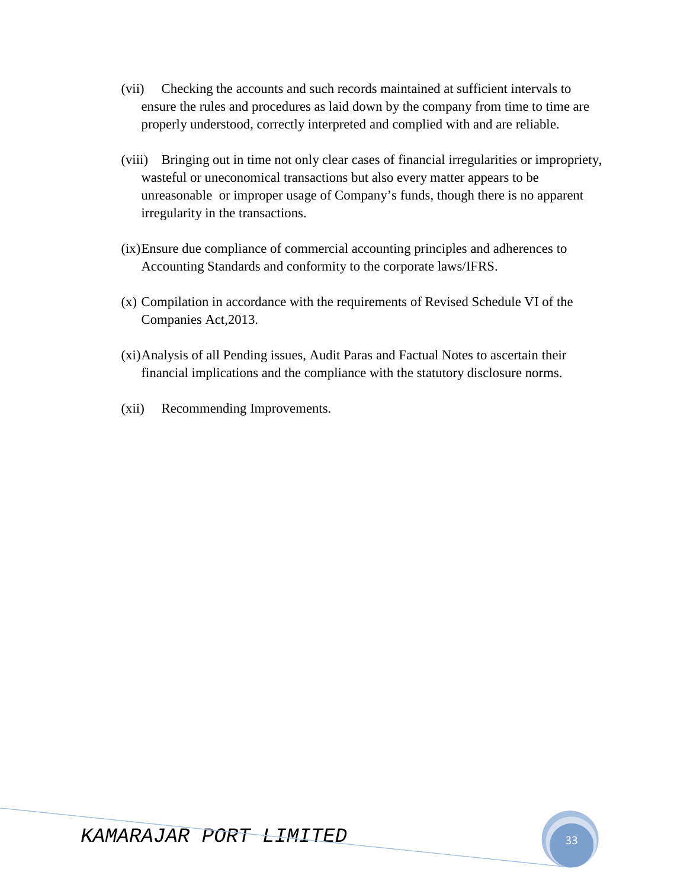(vii) Checking the accounts and such records maintained at sufficient intervals to ensure the rules and procedures as laid down by the company from time to time are properly understood, correctly interpreted and complied with and are reliable.

(viii) Bringing out in time not only clear cases of financial irregularities or impropriety, wasteful or uneconomical transactions but also every matter appears to be unreasonable or improper usage of Company's funds, though there is no apparent irregularity in the transactions.

(ix) Ensure due compliance of commercial accounting principles and adherences to Accounting Standards and conformity to the corporate laws/IFRS.

(x) Compilation in accordance with the requirements of Revised Schedule VI of the Companies Act,2013.

(xi) Analysis of all Pending issues, Audit Paras and Factual Notes to ascertain their financial implications and the compliance with the statutory disclosure norms.

(xii) Recommending Improvements.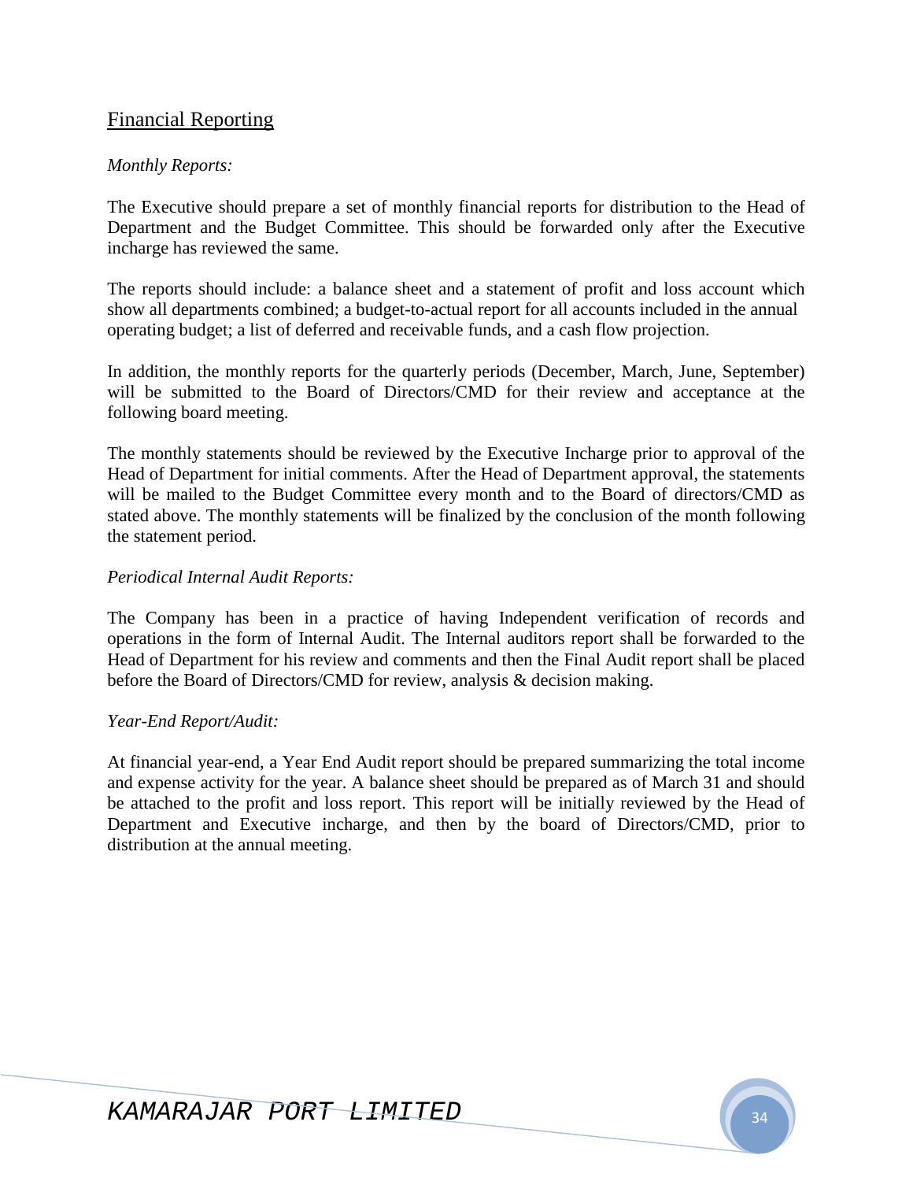## Financial Reporting

*Monthly Reports:*

The Executive should prepare a set of monthly financial reports for distribution to the Head of Department and the Budget Committee. This should be forwarded only after the Executive incharge has reviewed the same.

The reports should include: a balance sheet and a statement of profit and loss account which show all departments combined; a budget-to-actual report for all accounts included in the annual operating budget; a list of deferred and receivable funds, and a cash flow projection.

In addition, the monthly reports for the quarterly periods (December, March, June, September) will be submitted to the Board of Directors/CMD for their review and acceptance at the following board meeting.

The monthly statements should be reviewed by the Executive Incharge prior to approval of the Head of Department for initial comments. After the Head of Department approval, the statements will be mailed to the Budget Committee every month and to the Board of directors/CMD as stated above. The monthly statements will be finalized by the conclusion of the month following the statement period.

*Periodical Internal Audit Reports:*

The Company has been in a practice of having Independent verification of records and operations in the form of Internal Audit. The Internal auditors report shall be forwarded to the Head of Department for his review and comments and then the Final Audit report shall be placed before the Board of Directors/CMD for review, analysis & decision making.

*Year-End Report/Audit:*

At financial year-end, a Year End Audit report should be prepared summarizing the total income and expense activity for the year. A balance sheet should be prepared as of March 31 and should be attached to the profit and loss report. This report will be initially reviewed by the Head of Department and Executive incharge, and then by the board of Directors/CMD, prior to distribution at the annual meeting.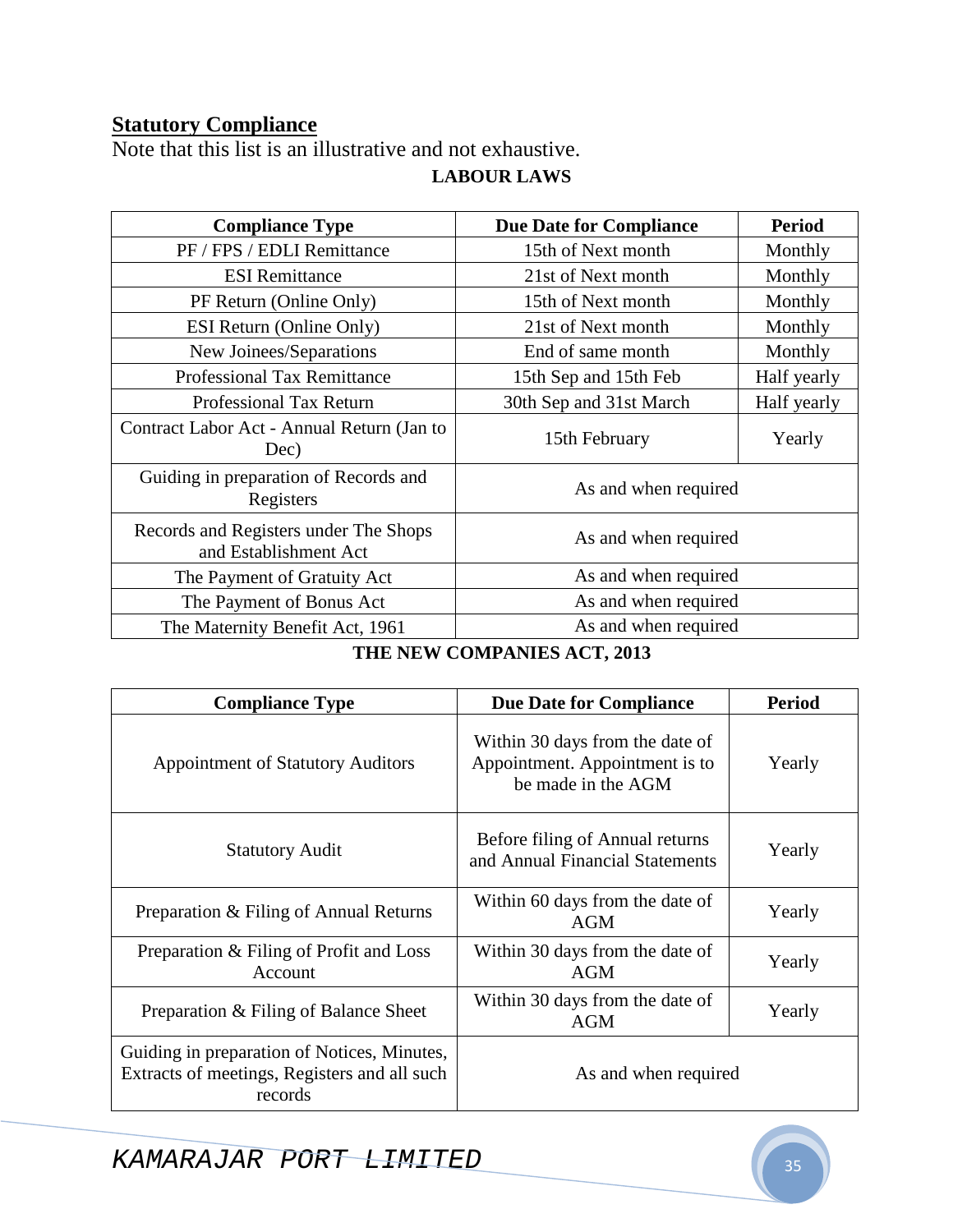## Statutory Compliance

Note that this list is an illustrative and not exhaustive.

**LABOUR LAWS**

| Compliance Type | Due Date for Compliance | Period |
|---|---|---|
| PF / FPS / EDLI Remittance | 15th of Next month | Monthly |
| ESI Remittance | 21st of Next month | Monthly |
| PF Return (Online Only) | 15th of Next month | Monthly |
| ESI Return (Online Only) | 21st of Next month | Monthly |
| New Joinees/Separations | End of same month | Monthly |
| Professional Tax Remittance | 15th Sep and 15th Feb | Half yearly |
| Professional Tax Return | 30th Sep and 31st March | Half yearly |
| Contract Labor Act - Annual Return (Jan to Dec) | 15th February | Yearly |
| Guiding in preparation of Records and Registers | As and when required | |
| Records and Registers under The Shops and Establishment Act | As and when required | |
| The Payment of Gratuity Act | As and when required | |
| The Payment of Bonus Act | As and when required | |
| The Maternity Benefit Act, 1961 | As and when required | |

**THE NEW COMPANIES ACT, 2013**

| Compliance Type | Due Date for Compliance | Period |
|---|---|---|
| Appointment of Statutory Auditors | Within 30 days from the date of Appointment. Appointment is to be made in the AGM | Yearly |
| Statutory Audit | Before filing of Annual returns and Annual Financial Statements | Yearly |
| Preparation & Filing of Annual Returns | Within 60 days from the date of AGM | Yearly |
| Preparation & Filing of Profit and Loss Account | Within 30 days from the date of AGM | Yearly |
| Preparation & Filing of Balance Sheet | Within 30 days from the date of AGM | Yearly |
| Guiding in preparation of Notices, Minutes, Extracts of meetings, Registers and all such records | As and when required | |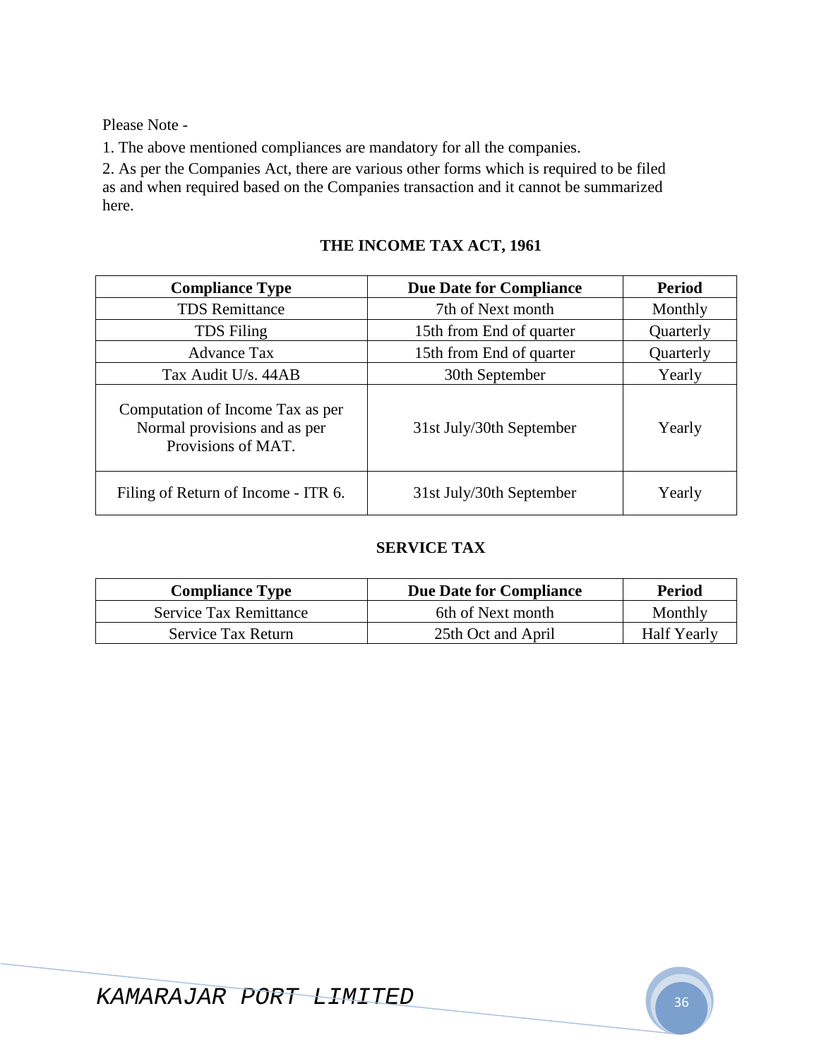Please Note -

1. The above mentioned compliances are mandatory for all the companies.

2. As per the Companies Act, there are various other forms which is required to be filed as and when required based on the Companies transaction and it cannot be summarized here.

## THE INCOME TAX ACT, 1961

| Compliance Type | Due Date for Compliance | Period |
|---|---|---|
| TDS Remittance | 7th of Next month | Monthly |
| TDS Filing | 15th from End of quarter | Quarterly |
| Advance Tax | 15th from End of quarter | Quarterly |
| Tax Audit U/s. 44AB | 30th September | Yearly |
| Computation of Income Tax as per Normal provisions and as per Provisions of MAT. | 31st July/30th September | Yearly |
| Filing of Return of Income - ITR 6. | 31st July/30th September | Yearly |

## SERVICE TAX

| Compliance Type | Due Date for Compliance | Period |
|---|---|---|
| Service Tax Remittance | 6th of Next month | Monthly |
| Service Tax Return | 25th Oct and April | Half Yearly |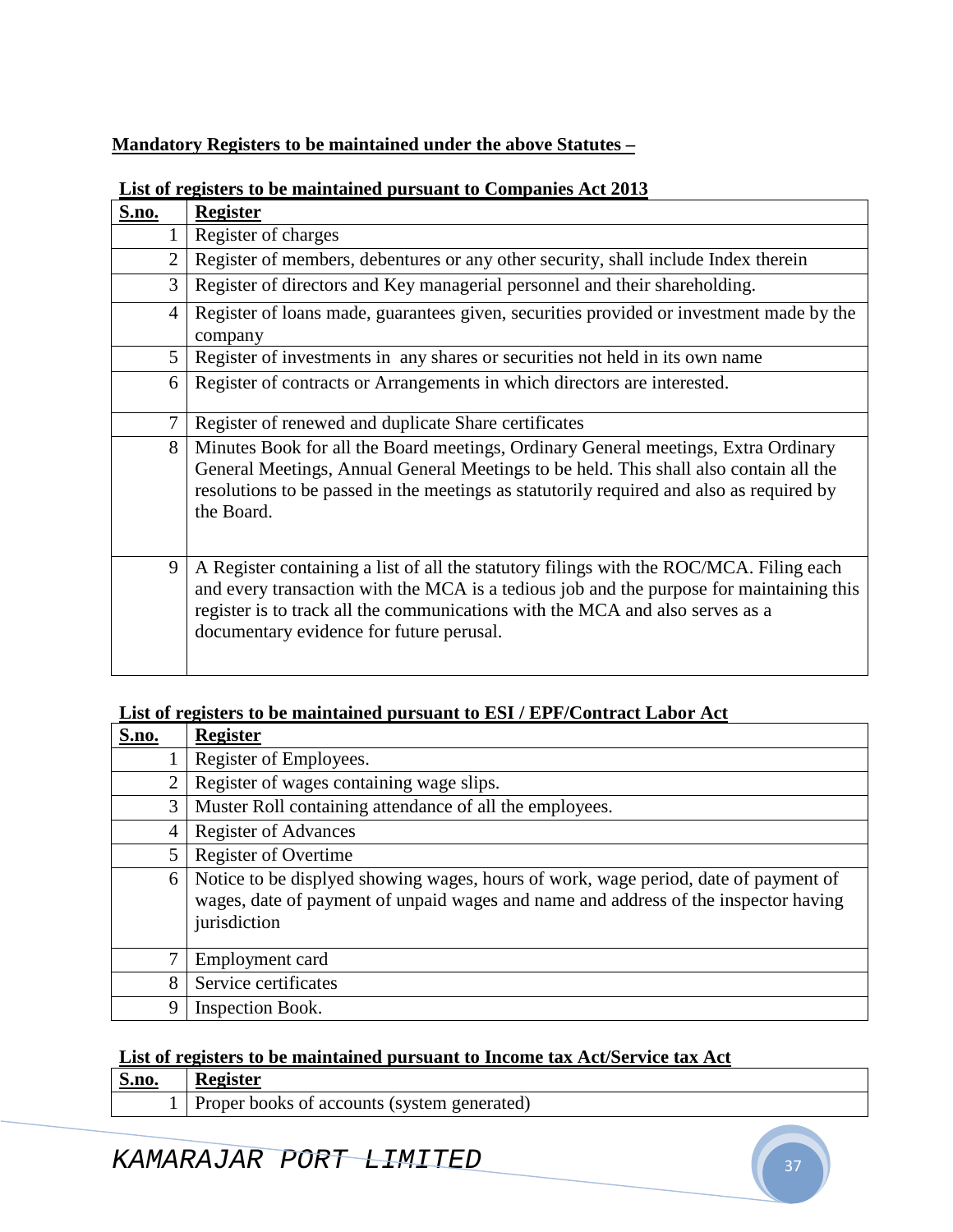**Mandatory Registers to be maintained under the above Statutes –**

**List of registers to be maintained pursuant to Companies Act 2013**

| S.no. | Register |
|---|---|
| 1 | Register of charges |
| 2 | Register of members, debentures or any other security, shall include Index therein |
| 3 | Register of directors and Key managerial personnel and their shareholding. |
| 4 | Register of loans made, guarantees given, securities provided or investment made by the company |
| 5 | Register of investments in any shares or securities not held in its own name |
| 6 | Register of contracts or Arrangements in which directors are interested. |
| 7 | Register of renewed and duplicate Share certificates |
| 8 | Minutes Book for all the Board meetings, Ordinary General meetings, Extra Ordinary General Meetings, Annual General Meetings to be held. This shall also contain all the resolutions to be passed in the meetings as statutorily required and also as required by the Board. |
| 9 | A Register containing a list of all the statutory filings with the ROC/MCA. Filing each and every transaction with the MCA is a tedious job and the purpose for maintaining this register is to track all the communications with the MCA and also serves as a documentary evidence for future perusal. |

**List of registers to be maintained pursuant to ESI / EPF/Contract Labor Act**

| S.no. | Register |
|---|---|
| 1 | Register of Employees. |
| 2 | Register of wages containing wage slips. |
| 3 | Muster Roll containing attendance of all the employees. |
| 4 | Register of Advances |
| 5 | Register of Overtime |
| 6 | Notice to be displyed showing wages, hours of work, wage period, date of payment of wages, date of payment of unpaid wages and name and address of the inspector having jurisdiction |
| 7 | Employment card |
| 8 | Service certificates |
| 9 | Inspection Book. |

**List of registers to be maintained pursuant to Income tax Act/Service tax Act**

| S.no. | Register |
|---|---|
| 1 | Proper books of accounts (system generated) |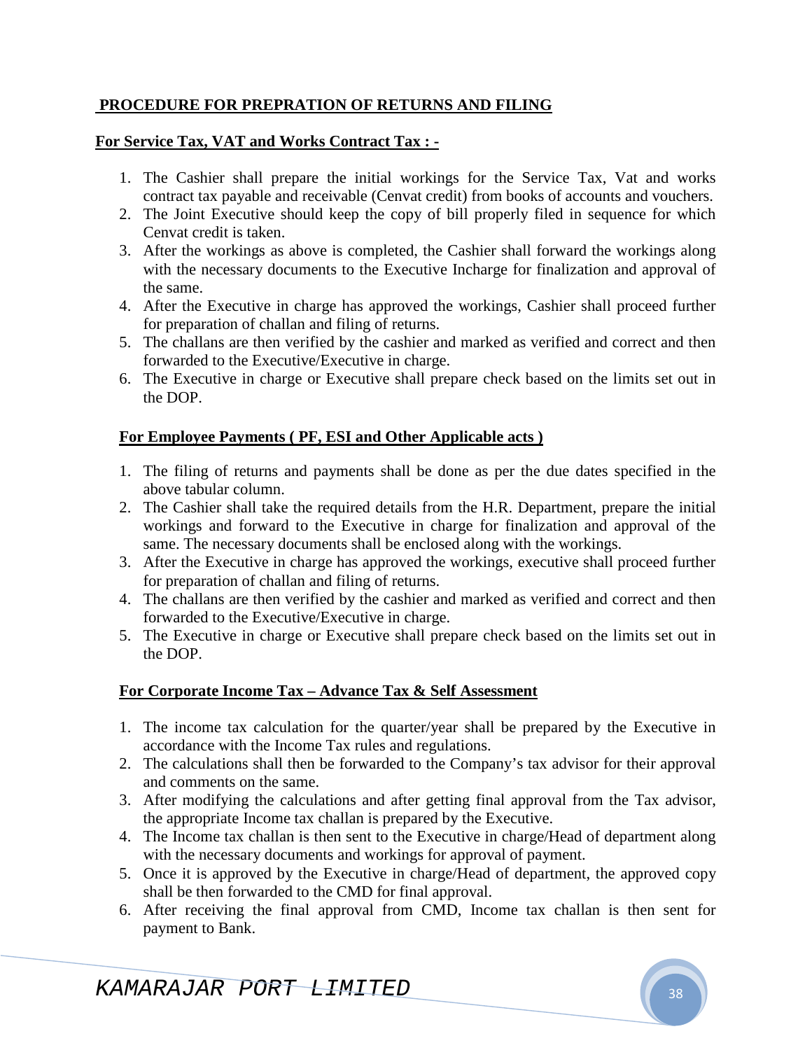## PROCEDURE FOR PREPRATION OF RETURNS AND FILING

### For Service Tax, VAT and Works Contract Tax : -

1. The Cashier shall prepare the initial workings for the Service Tax, Vat and works contract tax payable and receivable (Cenvat credit) from books of accounts and vouchers.
2. The Joint Executive should keep the copy of bill properly filed in sequence for which Cenvat credit is taken.
3. After the workings as above is completed, the Cashier shall forward the workings along with the necessary documents to the Executive Incharge for finalization and approval of the same.
4. After the Executive in charge has approved the workings, Cashier shall proceed further for preparation of challan and filing of returns.
5. The challans are then verified by the cashier and marked as verified and correct and then forwarded to the Executive/Executive in charge.
6. The Executive in charge or Executive shall prepare check based on the limits set out in the DOP.

### For Employee Payments ( PF, ESI and Other Applicable acts )

1. The filing of returns and payments shall be done as per the due dates specified in the above tabular column.
2. The Cashier shall take the required details from the H.R. Department, prepare the initial workings and forward to the Executive in charge for finalization and approval of the same. The necessary documents shall be enclosed along with the workings.
3. After the Executive in charge has approved the workings, executive shall proceed further for preparation of challan and filing of returns.
4. The challans are then verified by the cashier and marked as verified and correct and then forwarded to the Executive/Executive in charge.
5. The Executive in charge or Executive shall prepare check based on the limits set out in the DOP.

### For Corporate Income Tax – Advance Tax & Self Assessment

1. The income tax calculation for the quarter/year shall be prepared by the Executive in accordance with the Income Tax rules and regulations.
2. The calculations shall then be forwarded to the Company's tax advisor for their approval and comments on the same.
3. After modifying the calculations and after getting final approval from the Tax advisor, the appropriate Income tax challan is prepared by the Executive.
4. The Income tax challan is then sent to the Executive in charge/Head of department along with the necessary documents and workings for approval of payment.
5. Once it is approved by the Executive in charge/Head of department, the approved copy shall be then forwarded to the CMD for final approval.
6. After receiving the final approval from CMD, Income tax challan is then sent for payment to Bank.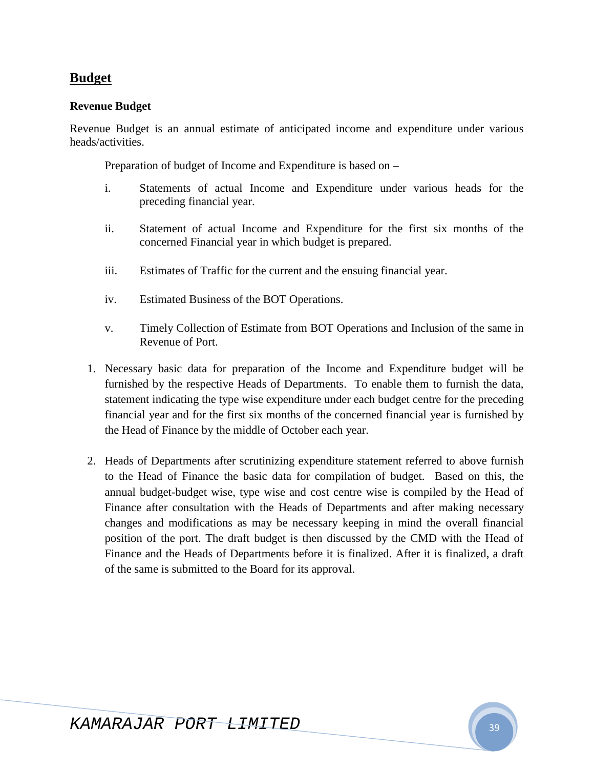## Budget

### Revenue Budget

Revenue Budget is an annual estimate of anticipated income and expenditure under various heads/activities.

Preparation of budget of Income and Expenditure is based on –

i. Statements of actual Income and Expenditure under various heads for the preceding financial year.

ii. Statement of actual Income and Expenditure for the first six months of the concerned Financial year in which budget is prepared.

iii. Estimates of Traffic for the current and the ensuing financial year.

iv. Estimated Business of the BOT Operations.

v. Timely Collection of Estimate from BOT Operations and Inclusion of the same in Revenue of Port.

1. Necessary basic data for preparation of the Income and Expenditure budget will be furnished by the respective Heads of Departments. To enable them to furnish the data, statement indicating the type wise expenditure under each budget centre for the preceding financial year and for the first six months of the concerned financial year is furnished by the Head of Finance by the middle of October each year.

2. Heads of Departments after scrutinizing expenditure statement referred to above furnish to the Head of Finance the basic data for compilation of budget. Based on this, the annual budget-budget wise, type wise and cost centre wise is compiled by the Head of Finance after consultation with the Heads of Departments and after making necessary changes and modifications as may be necessary keeping in mind the overall financial position of the port. The draft budget is then discussed by the CMD with the Head of Finance and the Heads of Departments before it is finalized. After it is finalized, a draft of the same is submitted to the Board for its approval.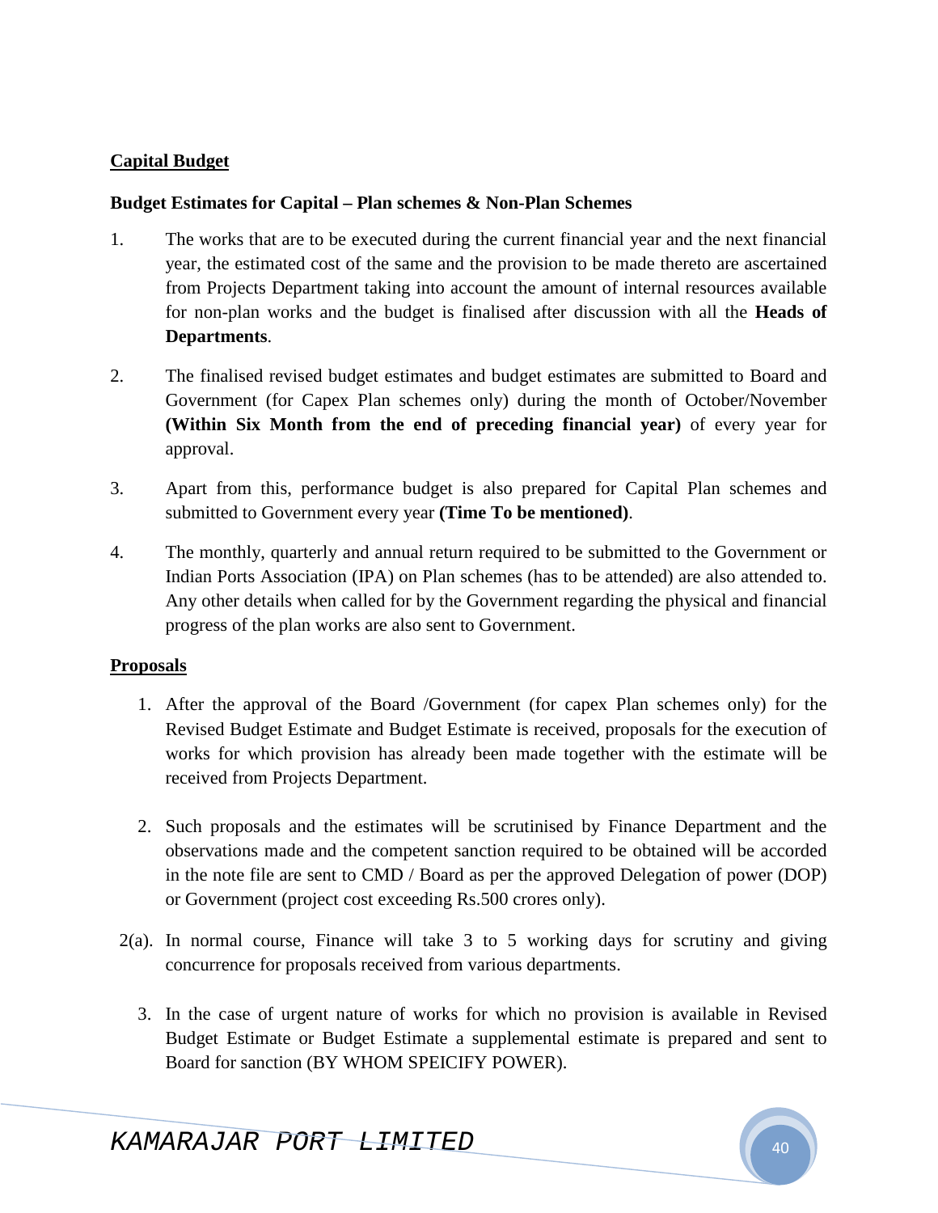**<u>Capital Budget</u>**

**Budget Estimates for Capital – Plan schemes & Non-Plan Schemes**

1. The works that are to be executed during the current financial year and the next financial year, the estimated cost of the same and the provision to be made thereto are ascertained from Projects Department taking into account the amount of internal resources available for non-plan works and the budget is finalised after discussion with all the **Heads of Departments**.

2. The finalised revised budget estimates and budget estimates are submitted to Board and Government (for Capex Plan schemes only) during the month of October/November **(Within Six Month from the end of preceding financial year)** of every year for approval.

3. Apart from this, performance budget is also prepared for Capital Plan schemes and submitted to Government every year **(Time To be mentioned)**.

4. The monthly, quarterly and annual return required to be submitted to the Government or Indian Ports Association (IPA) on Plan schemes (has to be attended) are also attended to. Any other details when called for by the Government regarding the physical and financial progress of the plan works are also sent to Government.

**<u>Proposals</u>**

1. After the approval of the Board /Government (for capex Plan schemes only) for the Revised Budget Estimate and Budget Estimate is received, proposals for the execution of works for which provision has already been made together with the estimate will be received from Projects Department.

2. Such proposals and the estimates will be scrutinised by Finance Department and the observations made and the competent sanction required to be obtained will be accorded in the note file are sent to CMD / Board as per the approved Delegation of power (DOP) or Government (project cost exceeding Rs.500 crores only).

2(a). In normal course, Finance will take 3 to 5 working days for scrutiny and giving concurrence for proposals received from various departments.

3. In the case of urgent nature of works for which no provision is available in Revised Budget Estimate or Budget Estimate a supplemental estimate is prepared and sent to Board for sanction (BY WHOM SPEICIFY POWER).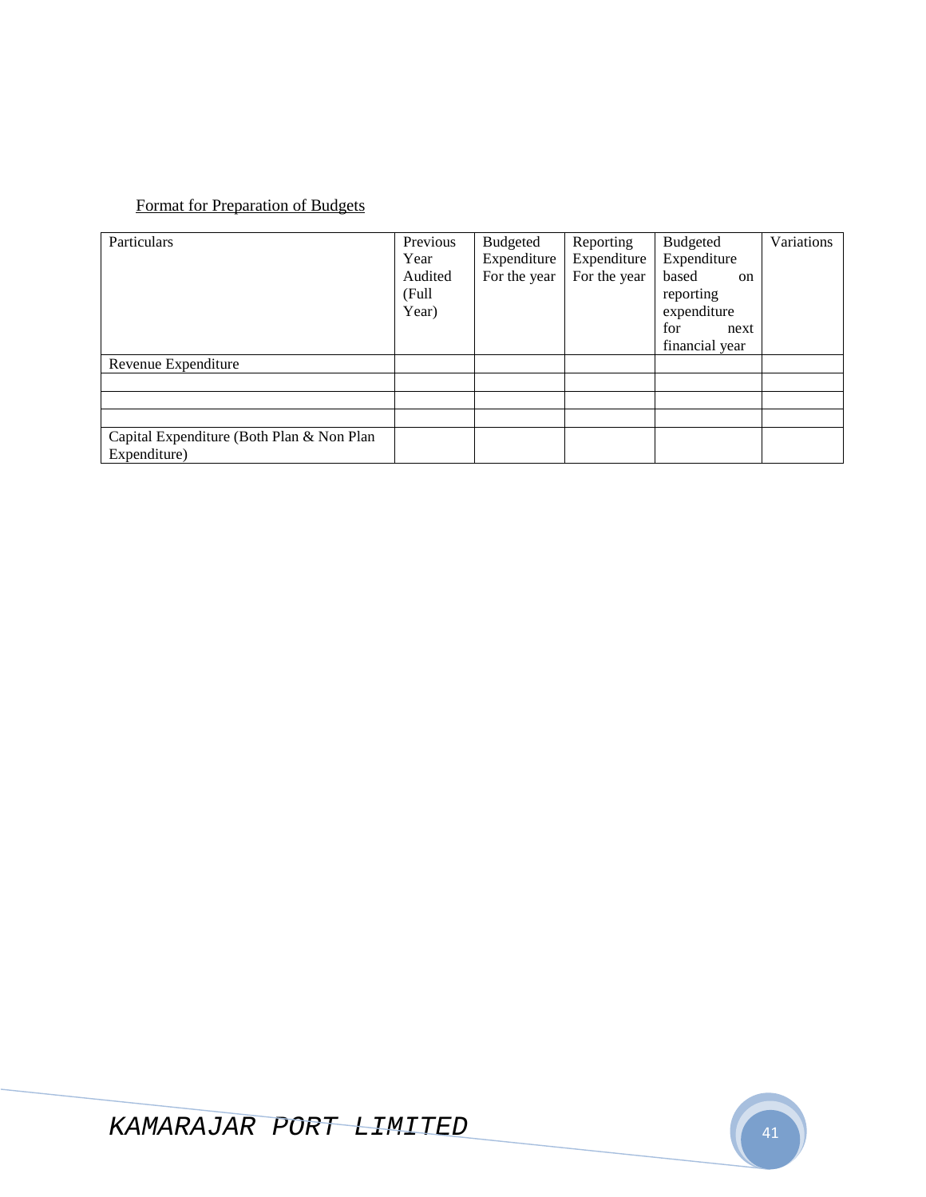<u>Format for Preparation of Budgets</u>

| Particulars | Previous Year Audited (Full Year) | Budgeted Expenditure For the year | Reporting Expenditure For the year | Budgeted Expenditure based on reporting expenditure for next financial year | Variations |
|---|---|---|---|---|---|
| Revenue Expenditure | | | | | |
| | | | | | |
| | | | | | |
| | | | | | |
| Capital Expenditure (Both Plan & Non Plan Expenditure) | | | | | |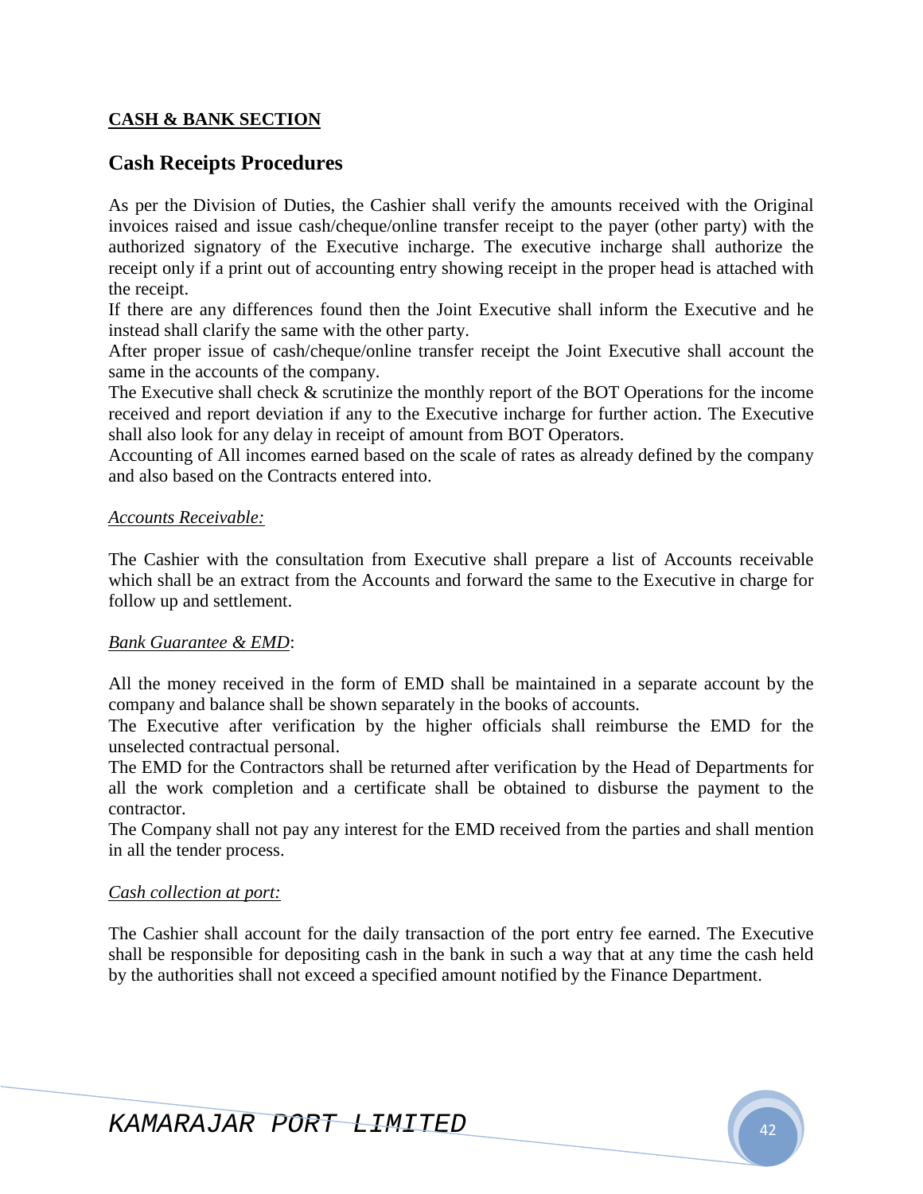**<u>CASH & BANK SECTION</u>**

## Cash Receipts Procedures

As per the Division of Duties, the Cashier shall verify the amounts received with the Original invoices raised and issue cash/cheque/online transfer receipt to the payer (other party) with the authorized signatory of the Executive incharge. The executive incharge shall authorize the receipt only if a print out of accounting entry showing receipt in the proper head is attached with the receipt.

If there are any differences found then the Joint Executive shall inform the Executive and he instead shall clarify the same with the other party.

After proper issue of cash/cheque/online transfer receipt the Joint Executive shall account the same in the accounts of the company.

The Executive shall check & scrutinize the monthly report of the BOT Operations for the income received and report deviation if any to the Executive incharge for further action. The Executive shall also look for any delay in receipt of amount from BOT Operators.

Accounting of All incomes earned based on the scale of rates as already defined by the company and also based on the Contracts entered into.

*<u>Accounts Receivable:</u>*

The Cashier with the consultation from Executive shall prepare a list of Accounts receivable which shall be an extract from the Accounts and forward the same to the Executive in charge for follow up and settlement.

*<u>Bank Guarantee & EMD</u>*:

All the money received in the form of EMD shall be maintained in a separate account by the company and balance shall be shown separately in the books of accounts.

The Executive after verification by the higher officials shall reimburse the EMD for the unselected contractual personal.

The EMD for the Contractors shall be returned after verification by the Head of Departments for all the work completion and a certificate shall be obtained to disburse the payment to the contractor.

The Company shall not pay any interest for the EMD received from the parties and shall mention in all the tender process.

*<u>Cash collection at port:</u>*

The Cashier shall account for the daily transaction of the port entry fee earned. The Executive shall be responsible for depositing cash in the bank in such a way that at any time the cash held by the authorities shall not exceed a specified amount notified by the Finance Department.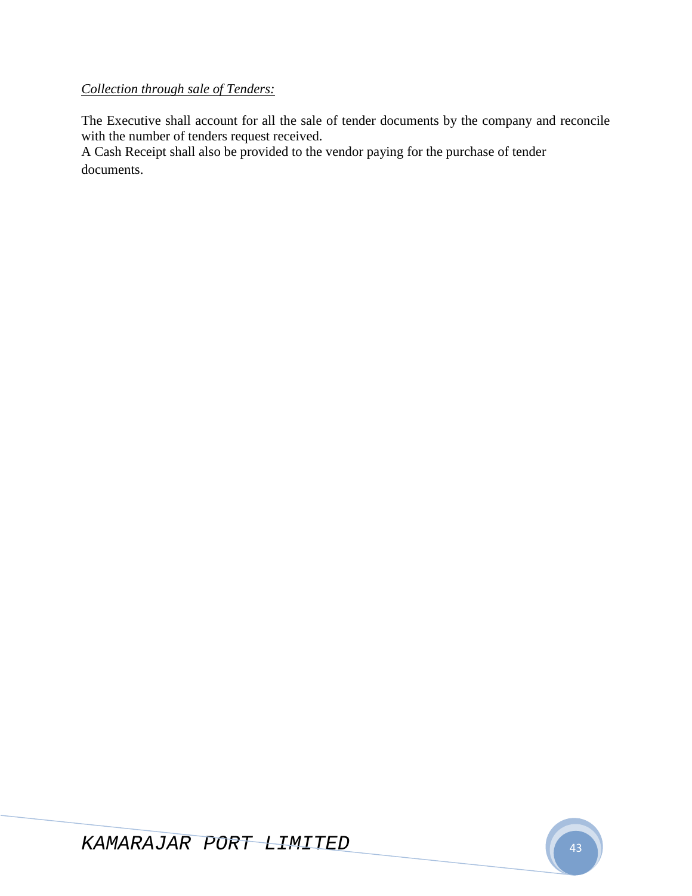*Collection through sale of Tenders:*

The Executive shall account for all the sale of tender documents by the company and reconcile with the number of tenders request received.

A Cash Receipt shall also be provided to the vendor paying for the purchase of tender documents.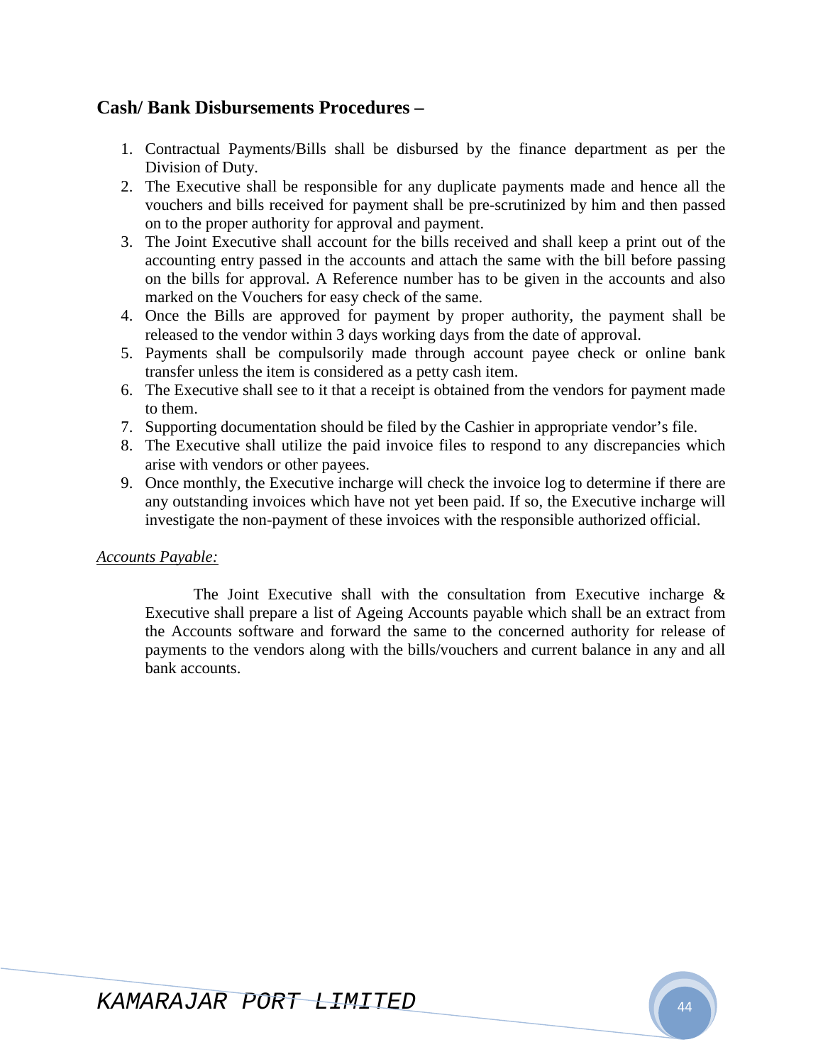## Cash/ Bank Disbursements Procedures –

1. Contractual Payments/Bills shall be disbursed by the finance department as per the Division of Duty.
2. The Executive shall be responsible for any duplicate payments made and hence all the vouchers and bills received for payment shall be pre-scrutinized by him and then passed on to the proper authority for approval and payment.
3. The Joint Executive shall account for the bills received and shall keep a print out of the accounting entry passed in the accounts and attach the same with the bill before passing on the bills for approval. A Reference number has to be given in the accounts and also marked on the Vouchers for easy check of the same.
4. Once the Bills are approved for payment by proper authority, the payment shall be released to the vendor within 3 days working days from the date of approval.
5. Payments shall be compulsorily made through account payee check or online bank transfer unless the item is considered as a petty cash item.
6. The Executive shall see to it that a receipt is obtained from the vendors for payment made to them.
7. Supporting documentation should be filed by the Cashier in appropriate vendor's file.
8. The Executive shall utilize the paid invoice files to respond to any discrepancies which arise with vendors or other payees.
9. Once monthly, the Executive incharge will check the invoice log to determine if there are any outstanding invoices which have not yet been paid. If so, the Executive incharge will investigate the non-payment of these invoices with the responsible authorized official.

*Accounts Payable:*

The Joint Executive shall with the consultation from Executive incharge & Executive shall prepare a list of Ageing Accounts payable which shall be an extract from the Accounts software and forward the same to the concerned authority for release of payments to the vendors along with the bills/vouchers and current balance in any and all bank accounts.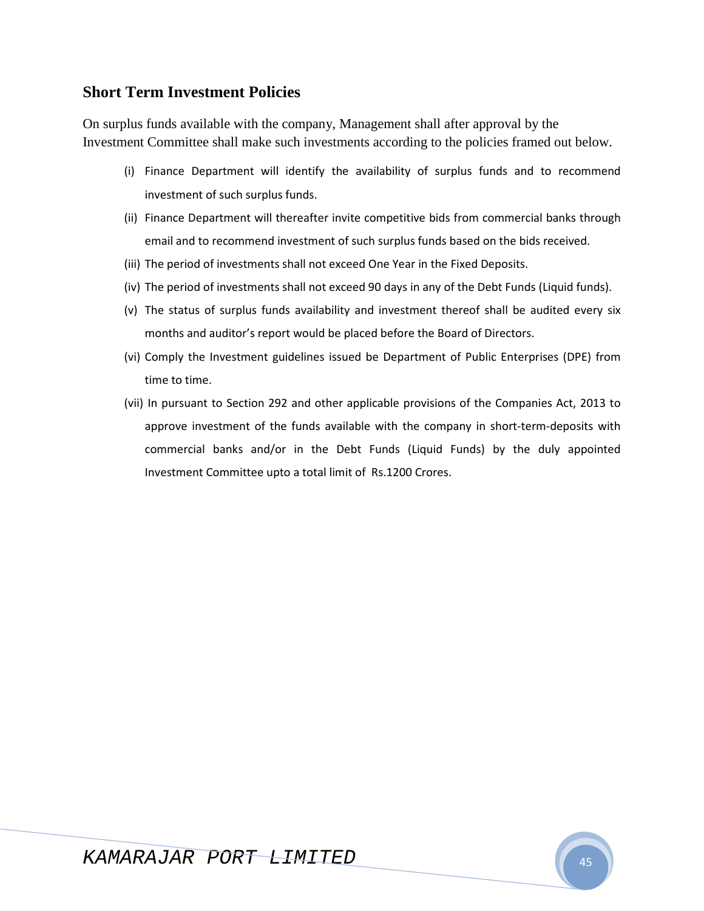## Short Term Investment Policies

On surplus funds available with the company, Management shall after approval by the Investment Committee shall make such investments according to the policies framed out below.

- (i) Finance Department will identify the availability of surplus funds and to recommend investment of such surplus funds.
- (ii) Finance Department will thereafter invite competitive bids from commercial banks through email and to recommend investment of such surplus funds based on the bids received.
- (iii) The period of investments shall not exceed One Year in the Fixed Deposits.
- (iv) The period of investments shall not exceed 90 days in any of the Debt Funds (Liquid funds).
- (v) The status of surplus funds availability and investment thereof shall be audited every six months and auditor's report would be placed before the Board of Directors.
- (vi) Comply the Investment guidelines issued be Department of Public Enterprises (DPE) from time to time.
- (vii) In pursuant to Section 292 and other applicable provisions of the Companies Act, 2013 to approve investment of the funds available with the company in short-term-deposits with commercial banks and/or in the Debt Funds (Liquid Funds) by the duly appointed Investment Committee upto a total limit of Rs.1200 Crores.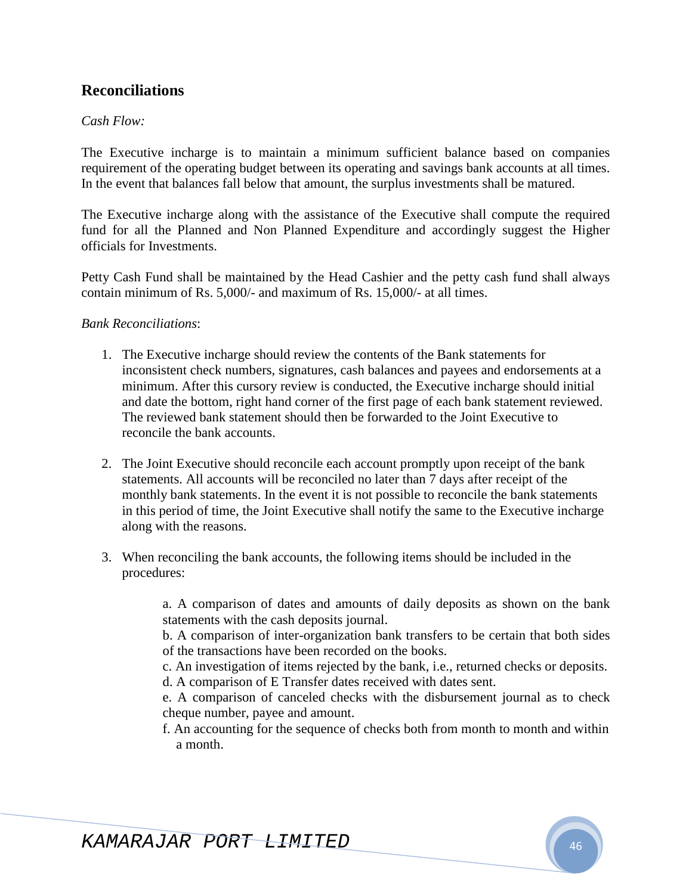## Reconciliations

*Cash Flow:*

The Executive incharge is to maintain a minimum sufficient balance based on companies requirement of the operating budget between its operating and savings bank accounts at all times. In the event that balances fall below that amount, the surplus investments shall be matured.

The Executive incharge along with the assistance of the Executive shall compute the required fund for all the Planned and Non Planned Expenditure and accordingly suggest the Higher officials for Investments.

Petty Cash Fund shall be maintained by the Head Cashier and the petty cash fund shall always contain minimum of Rs. 5,000/- and maximum of Rs. 15,000/- at all times.

*Bank Reconciliations*:

1. The Executive incharge should review the contents of the Bank statements for inconsistent check numbers, signatures, cash balances and payees and endorsements at a minimum. After this cursory review is conducted, the Executive incharge should initial and date the bottom, right hand corner of the first page of each bank statement reviewed. The reviewed bank statement should then be forwarded to the Joint Executive to reconcile the bank accounts.

2. The Joint Executive should reconcile each account promptly upon receipt of the bank statements. All accounts will be reconciled no later than 7 days after receipt of the monthly bank statements. In the event it is not possible to reconcile the bank statements in this period of time, the Joint Executive shall notify the same to the Executive incharge along with the reasons.

3. When reconciling the bank accounts, the following items should be included in the procedures:

    a. A comparison of dates and amounts of daily deposits as shown on the bank statements with the cash deposits journal.
    b. A comparison of inter-organization bank transfers to be certain that both sides of the transactions have been recorded on the books.
    c. An investigation of items rejected by the bank, i.e., returned checks or deposits.
    d. A comparison of E Transfer dates received with dates sent.
    e. A comparison of canceled checks with the disbursement journal as to check cheque number, payee and amount.
    f. An accounting for the sequence of checks both from month to month and within a month.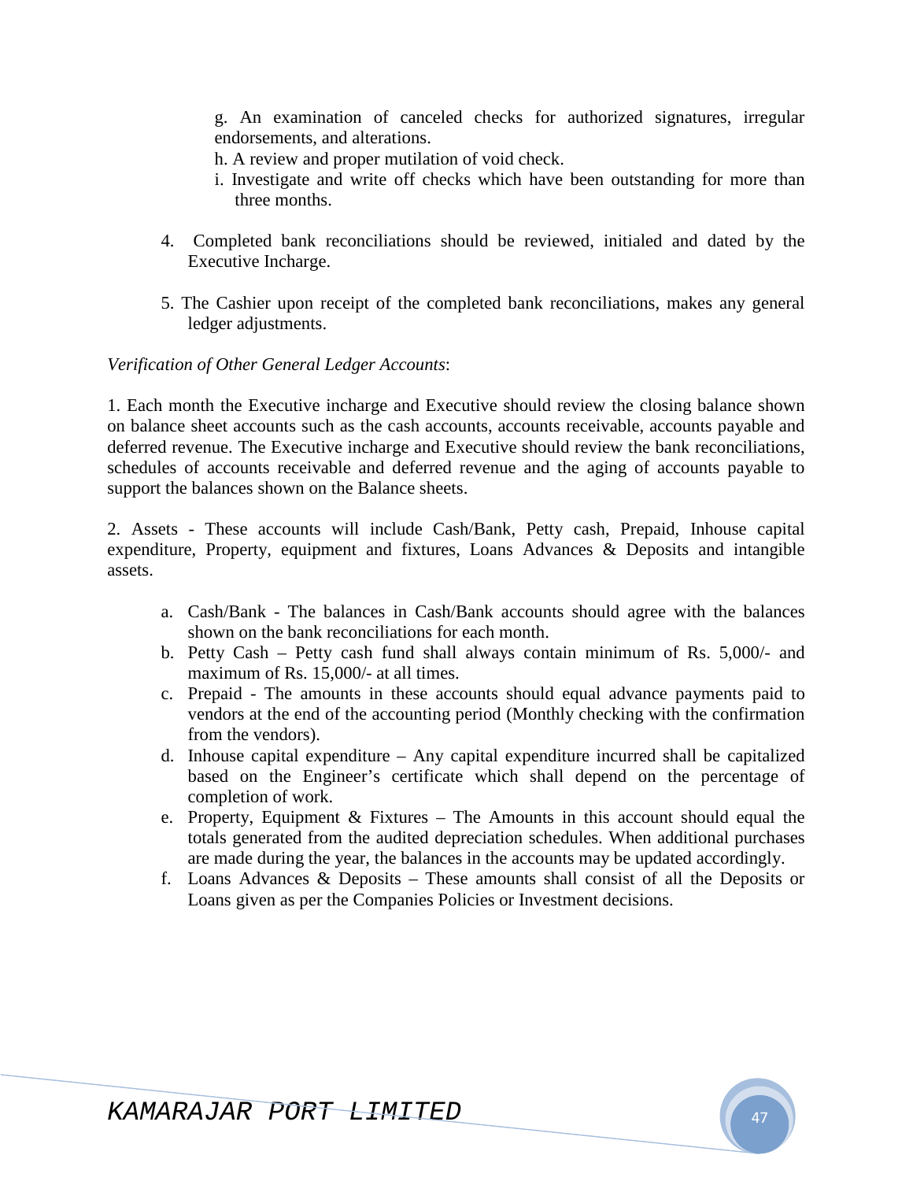g. An examination of canceled checks for authorized signatures, irregular endorsements, and alterations.

h. A review and proper mutilation of void check.

i. Investigate and write off checks which have been outstanding for more than three months.

4. Completed bank reconciliations should be reviewed, initialed and dated by the Executive Incharge.

5. The Cashier upon receipt of the completed bank reconciliations, makes any general ledger adjustments.

*Verification of Other General Ledger Accounts*:

1. Each month the Executive incharge and Executive should review the closing balance shown on balance sheet accounts such as the cash accounts, accounts receivable, accounts payable and deferred revenue. The Executive incharge and Executive should review the bank reconciliations, schedules of accounts receivable and deferred revenue and the aging of accounts payable to support the balances shown on the Balance sheets.

2. Assets - These accounts will include Cash/Bank, Petty cash, Prepaid, Inhouse capital expenditure, Property, equipment and fixtures, Loans Advances & Deposits and intangible assets.

   a. Cash/Bank - The balances in Cash/Bank accounts should agree with the balances shown on the bank reconciliations for each month.
   b. Petty Cash – Petty cash fund shall always contain minimum of Rs. 5,000/- and maximum of Rs. 15,000/- at all times.
   c. Prepaid - The amounts in these accounts should equal advance payments paid to vendors at the end of the accounting period (Monthly checking with the confirmation from the vendors).
   d. Inhouse capital expenditure – Any capital expenditure incurred shall be capitalized based on the Engineer's certificate which shall depend on the percentage of completion of work.
   e. Property, Equipment & Fixtures – The Amounts in this account should equal the totals generated from the audited depreciation schedules. When additional purchases are made during the year, the balances in the accounts may be updated accordingly.
   f. Loans Advances & Deposits – These amounts shall consist of all the Deposits or Loans given as per the Companies Policies or Investment decisions.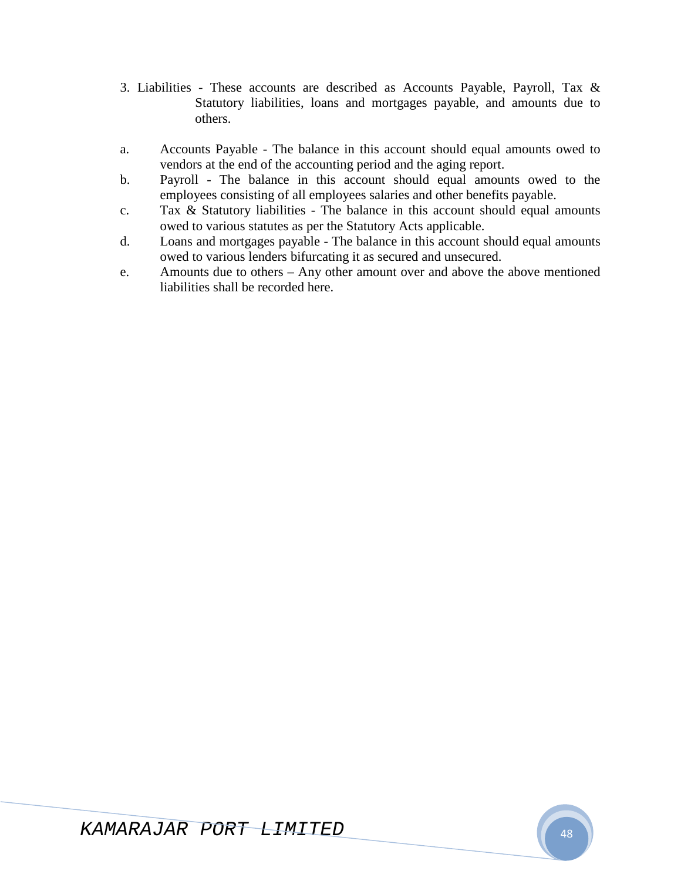3. Liabilities - These accounts are described as Accounts Payable, Payroll, Tax & Statutory liabilities, loans and mortgages payable, and amounts due to others.

a. Accounts Payable - The balance in this account should equal amounts owed to vendors at the end of the accounting period and the aging report.
b. Payroll - The balance in this account should equal amounts owed to the employees consisting of all employees salaries and other benefits payable.
c. Tax & Statutory liabilities - The balance in this account should equal amounts owed to various statutes as per the Statutory Acts applicable.
d. Loans and mortgages payable - The balance in this account should equal amounts owed to various lenders bifurcating it as secured and unsecured.
e. Amounts due to others – Any other amount over and above the above mentioned liabilities shall be recorded here.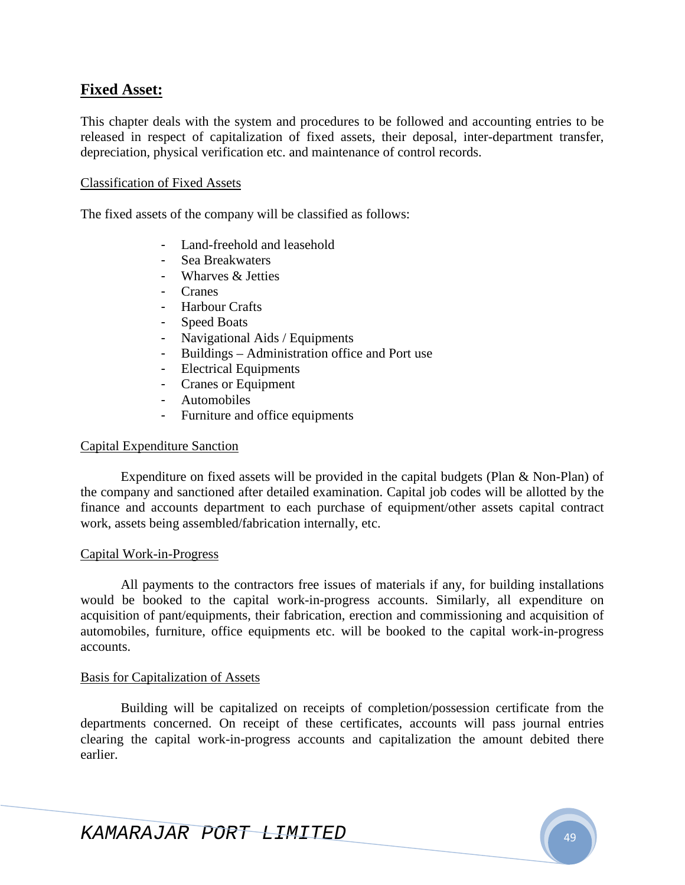## Fixed Asset:

This chapter deals with the system and procedures to be followed and accounting entries to be released in respect of capitalization of fixed assets, their deposal, inter-department transfer, depreciation, physical verification etc. and maintenance of control records.

Classification of Fixed Assets

The fixed assets of the company will be classified as follows:

- Land-freehold and leasehold
- Sea Breakwaters
- Wharves & Jetties
- Cranes
- Harbour Crafts
- Speed Boats
- Navigational Aids / Equipments
- Buildings – Administration office and Port use
- Electrical Equipments
- Cranes or Equipment
- Automobiles
- Furniture and office equipments

Capital Expenditure Sanction

Expenditure on fixed assets will be provided in the capital budgets (Plan & Non-Plan) of the company and sanctioned after detailed examination. Capital job codes will be allotted by the finance and accounts department to each purchase of equipment/other assets capital contract work, assets being assembled/fabrication internally, etc.

Capital Work-in-Progress

All payments to the contractors free issues of materials if any, for building installations would be booked to the capital work-in-progress accounts. Similarly, all expenditure on acquisition of pant/equipments, their fabrication, erection and commissioning and acquisition of automobiles, furniture, office equipments etc. will be booked to the capital work-in-progress accounts.

Basis for Capitalization of Assets

Building will be capitalized on receipts of completion/possession certificate from the departments concerned. On receipt of these certificates, accounts will pass journal entries clearing the capital work-in-progress accounts and capitalization the amount debited there earlier.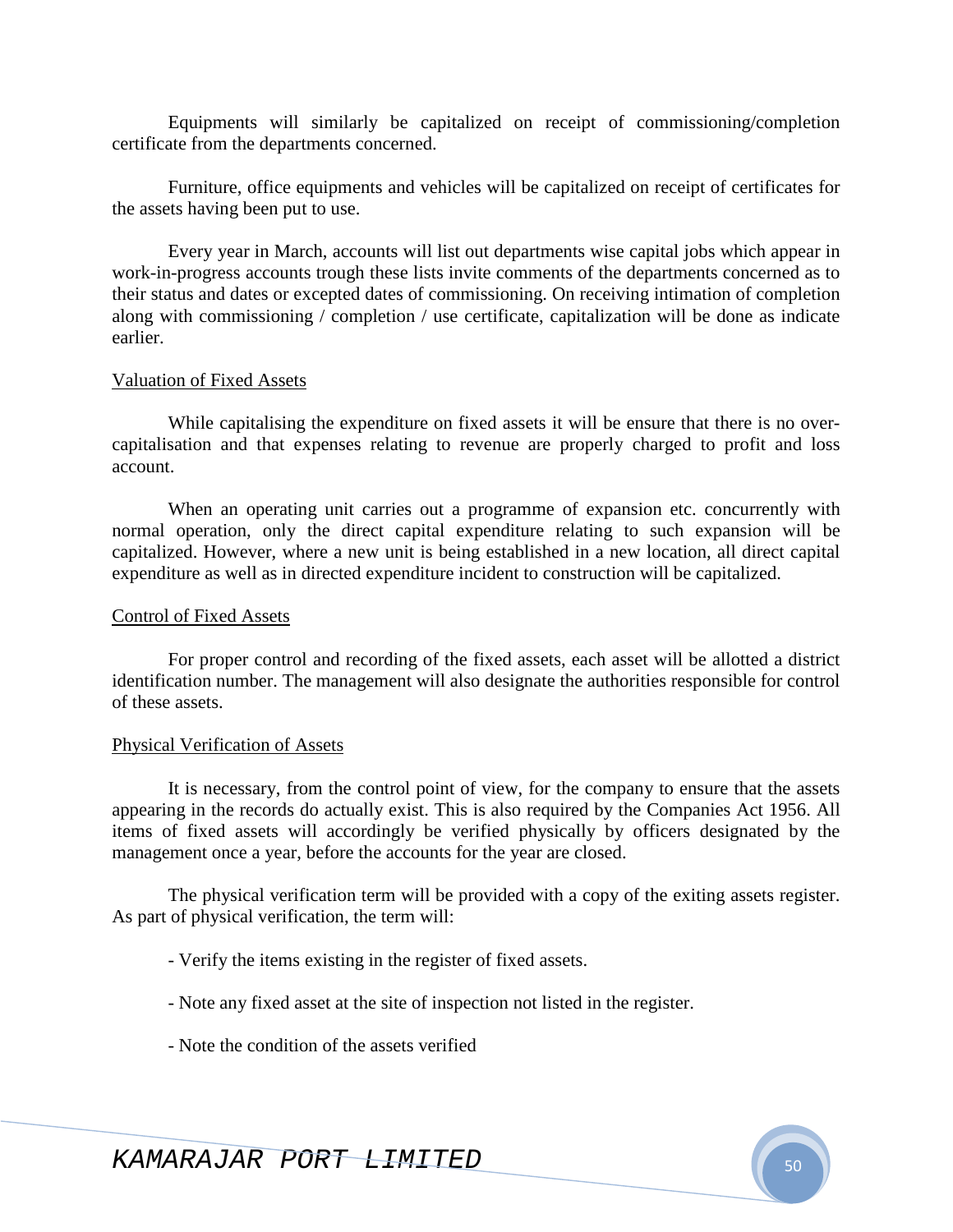Equipments will similarly be capitalized on receipt of commissioning/completion certificate from the departments concerned.

Furniture, office equipments and vehicles will be capitalized on receipt of certificates for the assets having been put to use.

Every year in March, accounts will list out departments wise capital jobs which appear in work-in-progress accounts trough these lists invite comments of the departments concerned as to their status and dates or excepted dates of commissioning. On receiving intimation of completion along with commissioning / completion / use certificate, capitalization will be done as indicate earlier.

## Valuation of Fixed Assets

While capitalising the expenditure on fixed assets it will be ensure that there is no over-capitalisation and that expenses relating to revenue are properly charged to profit and loss account.

When an operating unit carries out a programme of expansion etc. concurrently with normal operation, only the direct capital expenditure relating to such expansion will be capitalized. However, where a new unit is being established in a new location, all direct capital expenditure as well as in directed expenditure incident to construction will be capitalized.

## Control of Fixed Assets

For proper control and recording of the fixed assets, each asset will be allotted a district identification number. The management will also designate the authorities responsible for control of these assets.

## Physical Verification of Assets

It is necessary, from the control point of view, for the company to ensure that the assets appearing in the records do actually exist. This is also required by the Companies Act 1956. All items of fixed assets will accordingly be verified physically by officers designated by the management once a year, before the accounts for the year are closed.

The physical verification term will be provided with a copy of the exiting assets register. As part of physical verification, the term will:

- Verify the items existing in the register of fixed assets.
- Note any fixed asset at the site of inspection not listed in the register.
- Note the condition of the assets verified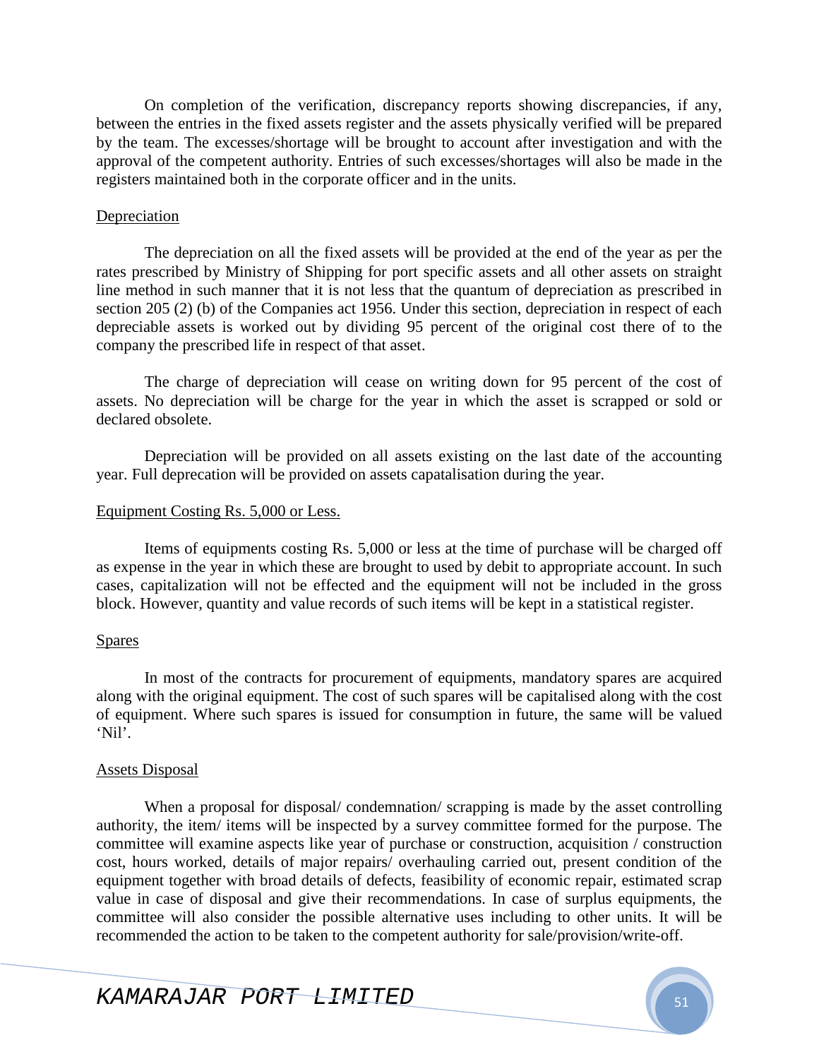On completion of the verification, discrepancy reports showing discrepancies, if any, between the entries in the fixed assets register and the assets physically verified will be prepared by the team. The excesses/shortage will be brought to account after investigation and with the approval of the competent authority. Entries of such excesses/shortages will also be made in the registers maintained both in the corporate officer and in the units.

<u>Depreciation</u>

The depreciation on all the fixed assets will be provided at the end of the year as per the rates prescribed by Ministry of Shipping for port specific assets and all other assets on straight line method in such manner that it is not less that the quantum of depreciation as prescribed in section 205 (2) (b) of the Companies act 1956. Under this section, depreciation in respect of each depreciable assets is worked out by dividing 95 percent of the original cost there of to the company the prescribed life in respect of that asset.

The charge of depreciation will cease on writing down for 95 percent of the cost of assets. No depreciation will be charge for the year in which the asset is scrapped or sold or declared obsolete.

Depreciation will be provided on all assets existing on the last date of the accounting year. Full deprecation will be provided on assets capatalisation during the year.

<u>Equipment Costing Rs. 5,000 or Less.</u>

Items of equipments costing Rs. 5,000 or less at the time of purchase will be charged off as expense in the year in which these are brought to used by debit to appropriate account. In such cases, capitalization will not be effected and the equipment will not be included in the gross block. However, quantity and value records of such items will be kept in a statistical register.

<u>Spares</u>

In most of the contracts for procurement of equipments, mandatory spares are acquired along with the original equipment. The cost of such spares will be capitalised along with the cost of equipment. Where such spares is issued for consumption in future, the same will be valued 'Nil'.

<u>Assets Disposal</u>

When a proposal for disposal/ condemnation/ scrapping is made by the asset controlling authority, the item/ items will be inspected by a survey committee formed for the purpose. The committee will examine aspects like year of purchase or construction, acquisition / construction cost, hours worked, details of major repairs/ overhauling carried out, present condition of the equipment together with broad details of defects, feasibility of economic repair, estimated scrap value in case of disposal and give their recommendations. In case of surplus equipments, the committee will also consider the possible alternative uses including to other units. It will be recommended the action to be taken to the competent authority for sale/provision/write-off.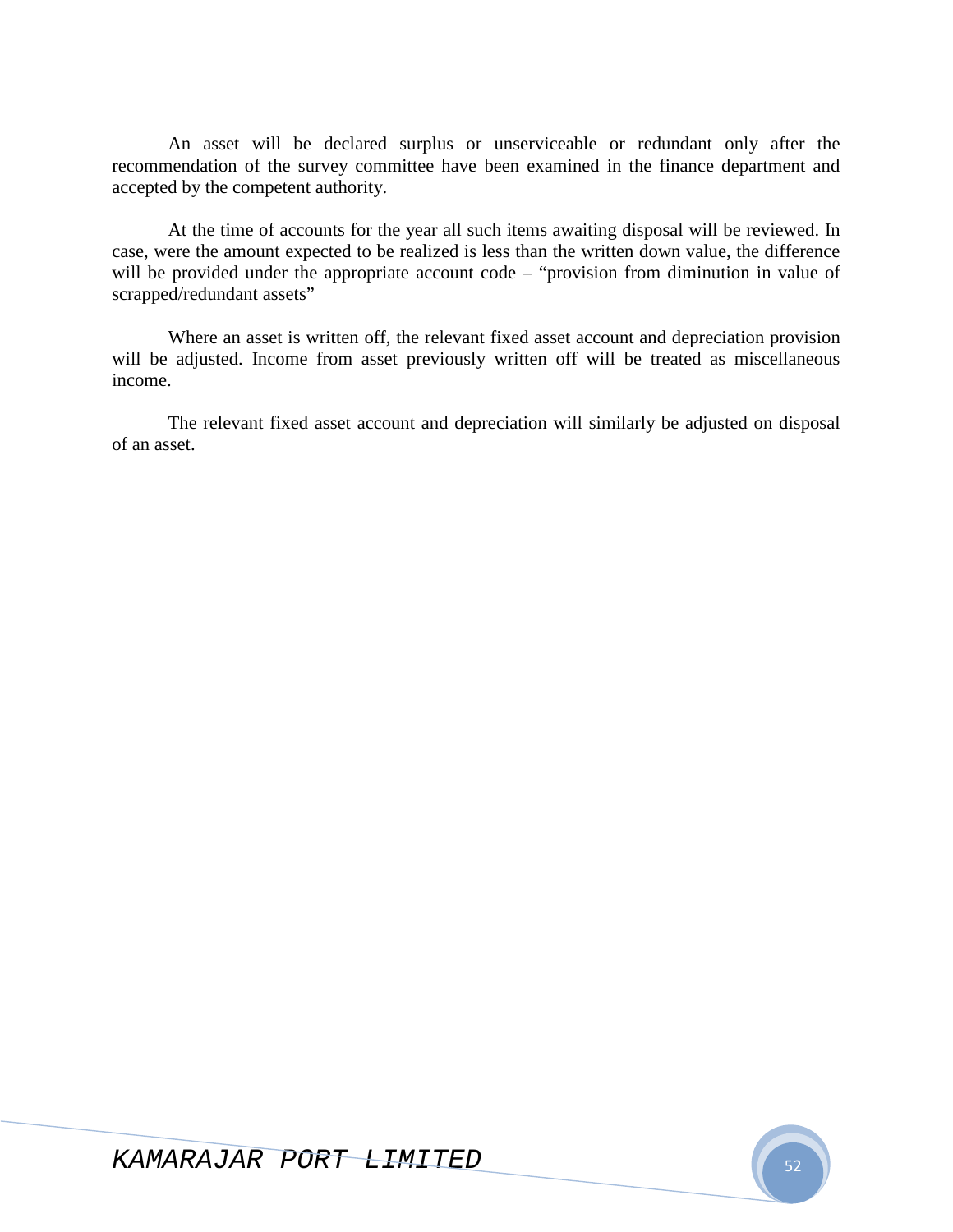An asset will be declared surplus or unserviceable or redundant only after the recommendation of the survey committee have been examined in the finance department and accepted by the competent authority.

At the time of accounts for the year all such items awaiting disposal will be reviewed. In case, were the amount expected to be realized is less than the written down value, the difference will be provided under the appropriate account code – "provision from diminution in value of scrapped/redundant assets"

Where an asset is written off, the relevant fixed asset account and depreciation provision will be adjusted. Income from asset previously written off will be treated as miscellaneous income.

The relevant fixed asset account and depreciation will similarly be adjusted on disposal of an asset.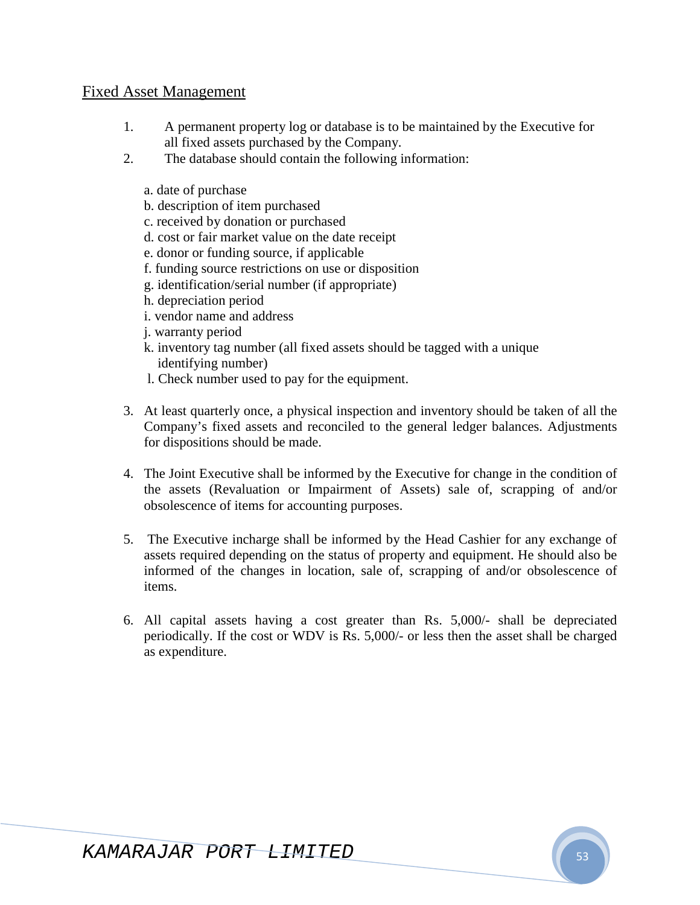## Fixed Asset Management

1. A permanent property log or database is to be maintained by the Executive for all fixed assets purchased by the Company.
2. The database should contain the following information:

   a. date of purchase
   b. description of item purchased
   c. received by donation or purchased
   d. cost or fair market value on the date receipt
   e. donor or funding source, if applicable
   f. funding source restrictions on use or disposition
   g. identification/serial number (if appropriate)
   h. depreciation period
   i. vendor name and address
   j. warranty period
   k. inventory tag number (all fixed assets should be tagged with a unique identifying number)
   l. Check number used to pay for the equipment.

3. At least quarterly once, a physical inspection and inventory should be taken of all the Company's fixed assets and reconciled to the general ledger balances. Adjustments for dispositions should be made.

4. The Joint Executive shall be informed by the Executive for change in the condition of the assets (Revaluation or Impairment of Assets) sale of, scrapping of and/or obsolescence of items for accounting purposes.

5. The Executive incharge shall be informed by the Head Cashier for any exchange of assets required depending on the status of property and equipment. He should also be informed of the changes in location, sale of, scrapping of and/or obsolescence of items.

6. All capital assets having a cost greater than Rs. 5,000/- shall be depreciated periodically. If the cost or WDV is Rs. 5,000/- or less then the asset shall be charged as expenditure.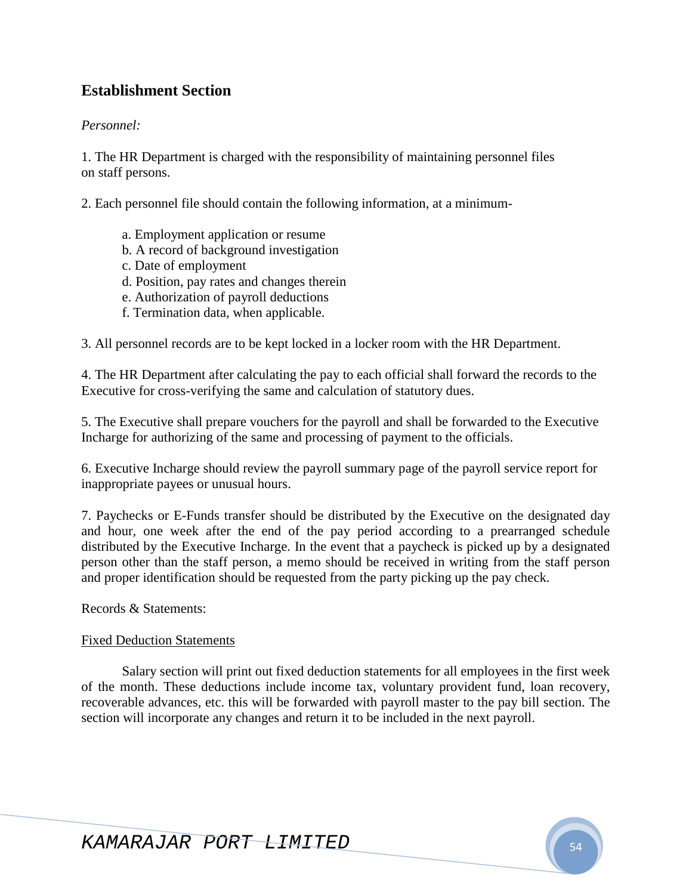## Establishment Section

*Personnel:*

1. The HR Department is charged with the responsibility of maintaining personnel files on staff persons.

2. Each personnel file should contain the following information, at a minimum-

   a. Employment application or resume
   b. A record of background investigation
   c. Date of employment
   d. Position, pay rates and changes therein
   e. Authorization of payroll deductions
   f. Termination data, when applicable.

3. All personnel records are to be kept locked in a locker room with the HR Department.

4. The HR Department after calculating the pay to each official shall forward the records to the Executive for cross-verifying the same and calculation of statutory dues.

5. The Executive shall prepare vouchers for the payroll and shall be forwarded to the Executive Incharge for authorizing of the same and processing of payment to the officials.

6. Executive Incharge should review the payroll summary page of the payroll service report for inappropriate payees or unusual hours.

7. Paychecks or E-Funds transfer should be distributed by the Executive on the designated day and hour, one week after the end of the pay period according to a prearranged schedule distributed by the Executive Incharge. In the event that a paycheck is picked up by a designated person other than the staff person, a memo should be received in writing from the staff person and proper identification should be requested from the party picking up the pay check.

Records & Statements:

<u>Fixed Deduction Statements</u>

Salary section will print out fixed deduction statements for all employees in the first week of the month. These deductions include income tax, voluntary provident fund, loan recovery, recoverable advances, etc. this will be forwarded with payroll master to the pay bill section. The section will incorporate any changes and return it to be included in the next payroll.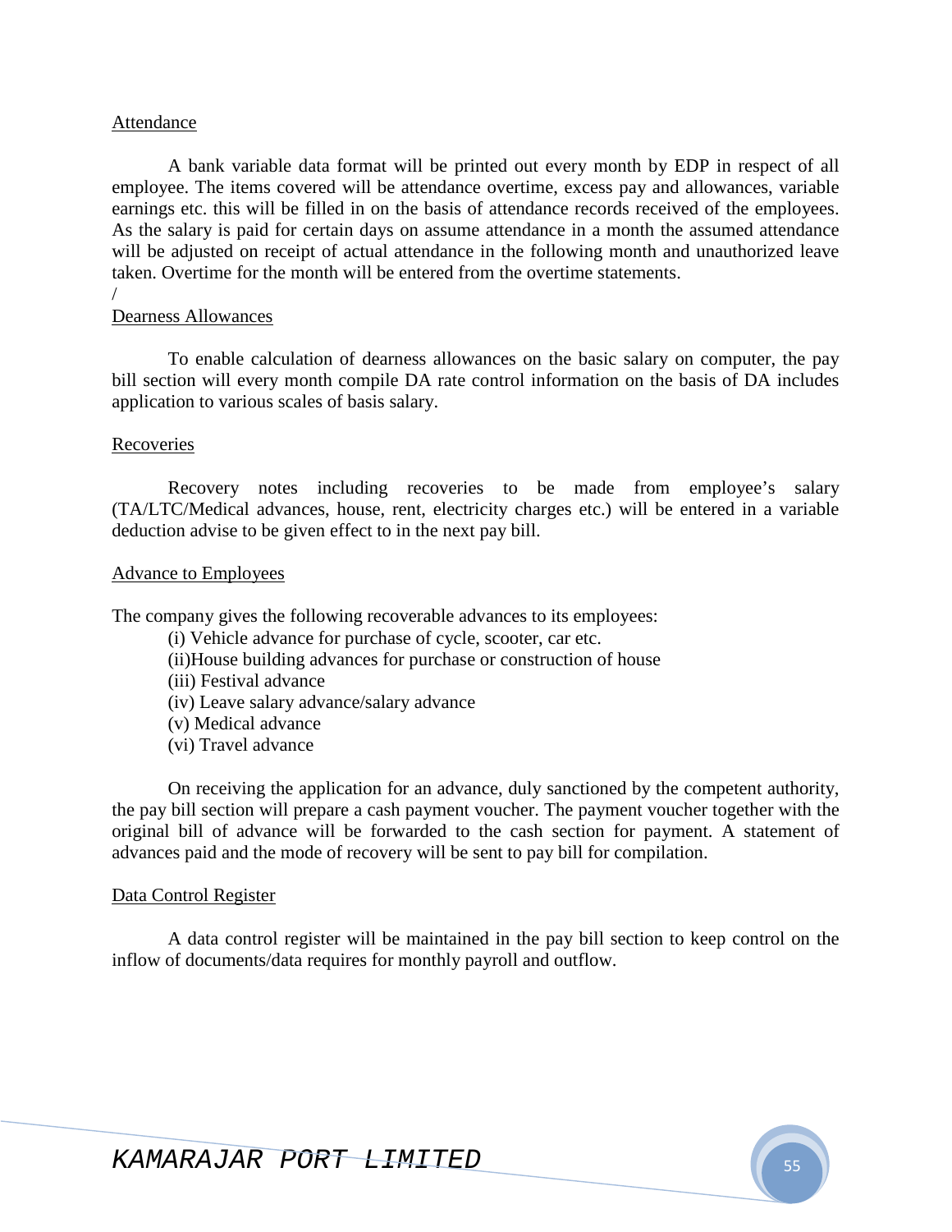Attendance

A bank variable data format will be printed out every month by EDP in respect of all employee. The items covered will be attendance overtime, excess pay and allowances, variable earnings etc. this will be filled in on the basis of attendance records received of the employees. As the salary is paid for certain days on assume attendance in a month the assumed attendance will be adjusted on receipt of actual attendance in the following month and unauthorized leave taken. Overtime for the month will be entered from the overtime statements.
/

Dearness Allowances

To enable calculation of dearness allowances on the basic salary on computer, the pay bill section will every month compile DA rate control information on the basis of DA includes application to various scales of basis salary.

Recoveries

Recovery notes including recoveries to be made from employee's salary (TA/LTC/Medical advances, house, rent, electricity charges etc.) will be entered in a variable deduction advise to be given effect to in the next pay bill.

Advance to Employees

The company gives the following recoverable advances to its employees:

(i) Vehicle advance for purchase of cycle, scooter, car etc.
(ii)House building advances for purchase or construction of house
(iii) Festival advance
(iv) Leave salary advance/salary advance
(v) Medical advance
(vi) Travel advance

On receiving the application for an advance, duly sanctioned by the competent authority, the pay bill section will prepare a cash payment voucher. The payment voucher together with the original bill of advance will be forwarded to the cash section for payment. A statement of advances paid and the mode of recovery will be sent to pay bill for compilation.

Data Control Register

A data control register will be maintained in the pay bill section to keep control on the inflow of documents/data requires for monthly payroll and outflow.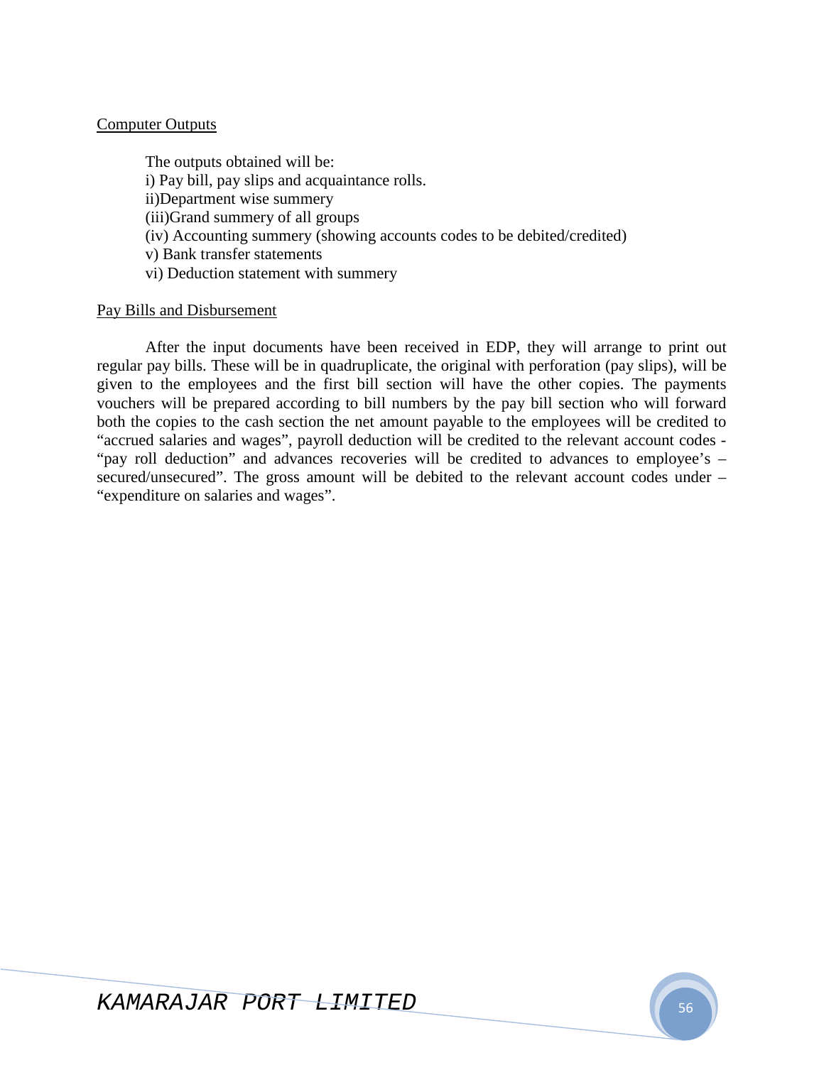Computer Outputs

The outputs obtained will be:

i) Pay bill, pay slips and acquaintance rolls.

ii)Department wise summery

(iii)Grand summery of all groups

(iv) Accounting summery (showing accounts codes to be debited/credited)

v) Bank transfer statements

vi) Deduction statement with summery

Pay Bills and Disbursement

After the input documents have been received in EDP, they will arrange to print out regular pay bills. These will be in quadruplicate, the original with perforation (pay slips), will be given to the employees and the first bill section will have the other copies. The payments vouchers will be prepared according to bill numbers by the pay bill section who will forward both the copies to the cash section the net amount payable to the employees will be credited to "accrued salaries and wages", payroll deduction will be credited to the relevant account codes - "pay roll deduction" and advances recoveries will be credited to advances to employee's – secured/unsecured". The gross amount will be debited to the relevant account codes under – "expenditure on salaries and wages".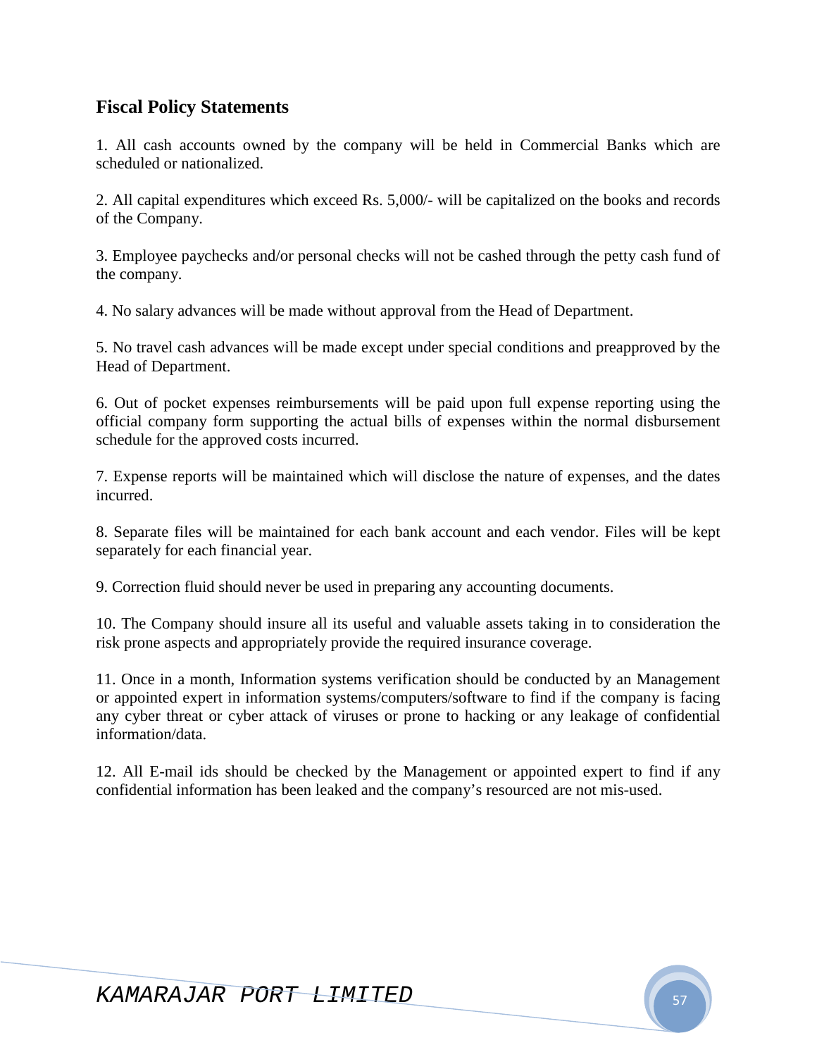## Fiscal Policy Statements

1. All cash accounts owned by the company will be held in Commercial Banks which are scheduled or nationalized.

2. All capital expenditures which exceed Rs. 5,000/- will be capitalized on the books and records of the Company.

3. Employee paychecks and/or personal checks will not be cashed through the petty cash fund of the company.

4. No salary advances will be made without approval from the Head of Department.

5. No travel cash advances will be made except under special conditions and preapproved by the Head of Department.

6. Out of pocket expenses reimbursements will be paid upon full expense reporting using the official company form supporting the actual bills of expenses within the normal disbursement schedule for the approved costs incurred.

7. Expense reports will be maintained which will disclose the nature of expenses, and the dates incurred.

8. Separate files will be maintained for each bank account and each vendor. Files will be kept separately for each financial year.

9. Correction fluid should never be used in preparing any accounting documents.

10. The Company should insure all its useful and valuable assets taking in to consideration the risk prone aspects and appropriately provide the required insurance coverage.

11. Once in a month, Information systems verification should be conducted by an Management or appointed expert in information systems/computers/software to find if the company is facing any cyber threat or cyber attack of viruses or prone to hacking or any leakage of confidential information/data.

12. All E-mail ids should be checked by the Management or appointed expert to find if any confidential information has been leaked and the company's resourced are not mis-used.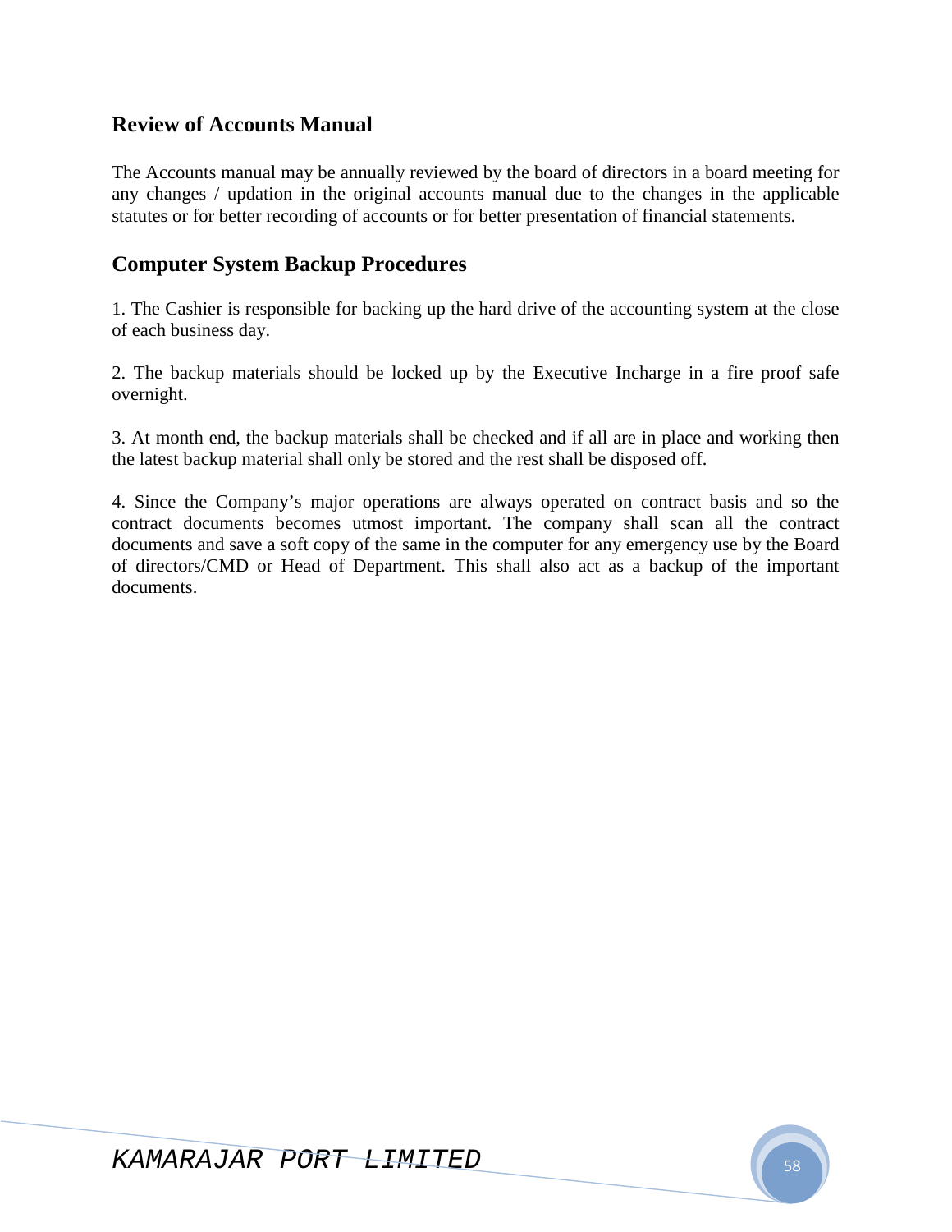## Review of Accounts Manual

The Accounts manual may be annually reviewed by the board of directors in a board meeting for any changes / updation in the original accounts manual due to the changes in the applicable statutes or for better recording of accounts or for better presentation of financial statements.

## Computer System Backup Procedures

1. The Cashier is responsible for backing up the hard drive of the accounting system at the close of each business day.

2. The backup materials should be locked up by the Executive Incharge in a fire proof safe overnight.

3. At month end, the backup materials shall be checked and if all are in place and working then the latest backup material shall only be stored and the rest shall be disposed off.

4. Since the Company's major operations are always operated on contract basis and so the contract documents becomes utmost important. The company shall scan all the contract documents and save a soft copy of the same in the computer for any emergency use by the Board of directors/CMD or Head of Department. This shall also act as a backup of the important documents.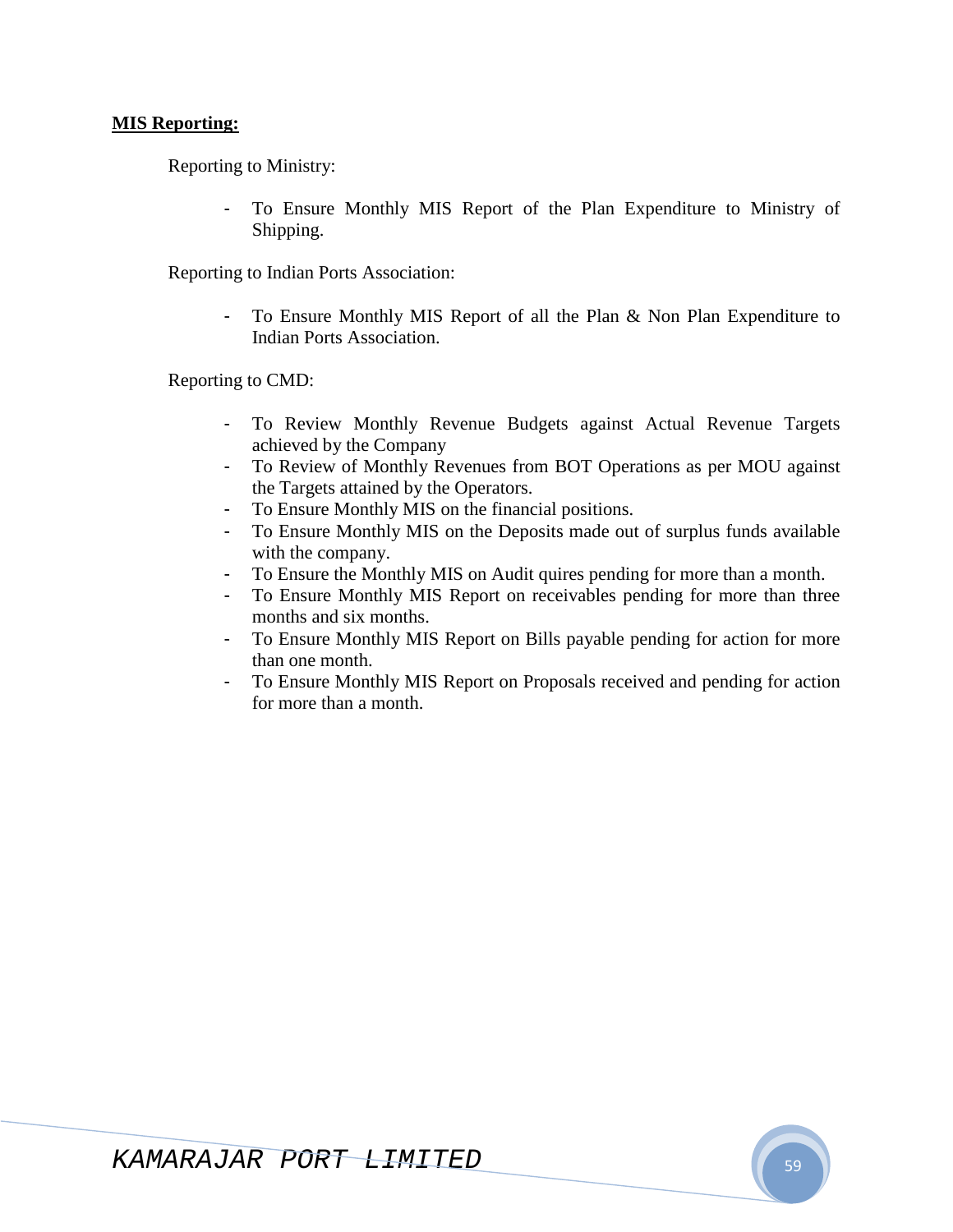**MIS Reporting:**

Reporting to Ministry:

- To Ensure Monthly MIS Report of the Plan Expenditure to Ministry of Shipping.

Reporting to Indian Ports Association:

- To Ensure Monthly MIS Report of all the Plan & Non Plan Expenditure to Indian Ports Association.

Reporting to CMD:

- To Review Monthly Revenue Budgets against Actual Revenue Targets achieved by the Company
- To Review of Monthly Revenues from BOT Operations as per MOU against the Targets attained by the Operators.
- To Ensure Monthly MIS on the financial positions.
- To Ensure Monthly MIS on the Deposits made out of surplus funds available with the company.
- To Ensure the Monthly MIS on Audit quires pending for more than a month.
- To Ensure Monthly MIS Report on receivables pending for more than three months and six months.
- To Ensure Monthly MIS Report on Bills payable pending for action for more than one month.
- To Ensure Monthly MIS Report on Proposals received and pending for action for more than a month.